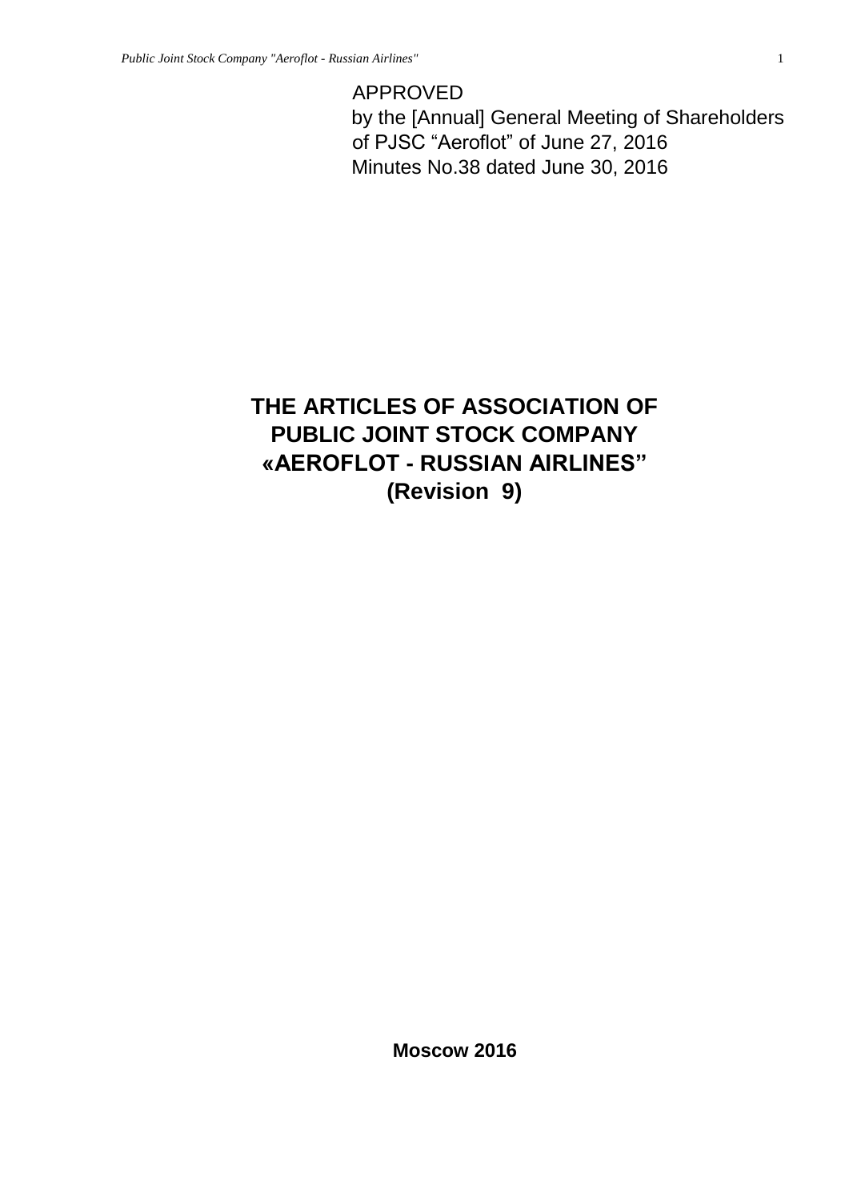APPROVED
by the [Annual] General Meeting of Shareholders
of PJSC "Aeroflot" of June 27, 2016
Minutes No.38 dated June 30, 2016

# THE ARTICLES OF ASSOCIATION OF PUBLIC JOINT STOCK COMPANY «AEROFLOT - RUSSIAN AIRLINES" (Revision 9)

**Moscow 2016**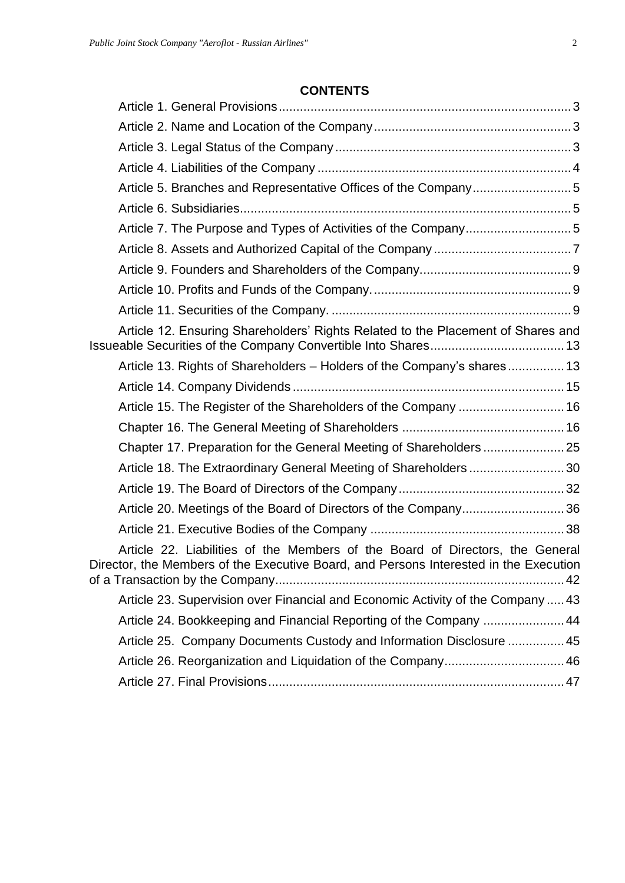# CONTENTS

Article 1. General Provisions .......... 3

Article 2. Name and Location of the Company .......... 3

Article 3. Legal Status of the Company .......... 3

Article 4. Liabilities of the Company .......... 4

Article 5. Branches and Representative Offices of the Company .......... 5

Article 6. Subsidiaries .......... 5

Article 7. The Purpose and Types of Activities of the Company .......... 5

Article 8. Assets and Authorized Capital of the Company .......... 7

Article 9. Founders and Shareholders of the Company .......... 9

Article 10. Profits and Funds of the Company. .......... 9

Article 11. Securities of the Company. .......... 9

Article 12. Ensuring Shareholders' Rights Related to the Placement of Shares and Issueable Securities of the Company Convertible Into Shares .......... 13

Article 13. Rights of Shareholders – Holders of the Company's shares .......... 13

Article 14. Company Dividends .......... 15

Article 15. The Register of the Shareholders of the Company .......... 16

Chapter 16. The General Meeting of Shareholders .......... 16

Chapter 17. Preparation for the General Meeting of Shareholders .......... 25

Article 18. The Extraordinary General Meeting of Shareholders .......... 30

Article 19. The Board of Directors of the Company .......... 32

Article 20. Meetings of the Board of Directors of the Company .......... 36

Article 21. Executive Bodies of the Company .......... 38

Article 22. Liabilities of the Members of the Board of Directors, the General Director, the Members of the Executive Board, and Persons Interested in the Execution of a Transaction by the Company .......... 42

Article 23. Supervision over Financial and Economic Activity of the Company .......... 43

Article 24. Bookkeeping and Financial Reporting of the Company .......... 44

Article 25. Company Documents Custody and Information Disclosure .......... 45

Article 26. Reorganization and Liquidation of the Company .......... 46

Article 27. Final Provisions .......... 47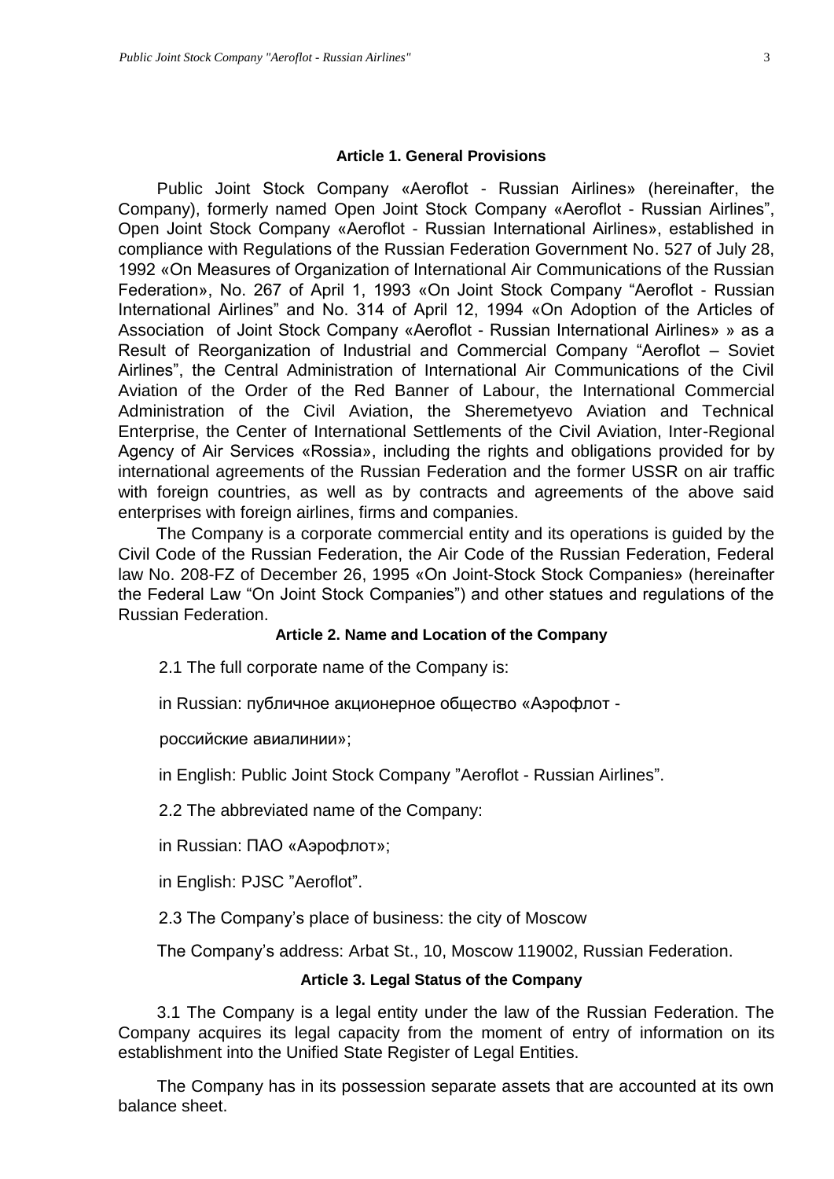### Article 1. General Provisions

Public Joint Stock Company «Aeroflot - Russian Airlines» (hereinafter, the Company), formerly named Open Joint Stock Company «Aeroflot - Russian Airlines", Open Joint Stock Company «Aeroflot - Russian International Airlines», established in compliance with Regulations of the Russian Federation Government No. 527 of July 28, 1992 «On Measures of Organization of International Air Communications of the Russian Federation», No. 267 of April 1, 1993 «On Joint Stock Company "Aeroflot - Russian International Airlines" and No. 314 of April 12, 1994 «On Adoption of the Articles of Association of Joint Stock Company «Aeroflot - Russian International Airlines» » as a Result of Reorganization of Industrial and Commercial Company "Aeroflot – Soviet Airlines", the Central Administration of International Air Communications of the Civil Aviation of the Order of the Red Banner of Labour, the International Commercial Administration of the Civil Aviation, the Sheremetyevo Aviation and Technical Enterprise, the Center of International Settlements of the Civil Aviation, Inter-Regional Agency of Air Services «Rossia», including the rights and obligations provided for by international agreements of the Russian Federation and the former USSR on air traffic with foreign countries, as well as by contracts and agreements of the above said enterprises with foreign airlines, firms and companies.

The Company is a corporate commercial entity and its operations is guided by the Civil Code of the Russian Federation, the Air Code of the Russian Federation, Federal law No. 208-FZ of December 26, 1995 «On Joint-Stock Stock Companies» (hereinafter the Federal Law "On Joint Stock Companies") and other statues and regulations of the Russian Federation.

### Article 2. Name and Location of the Company

2.1 The full corporate name of the Company is:

in Russian: публичное акционерное общество «Аэрофлот -

российские авиалинии»;

in English: Public Joint Stock Company "Aeroflot - Russian Airlines".

2.2 The abbreviated name of the Company:

in Russian: ПАО «Аэрофлот»;

in English: PJSC "Aeroflot".

2.3 The Company's place of business: the city of Moscow

The Company's address: Arbat St., 10, Moscow 119002, Russian Federation.

### Article 3. Legal Status of the Company

3.1 The Company is a legal entity under the law of the Russian Federation. The Company acquires its legal capacity from the moment of entry of information on its establishment into the Unified State Register of Legal Entities.

The Company has in its possession separate assets that are accounted at its own balance sheet.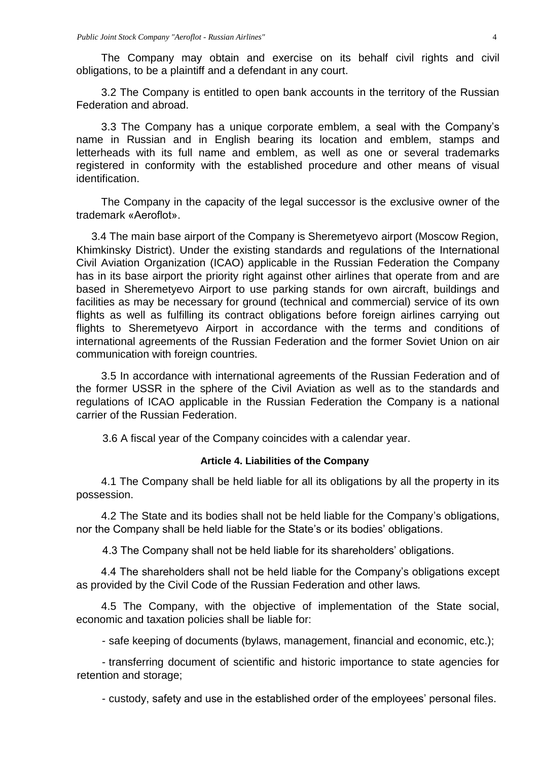The Company may obtain and exercise on its behalf civil rights and civil obligations, to be a plaintiff and a defendant in any court.

3.2 The Company is entitled to open bank accounts in the territory of the Russian Federation and abroad.

3.3 The Company has a unique corporate emblem, a seal with the Company's name in Russian and in English bearing its location and emblem, stamps and letterheads with its full name and emblem, as well as one or several trademarks registered in conformity with the established procedure and other means of visual identification.

The Company in the capacity of the legal successor is the exclusive owner of the trademark «Aeroflot».

3.4 The main base airport of the Company is Sheremetyevo airport (Moscow Region, Khimkinsky District). Under the existing standards and regulations of the International Civil Aviation Organization (ICAO) applicable in the Russian Federation the Company has in its base airport the priority right against other airlines that operate from and are based in Sheremetyevo Airport to use parking stands for own aircraft, buildings and facilities as may be necessary for ground (technical and commercial) service of its own flights as well as fulfilling its contract obligations before foreign airlines carrying out flights to Sheremetyevo Airport in accordance with the terms and conditions of international agreements of the Russian Federation and the former Soviet Union on air communication with foreign countries.

3.5 In accordance with international agreements of the Russian Federation and of the former USSR in the sphere of the Civil Aviation as well as to the standards and regulations of ICAO applicable in the Russian Federation the Company is a national carrier of the Russian Federation.

3.6 A fiscal year of the Company coincides with a calendar year.

#### Article 4. Liabilities of the Company

4.1 The Company shall be held liable for all its obligations by all the property in its possession.

4.2 The State and its bodies shall not be held liable for the Company's obligations, nor the Company shall be held liable for the State's or its bodies' obligations.

4.3 The Company shall not be held liable for its shareholders' obligations.

4.4 The shareholders shall not be held liable for the Company's obligations except as provided by the Civil Code of the Russian Federation and other laws.

4.5 The Company, with the objective of implementation of the State social, economic and taxation policies shall be liable for:

- safe keeping of documents (bylaws, management, financial and economic, etc.);
- transferring document of scientific and historic importance to state agencies for retention and storage;
- custody, safety and use in the established order of the employees' personal files.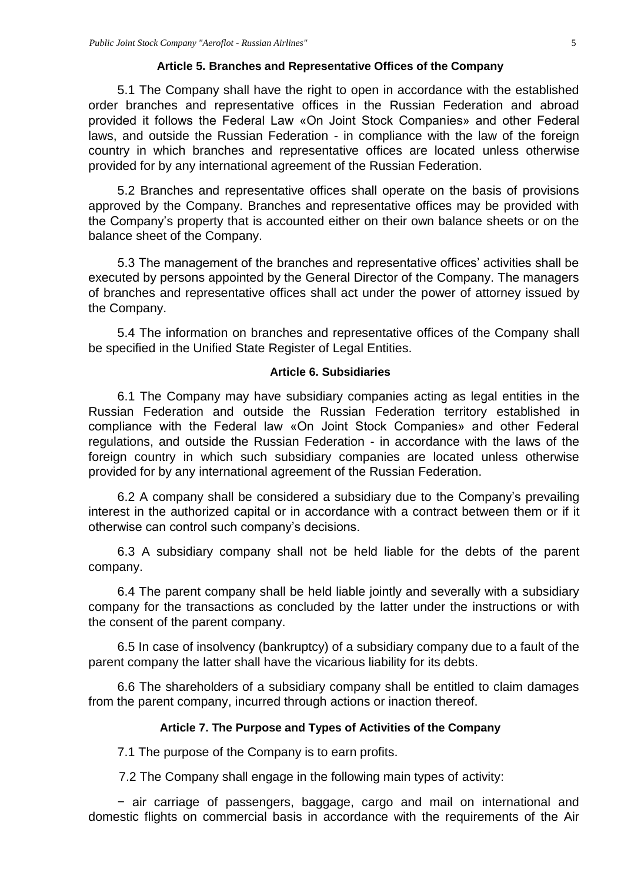### Article 5. Branches and Representative Offices of the Company

5.1 The Company shall have the right to open in accordance with the established order branches and representative offices in the Russian Federation and abroad provided it follows the Federal Law «On Joint Stock Companies» and other Federal laws, and outside the Russian Federation - in compliance with the law of the foreign country in which branches and representative offices are located unless otherwise provided for by any international agreement of the Russian Federation.

5.2 Branches and representative offices shall operate on the basis of provisions approved by the Company. Branches and representative offices may be provided with the Company's property that is accounted either on their own balance sheets or on the balance sheet of the Company.

5.3 The management of the branches and representative offices' activities shall be executed by persons appointed by the General Director of the Company. The managers of branches and representative offices shall act under the power of attorney issued by the Company.

5.4 The information on branches and representative offices of the Company shall be specified in the Unified State Register of Legal Entities.

### Article 6. Subsidiaries

6.1 The Company may have subsidiary companies acting as legal entities in the Russian Federation and outside the Russian Federation territory established in compliance with the Federal law «On Joint Stock Companies» and other Federal regulations, and outside the Russian Federation - in accordance with the laws of the foreign country in which such subsidiary companies are located unless otherwise provided for by any international agreement of the Russian Federation.

6.2 A company shall be considered a subsidiary due to the Company's prevailing interest in the authorized capital or in accordance with a contract between them or if it otherwise can control such company's decisions.

6.3 A subsidiary company shall not be held liable for the debts of the parent company.

6.4 The parent company shall be held liable jointly and severally with a subsidiary company for the transactions as concluded by the latter under the instructions or with the consent of the parent company.

6.5 In case of insolvency (bankruptcy) of a subsidiary company due to a fault of the parent company the latter shall have the vicarious liability for its debts.

6.6 The shareholders of a subsidiary company shall be entitled to claim damages from the parent company, incurred through actions or inaction thereof.

### Article 7. The Purpose and Types of Activities of the Company

7.1 The purpose of the Company is to earn profits.

7.2 The Company shall engage in the following main types of activity:

− air carriage of passengers, baggage, cargo and mail on international and domestic flights on commercial basis in accordance with the requirements of the Air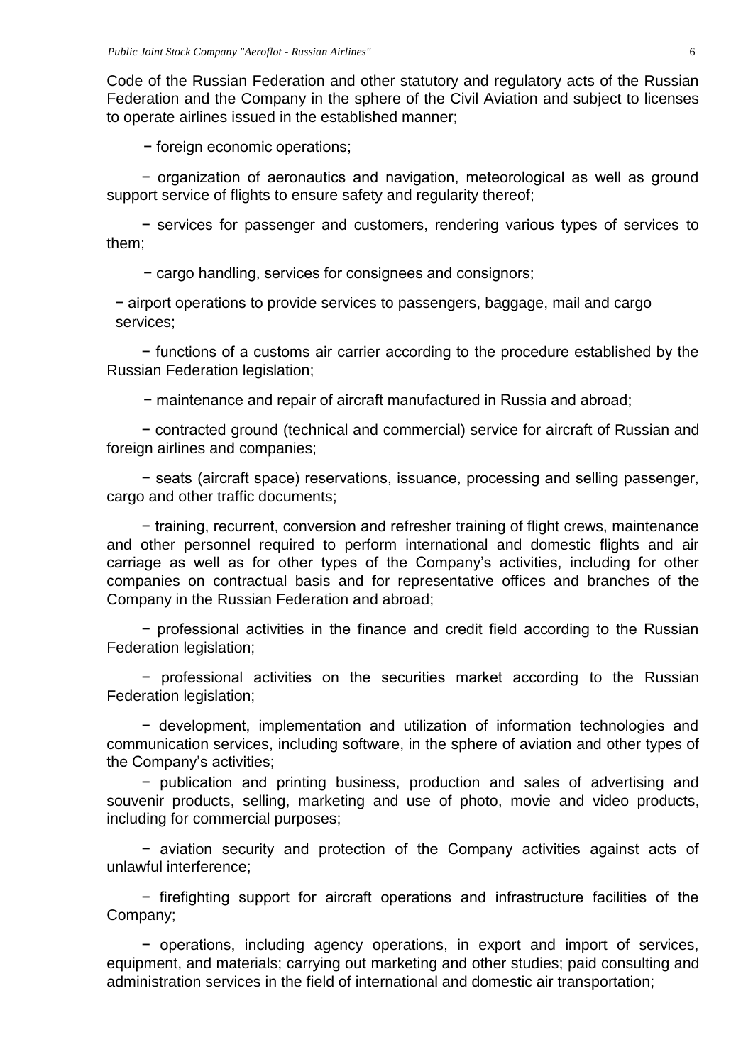Code of the Russian Federation and other statutory and regulatory acts of the Russian Federation and the Company in the sphere of the Civil Aviation and subject to licenses to operate airlines issued in the established manner;

− foreign economic operations;

− organization of aeronautics and navigation, meteorological as well as ground support service of flights to ensure safety and regularity thereof;

− services for passenger and customers, rendering various types of services to them;

− cargo handling, services for consignees and consignors;

− airport operations to provide services to passengers, baggage, mail and cargo services;

− functions of a customs air carrier according to the procedure established by the Russian Federation legislation;

− maintenance and repair of aircraft manufactured in Russia and abroad;

− contracted ground (technical and commercial) service for aircraft of Russian and foreign airlines and companies;

− seats (aircraft space) reservations, issuance, processing and selling passenger, cargo and other traffic documents;

− training, recurrent, conversion and refresher training of flight crews, maintenance and other personnel required to perform international and domestic flights and air carriage as well as for other types of the Company's activities, including for other companies on contractual basis and for representative offices and branches of the Company in the Russian Federation and abroad;

− professional activities in the finance and credit field according to the Russian Federation legislation;

− professional activities on the securities market according to the Russian Federation legislation;

− development, implementation and utilization of information technologies and communication services, including software, in the sphere of aviation and other types of the Company's activities;

− publication and printing business, production and sales of advertising and souvenir products, selling, marketing and use of photo, movie and video products, including for commercial purposes;

− aviation security and protection of the Company activities against acts of unlawful interference;

− firefighting support for aircraft operations and infrastructure facilities of the Company;

− operations, including agency operations, in export and import of services, equipment, and materials; carrying out marketing and other studies; paid consulting and administration services in the field of international and domestic air transportation;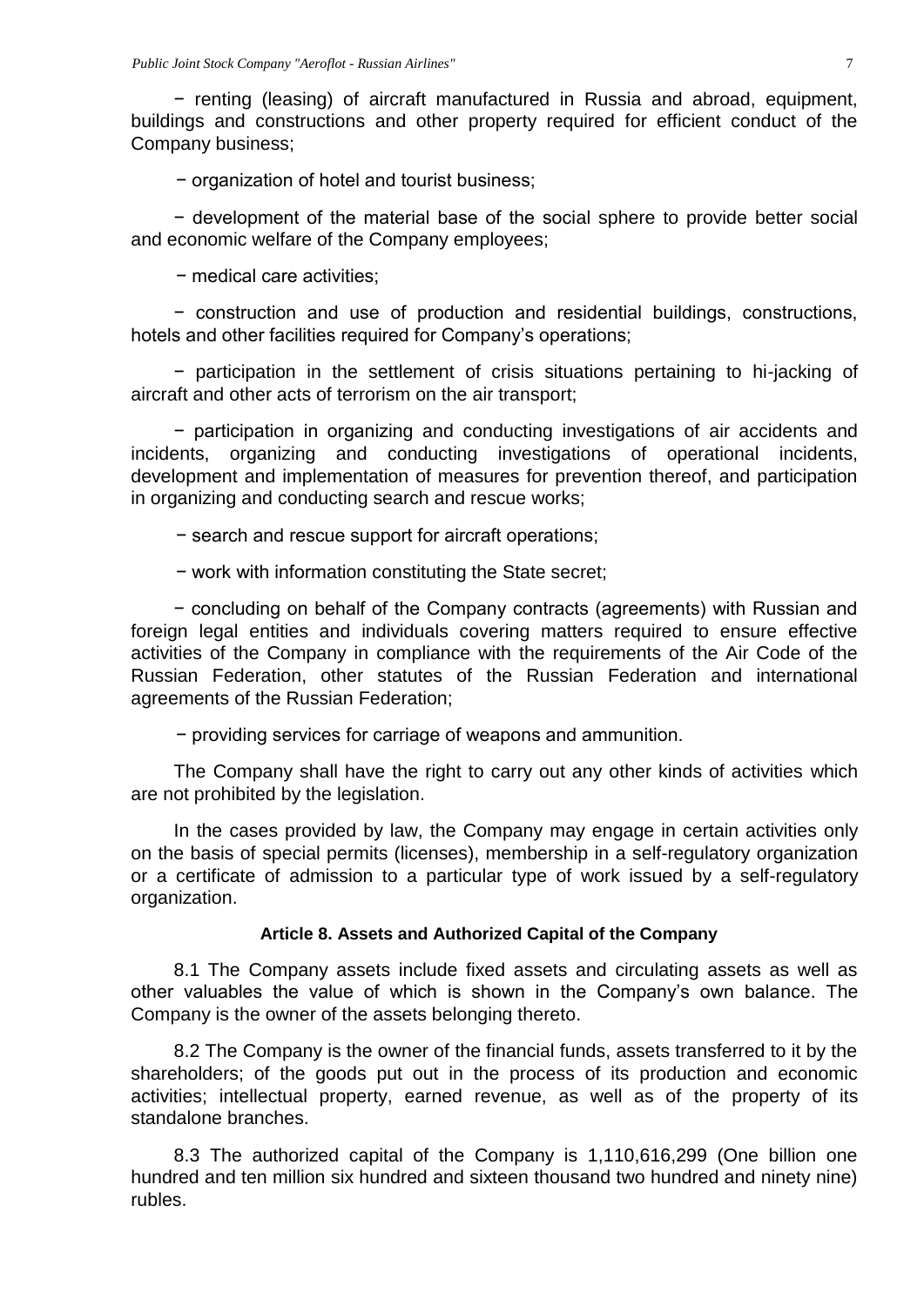− renting (leasing) of aircraft manufactured in Russia and abroad, equipment, buildings and constructions and other property required for efficient conduct of the Company business;

− organization of hotel and tourist business;

− development of the material base of the social sphere to provide better social and economic welfare of the Company employees;

− medical care activities;

− construction and use of production and residential buildings, constructions, hotels and other facilities required for Company's operations;

− participation in the settlement of crisis situations pertaining to hi-jacking of aircraft and other acts of terrorism on the air transport;

− participation in organizing and conducting investigations of air accidents and incidents, organizing and conducting investigations of operational incidents, development and implementation of measures for prevention thereof, and participation in organizing and conducting search and rescue works;

− search and rescue support for aircraft operations;

− work with information constituting the State secret;

− concluding on behalf of the Company contracts (agreements) with Russian and foreign legal entities and individuals covering matters required to ensure effective activities of the Company in compliance with the requirements of the Air Code of the Russian Federation, other statutes of the Russian Federation and international agreements of the Russian Federation;

− providing services for carriage of weapons and ammunition.

The Company shall have the right to carry out any other kinds of activities which are not prohibited by the legislation.

In the cases provided by law, the Company may engage in certain activities only on the basis of special permits (licenses), membership in a self-regulatory organization or a certificate of admission to a particular type of work issued by a self-regulatory organization.

### Article 8. Assets and Authorized Capital of the Company

8.1 The Company assets include fixed assets and circulating assets as well as other valuables the value of which is shown in the Company's own balance. The Company is the owner of the assets belonging thereto.

8.2 The Company is the owner of the financial funds, assets transferred to it by the shareholders; of the goods put out in the process of its production and economic activities; intellectual property, earned revenue, as well as of the property of its standalone branches.

8.3 The authorized capital of the Company is 1,110,616,299 (One billion one hundred and ten million six hundred and sixteen thousand two hundred and ninety nine) rubles.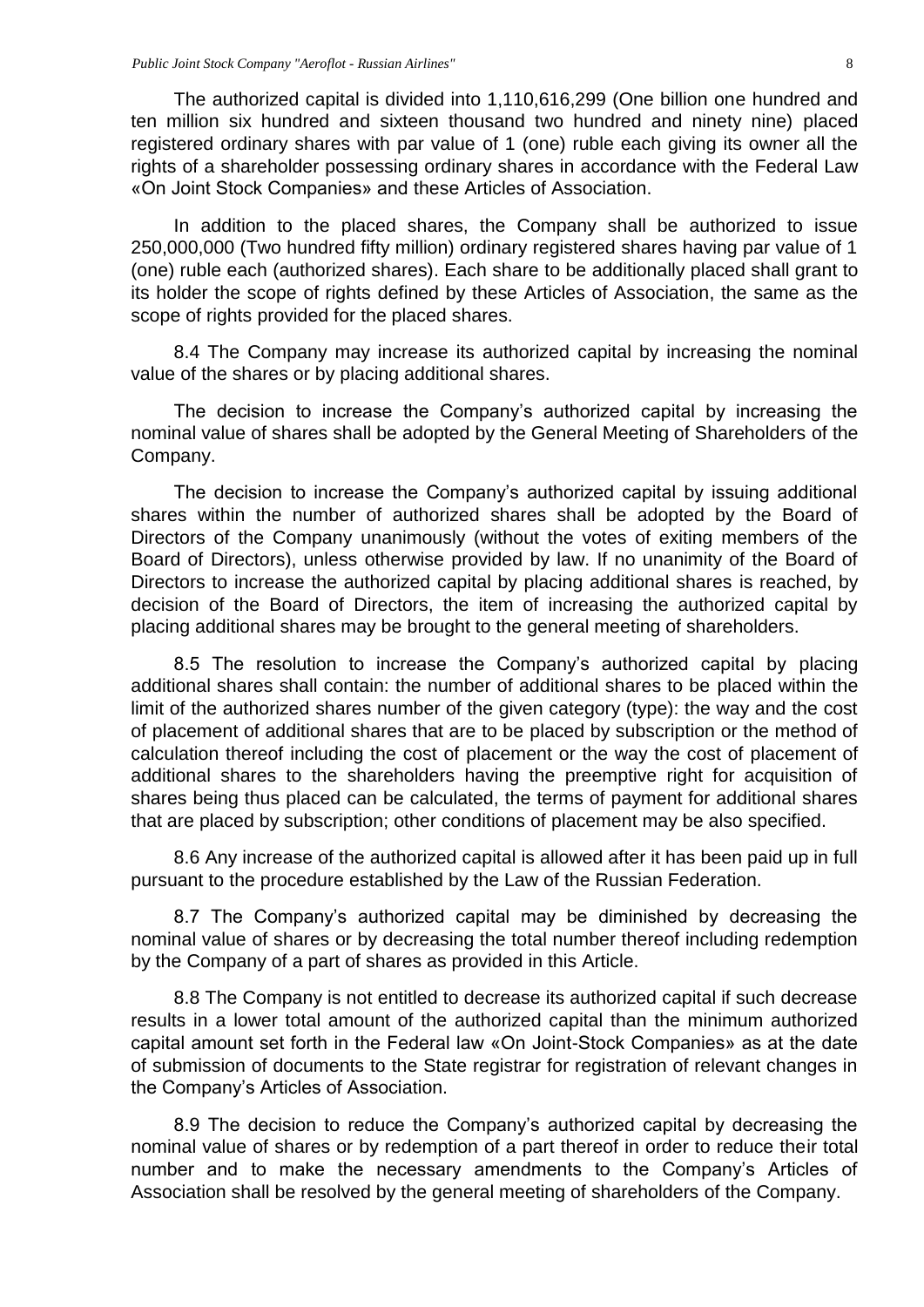The authorized capital is divided into 1,110,616,299 (One billion one hundred and ten million six hundred and sixteen thousand two hundred and ninety nine) placed registered ordinary shares with par value of 1 (one) ruble each giving its owner all the rights of a shareholder possessing ordinary shares in accordance with the Federal Law «On Joint Stock Companies» and these Articles of Association.

In addition to the placed shares, the Company shall be authorized to issue 250,000,000 (Two hundred fifty million) ordinary registered shares having par value of 1 (one) ruble each (authorized shares). Each share to be additionally placed shall grant to its holder the scope of rights defined by these Articles of Association, the same as the scope of rights provided for the placed shares.

8.4 The Company may increase its authorized capital by increasing the nominal value of the shares or by placing additional shares.

The decision to increase the Company's authorized capital by increasing the nominal value of shares shall be adopted by the General Meeting of Shareholders of the Company.

The decision to increase the Company's authorized capital by issuing additional shares within the number of authorized shares shall be adopted by the Board of Directors of the Company unanimously (without the votes of exiting members of the Board of Directors), unless otherwise provided by law. If no unanimity of the Board of Directors to increase the authorized capital by placing additional shares is reached, by decision of the Board of Directors, the item of increasing the authorized capital by placing additional shares may be brought to the general meeting of shareholders.

8.5 The resolution to increase the Company's authorized capital by placing additional shares shall contain: the number of additional shares to be placed within the limit of the authorized shares number of the given category (type): the way and the cost of placement of additional shares that are to be placed by subscription or the method of calculation thereof including the cost of placement or the way the cost of placement of additional shares to the shareholders having the preemptive right for acquisition of shares being thus placed can be calculated, the terms of payment for additional shares that are placed by subscription; other conditions of placement may be also specified.

8.6 Any increase of the authorized capital is allowed after it has been paid up in full pursuant to the procedure established by the Law of the Russian Federation.

8.7 The Company's authorized capital may be diminished by decreasing the nominal value of shares or by decreasing the total number thereof including redemption by the Company of a part of shares as provided in this Article.

8.8 The Company is not entitled to decrease its authorized capital if such decrease results in a lower total amount of the authorized capital than the minimum authorized capital amount set forth in the Federal law «On Joint-Stock Companies» as at the date of submission of documents to the State registrar for registration of relevant changes in the Company's Articles of Association.

8.9 The decision to reduce the Company's authorized capital by decreasing the nominal value of shares or by redemption of a part thereof in order to reduce their total number and to make the necessary amendments to the Company's Articles of Association shall be resolved by the general meeting of shareholders of the Company.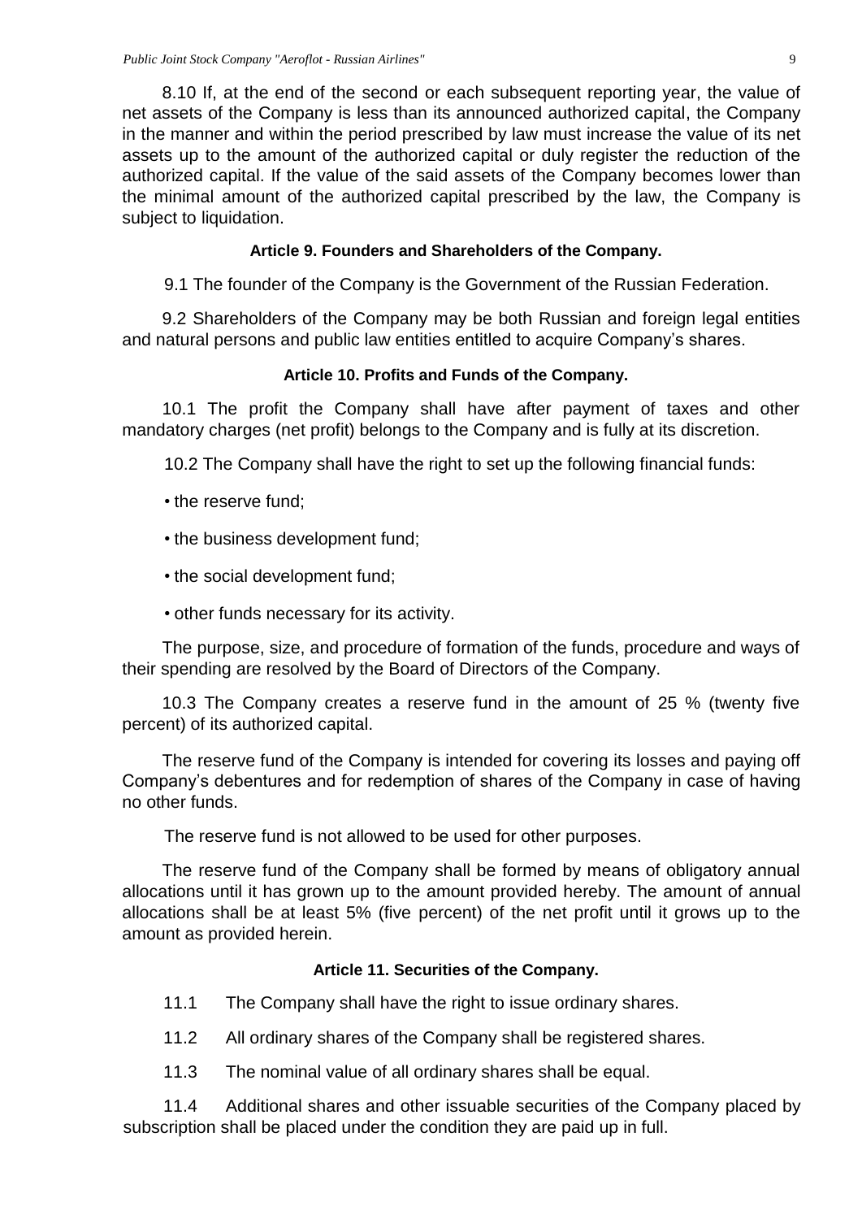8.10 If, at the end of the second or each subsequent reporting year, the value of net assets of the Company is less than its announced authorized capital, the Company in the manner and within the period prescribed by law must increase the value of its net assets up to the amount of the authorized capital or duly register the reduction of the authorized capital. If the value of the said assets of the Company becomes lower than the minimal amount of the authorized capital prescribed by the law, the Company is subject to liquidation.

### Article 9. Founders and Shareholders of the Company.

9.1 The founder of the Company is the Government of the Russian Federation.

9.2 Shareholders of the Company may be both Russian and foreign legal entities and natural persons and public law entities entitled to acquire Company's shares.

### Article 10. Profits and Funds of the Company.

10.1 The profit the Company shall have after payment of taxes and other mandatory charges (net profit) belongs to the Company and is fully at its discretion.

10.2 The Company shall have the right to set up the following financial funds:

- the reserve fund;
- the business development fund;
- the social development fund;
- other funds necessary for its activity.

The purpose, size, and procedure of formation of the funds, procedure and ways of their spending are resolved by the Board of Directors of the Company.

10.3 The Company creates a reserve fund in the amount of 25 % (twenty five percent) of its authorized capital.

The reserve fund of the Company is intended for covering its losses and paying off Company's debentures and for redemption of shares of the Company in case of having no other funds.

The reserve fund is not allowed to be used for other purposes.

The reserve fund of the Company shall be formed by means of obligatory annual allocations until it has grown up to the amount provided hereby. The amount of annual allocations shall be at least 5% (five percent) of the net profit until it grows up to the amount as provided herein.

### Article 11. Securities of the Company.

11.1 The Company shall have the right to issue ordinary shares.

11.2 All ordinary shares of the Company shall be registered shares.

11.3 The nominal value of all ordinary shares shall be equal.

11.4 Additional shares and other issuable securities of the Company placed by subscription shall be placed under the condition they are paid up in full.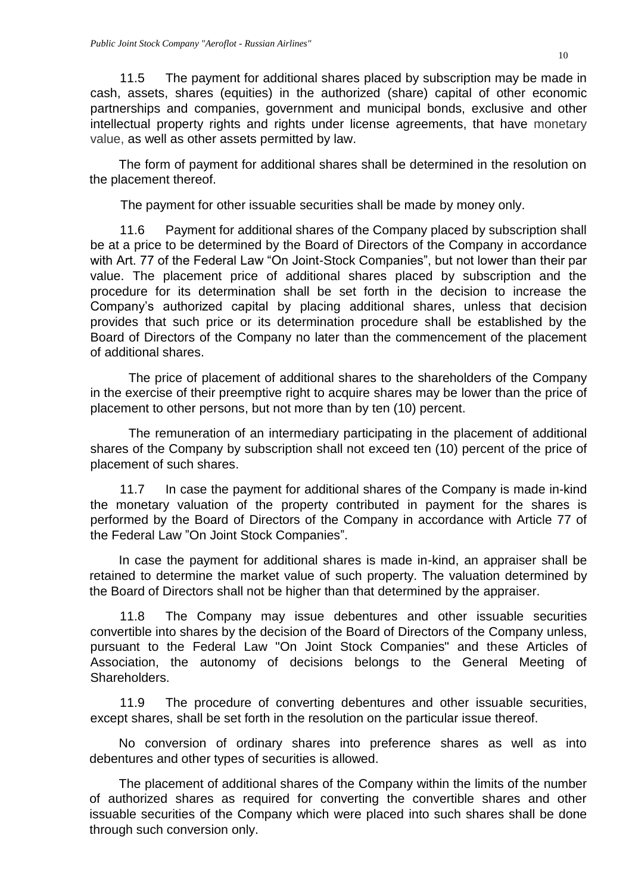11.5 The payment for additional shares placed by subscription may be made in cash, assets, shares (equities) in the authorized (share) capital of other economic partnerships and companies, government and municipal bonds, exclusive and other intellectual property rights and rights under license agreements, that have monetary value, as well as other assets permitted by law.

The form of payment for additional shares shall be determined in the resolution on the placement thereof.

The payment for other issuable securities shall be made by money only.

11.6 Payment for additional shares of the Company placed by subscription shall be at a price to be determined by the Board of Directors of the Company in accordance with Art. 77 of the Federal Law "On Joint-Stock Companies", but not lower than their par value. The placement price of additional shares placed by subscription and the procedure for its determination shall be set forth in the decision to increase the Company's authorized capital by placing additional shares, unless that decision provides that such price or its determination procedure shall be established by the Board of Directors of the Company no later than the commencement of the placement of additional shares.

The price of placement of additional shares to the shareholders of the Company in the exercise of their preemptive right to acquire shares may be lower than the price of placement to other persons, but not more than by ten (10) percent.

The remuneration of an intermediary participating in the placement of additional shares of the Company by subscription shall not exceed ten (10) percent of the price of placement of such shares.

11.7 In case the payment for additional shares of the Company is made in-kind the monetary valuation of the property contributed in payment for the shares is performed by the Board of Directors of the Company in accordance with Article 77 of the Federal Law "On Joint Stock Companies".

In case the payment for additional shares is made in-kind, an appraiser shall be retained to determine the market value of such property. The valuation determined by the Board of Directors shall not be higher than that determined by the appraiser.

11.8 The Company may issue debentures and other issuable securities convertible into shares by the decision of the Board of Directors of the Company unless, pursuant to the Federal Law "On Joint Stock Companies" and these Articles of Association, the autonomy of decisions belongs to the General Meeting of Shareholders.

11.9 The procedure of converting debentures and other issuable securities, except shares, shall be set forth in the resolution on the particular issue thereof.

No conversion of ordinary shares into preference shares as well as into debentures and other types of securities is allowed.

The placement of additional shares of the Company within the limits of the number of authorized shares as required for converting the convertible shares and other issuable securities of the Company which were placed into such shares shall be done through such conversion only.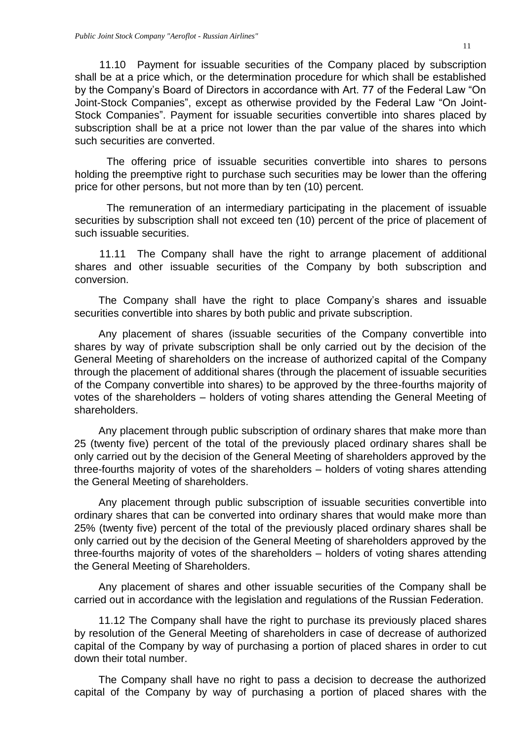11.10 Payment for issuable securities of the Company placed by subscription shall be at a price which, or the determination procedure for which shall be established by the Company's Board of Directors in accordance with Art. 77 of the Federal Law "On Joint-Stock Companies", except as otherwise provided by the Federal Law "On Joint-Stock Companies". Payment for issuable securities convertible into shares placed by subscription shall be at a price not lower than the par value of the shares into which such securities are converted.

The offering price of issuable securities convertible into shares to persons holding the preemptive right to purchase such securities may be lower than the offering price for other persons, but not more than by ten (10) percent.

The remuneration of an intermediary participating in the placement of issuable securities by subscription shall not exceed ten (10) percent of the price of placement of such issuable securities.

11.11 The Company shall have the right to arrange placement of additional shares and other issuable securities of the Company by both subscription and conversion.

The Company shall have the right to place Company's shares and issuable securities convertible into shares by both public and private subscription.

Any placement of shares (issuable securities of the Company convertible into shares by way of private subscription shall be only carried out by the decision of the General Meeting of shareholders on the increase of authorized capital of the Company through the placement of additional shares (through the placement of issuable securities of the Company convertible into shares) to be approved by the three-fourths majority of votes of the shareholders – holders of voting shares attending the General Meeting of shareholders.

Any placement through public subscription of ordinary shares that make more than 25 (twenty five) percent of the total of the previously placed ordinary shares shall be only carried out by the decision of the General Meeting of shareholders approved by the three-fourths majority of votes of the shareholders – holders of voting shares attending the General Meeting of shareholders.

Any placement through public subscription of issuable securities convertible into ordinary shares that can be converted into ordinary shares that would make more than 25% (twenty five) percent of the total of the previously placed ordinary shares shall be only carried out by the decision of the General Meeting of shareholders approved by the three-fourths majority of votes of the shareholders – holders of voting shares attending the General Meeting of Shareholders.

Any placement of shares and other issuable securities of the Company shall be carried out in accordance with the legislation and regulations of the Russian Federation.

11.12 The Company shall have the right to purchase its previously placed shares by resolution of the General Meeting of shareholders in case of decrease of authorized capital of the Company by way of purchasing a portion of placed shares in order to cut down their total number.

The Company shall have no right to pass a decision to decrease the authorized capital of the Company by way of purchasing a portion of placed shares with the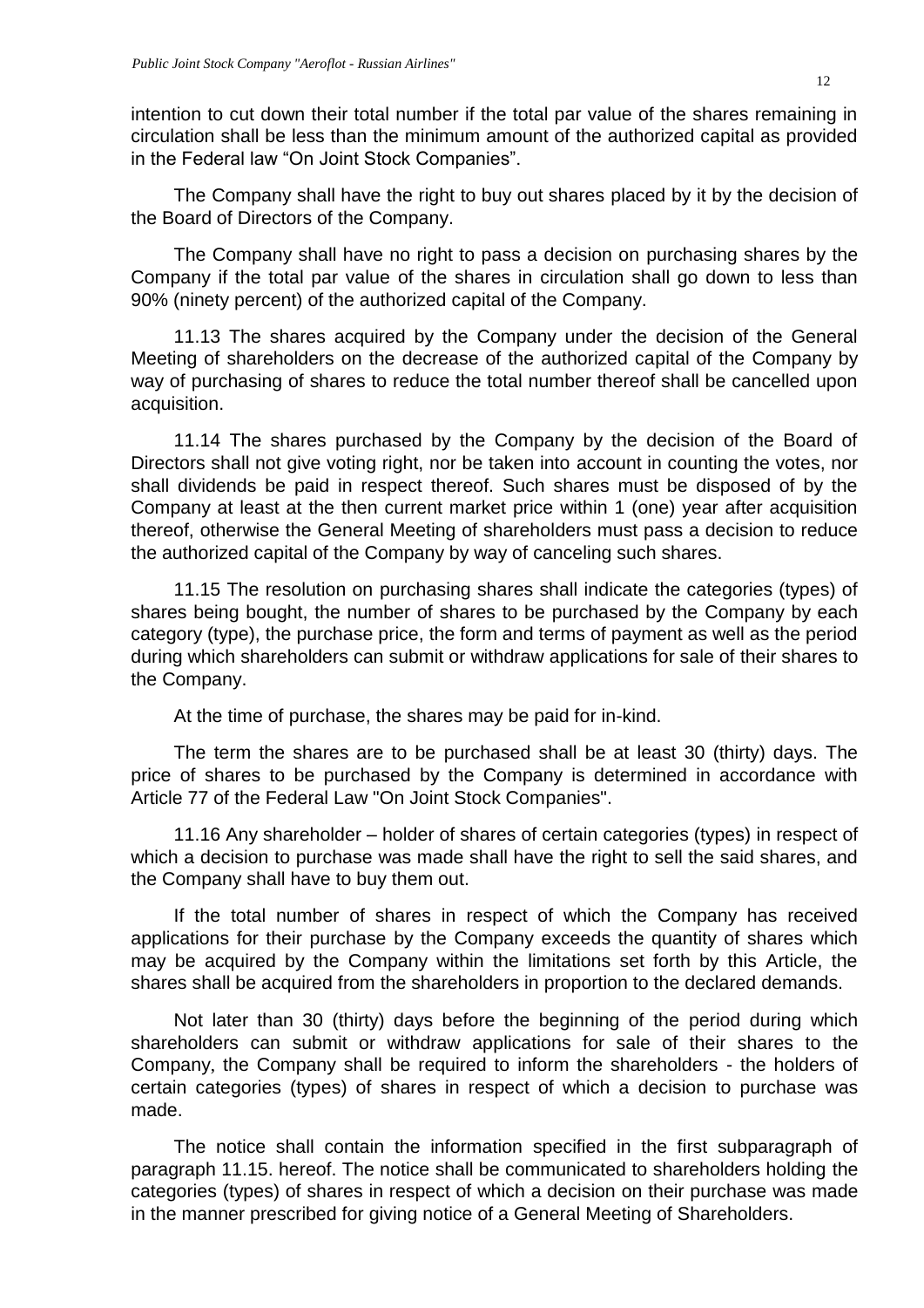intention to cut down their total number if the total par value of the shares remaining in circulation shall be less than the minimum amount of the authorized capital as provided in the Federal law "On Joint Stock Companies".

The Company shall have the right to buy out shares placed by it by the decision of the Board of Directors of the Company.

The Company shall have no right to pass a decision on purchasing shares by the Company if the total par value of the shares in circulation shall go down to less than 90% (ninety percent) of the authorized capital of the Company.

11.13 The shares acquired by the Company under the decision of the General Meeting of shareholders on the decrease of the authorized capital of the Company by way of purchasing of shares to reduce the total number thereof shall be cancelled upon acquisition.

11.14 The shares purchased by the Company by the decision of the Board of Directors shall not give voting right, nor be taken into account in counting the votes, nor shall dividends be paid in respect thereof. Such shares must be disposed of by the Company at least at the then current market price within 1 (one) year after acquisition thereof, otherwise the General Meeting of shareholders must pass a decision to reduce the authorized capital of the Company by way of canceling such shares.

11.15 The resolution on purchasing shares shall indicate the categories (types) of shares being bought, the number of shares to be purchased by the Company by each category (type), the purchase price, the form and terms of payment as well as the period during which shareholders can submit or withdraw applications for sale of their shares to the Company.

At the time of purchase, the shares may be paid for in-kind.

The term the shares are to be purchased shall be at least 30 (thirty) days. The price of shares to be purchased by the Company is determined in accordance with Article 77 of the Federal Law "On Joint Stock Companies".

11.16 Any shareholder – holder of shares of certain categories (types) in respect of which a decision to purchase was made shall have the right to sell the said shares, and the Company shall have to buy them out.

If the total number of shares in respect of which the Company has received applications for their purchase by the Company exceeds the quantity of shares which may be acquired by the Company within the limitations set forth by this Article, the shares shall be acquired from the shareholders in proportion to the declared demands.

Not later than 30 (thirty) days before the beginning of the period during which shareholders can submit or withdraw applications for sale of their shares to the Company, the Company shall be required to inform the shareholders - the holders of certain categories (types) of shares in respect of which a decision to purchase was made.

The notice shall contain the information specified in the first subparagraph of paragraph 11.15. hereof. The notice shall be communicated to shareholders holding the categories (types) of shares in respect of which a decision on their purchase was made in the manner prescribed for giving notice of a General Meeting of Shareholders.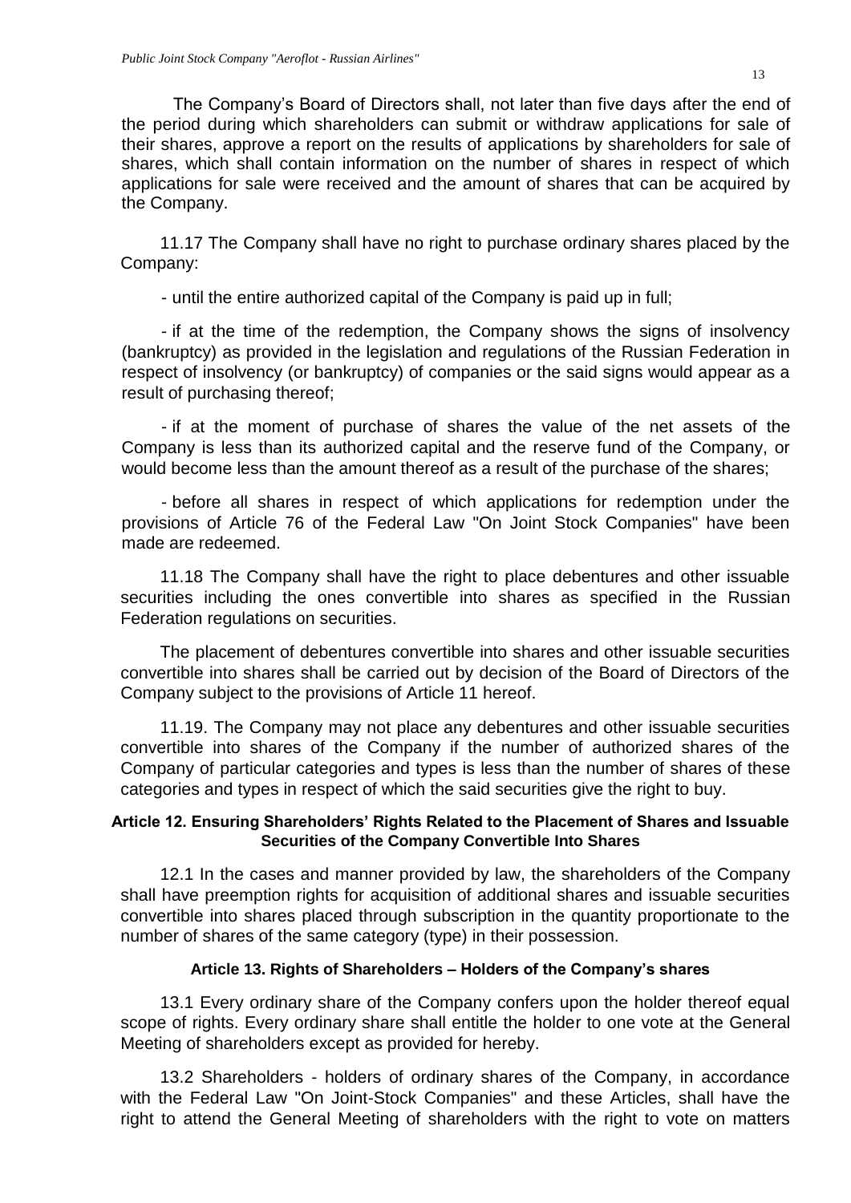The Company's Board of Directors shall, not later than five days after the end of the period during which shareholders can submit or withdraw applications for sale of their shares, approve a report on the results of applications by shareholders for sale of shares, which shall contain information on the number of shares in respect of which applications for sale were received and the amount of shares that can be acquired by the Company.

11.17 The Company shall have no right to purchase ordinary shares placed by the Company:

- until the entire authorized capital of the Company is paid up in full;

- if at the time of the redemption, the Company shows the signs of insolvency (bankruptcy) as provided in the legislation and regulations of the Russian Federation in respect of insolvency (or bankruptcy) of companies or the said signs would appear as a result of purchasing thereof;

- if at the moment of purchase of shares the value of the net assets of the Company is less than its authorized capital and the reserve fund of the Company, or would become less than the amount thereof as a result of the purchase of the shares;

- before all shares in respect of which applications for redemption under the provisions of Article 76 of the Federal Law "On Joint Stock Companies" have been made are redeemed.

11.18 The Company shall have the right to place debentures and other issuable securities including the ones convertible into shares as specified in the Russian Federation regulations on securities.

The placement of debentures convertible into shares and other issuable securities convertible into shares shall be carried out by decision of the Board of Directors of the Company subject to the provisions of Article 11 hereof.

11.19. The Company may not place any debentures and other issuable securities convertible into shares of the Company if the number of authorized shares of the Company of particular categories and types is less than the number of shares of these categories and types in respect of which the said securities give the right to buy.

### Article 12. Ensuring Shareholders' Rights Related to the Placement of Shares and Issuable Securities of the Company Convertible Into Shares

12.1 In the cases and manner provided by law, the shareholders of the Company shall have preemption rights for acquisition of additional shares and issuable securities convertible into shares placed through subscription in the quantity proportionate to the number of shares of the same category (type) in their possession.

### Article 13. Rights of Shareholders – Holders of the Company's shares

13.1 Every ordinary share of the Company confers upon the holder thereof equal scope of rights. Every ordinary share shall entitle the holder to one vote at the General Meeting of shareholders except as provided for hereby.

13.2 Shareholders - holders of ordinary shares of the Company, in accordance with the Federal Law "On Joint-Stock Companies" and these Articles, shall have the right to attend the General Meeting of shareholders with the right to vote on matters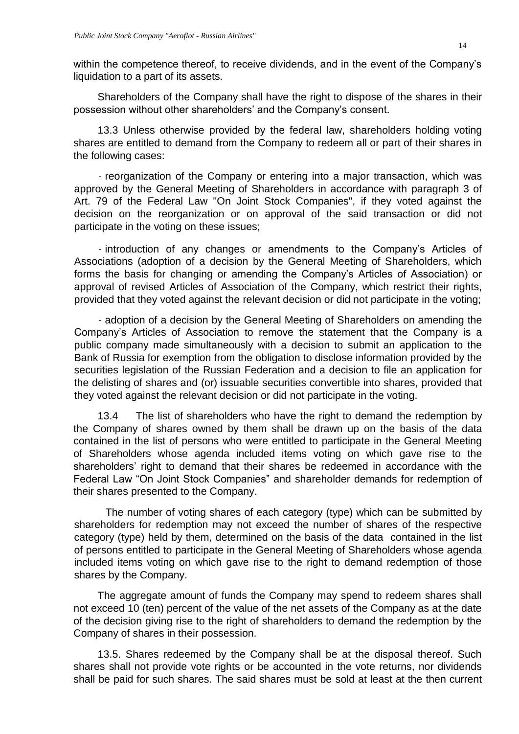within the competence thereof, to receive dividends, and in the event of the Company's liquidation to a part of its assets.

Shareholders of the Company shall have the right to dispose of the shares in their possession without other shareholders' and the Company's consent.

13.3 Unless otherwise provided by the federal law, shareholders holding voting shares are entitled to demand from the Company to redeem all or part of their shares in the following cases:

- reorganization of the Company or entering into a major transaction, which was approved by the General Meeting of Shareholders in accordance with paragraph 3 of Art. 79 of the Federal Law "On Joint Stock Companies", if they voted against the decision on the reorganization or on approval of the said transaction or did not participate in the voting on these issues;

- introduction of any changes or amendments to the Company's Articles of Associations (adoption of a decision by the General Meeting of Shareholders, which forms the basis for changing or amending the Company's Articles of Association) or approval of revised Articles of Association of the Company, which restrict their rights, provided that they voted against the relevant decision or did not participate in the voting;

- adoption of a decision by the General Meeting of Shareholders on amending the Company's Articles of Association to remove the statement that the Company is a public company made simultaneously with a decision to submit an application to the Bank of Russia for exemption from the obligation to disclose information provided by the securities legislation of the Russian Federation and a decision to file an application for the delisting of shares and (or) issuable securities convertible into shares, provided that they voted against the relevant decision or did not participate in the voting.

13.4 The list of shareholders who have the right to demand the redemption by the Company of shares owned by them shall be drawn up on the basis of the data contained in the list of persons who were entitled to participate in the General Meeting of Shareholders whose agenda included items voting on which gave rise to the shareholders' right to demand that their shares be redeemed in accordance with the Federal Law "On Joint Stock Companies" and shareholder demands for redemption of their shares presented to the Company.

The number of voting shares of each category (type) which can be submitted by shareholders for redemption may not exceed the number of shares of the respective category (type) held by them, determined on the basis of the data contained in the list of persons entitled to participate in the General Meeting of Shareholders whose agenda included items voting on which gave rise to the right to demand redemption of those shares by the Company.

The aggregate amount of funds the Company may spend to redeem shares shall not exceed 10 (ten) percent of the value of the net assets of the Company as at the date of the decision giving rise to the right of shareholders to demand the redemption by the Company of shares in their possession.

13.5. Shares redeemed by the Company shall be at the disposal thereof. Such shares shall not provide vote rights or be accounted in the vote returns, nor dividends shall be paid for such shares. The said shares must be sold at least at the then current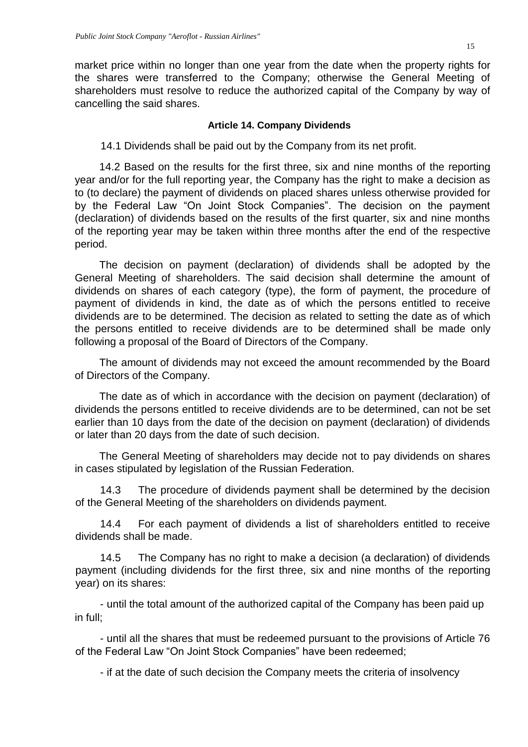market price within no longer than one year from the date when the property rights for the shares were transferred to the Company; otherwise the General Meeting of shareholders must resolve to reduce the authorized capital of the Company by way of cancelling the said shares.

### Article 14. Company Dividends

14.1 Dividends shall be paid out by the Company from its net profit.

14.2 Based on the results for the first three, six and nine months of the reporting year and/or for the full reporting year, the Company has the right to make a decision as to (to declare) the payment of dividends on placed shares unless otherwise provided for by the Federal Law "On Joint Stock Companies". The decision on the payment (declaration) of dividends based on the results of the first quarter, six and nine months of the reporting year may be taken within three months after the end of the respective period.

The decision on payment (declaration) of dividends shall be adopted by the General Meeting of shareholders. The said decision shall determine the amount of dividends on shares of each category (type), the form of payment, the procedure of payment of dividends in kind, the date as of which the persons entitled to receive dividends are to be determined. The decision as related to setting the date as of which the persons entitled to receive dividends are to be determined shall be made only following a proposal of the Board of Directors of the Company.

The amount of dividends may not exceed the amount recommended by the Board of Directors of the Company.

The date as of which in accordance with the decision on payment (declaration) of dividends the persons entitled to receive dividends are to be determined, can not be set earlier than 10 days from the date of the decision on payment (declaration) of dividends or later than 20 days from the date of such decision.

The General Meeting of shareholders may decide not to pay dividends on shares in cases stipulated by legislation of the Russian Federation.

14.3 The procedure of dividends payment shall be determined by the decision of the General Meeting of the shareholders on dividends payment.

14.4 For each payment of dividends a list of shareholders entitled to receive dividends shall be made.

14.5 The Company has no right to make a decision (a declaration) of dividends payment (including dividends for the first three, six and nine months of the reporting year) on its shares:

- until the total amount of the authorized capital of the Company has been paid up in full;

- until all the shares that must be redeemed pursuant to the provisions of Article 76 of the Federal Law "On Joint Stock Companies" have been redeemed;

- if at the date of such decision the Company meets the criteria of insolvency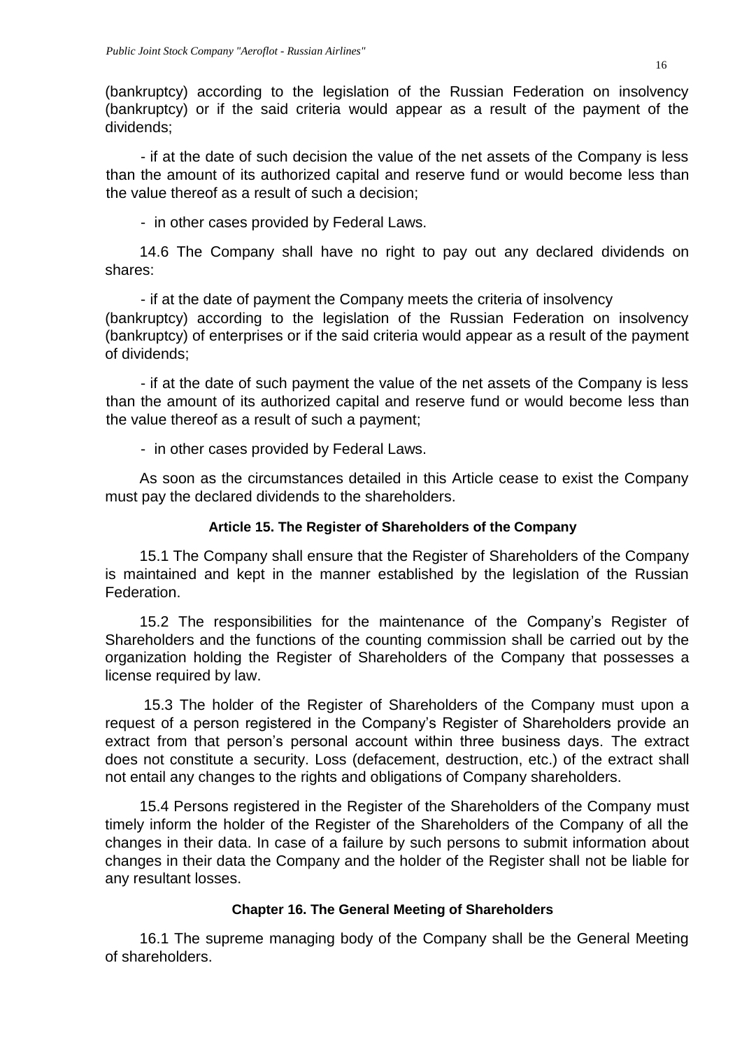(bankruptcy) according to the legislation of the Russian Federation on insolvency (bankruptcy) or if the said criteria would appear as a result of the payment of the dividends;

- if at the date of such decision the value of the net assets of the Company is less than the amount of its authorized capital and reserve fund or would become less than the value thereof as a result of such a decision;

- in other cases provided by Federal Laws.

14.6 The Company shall have no right to pay out any declared dividends on shares:

- if at the date of payment the Company meets the criteria of insolvency (bankruptcy) according to the legislation of the Russian Federation on insolvency (bankruptcy) of enterprises or if the said criteria would appear as a result of the payment of dividends;

- if at the date of such payment the value of the net assets of the Company is less than the amount of its authorized capital and reserve fund or would become less than the value thereof as a result of such a payment;

- in other cases provided by Federal Laws.

As soon as the circumstances detailed in this Article cease to exist the Company must pay the declared dividends to the shareholders.

### Article 15. The Register of Shareholders of the Company

15.1 The Company shall ensure that the Register of Shareholders of the Company is maintained and kept in the manner established by the legislation of the Russian Federation.

15.2 The responsibilities for the maintenance of the Company's Register of Shareholders and the functions of the counting commission shall be carried out by the organization holding the Register of Shareholders of the Company that possesses a license required by law.

15.3 The holder of the Register of Shareholders of the Company must upon a request of a person registered in the Company's Register of Shareholders provide an extract from that person's personal account within three business days. The extract does not constitute a security. Loss (defacement, destruction, etc.) of the extract shall not entail any changes to the rights and obligations of Company shareholders.

15.4 Persons registered in the Register of the Shareholders of the Company must timely inform the holder of the Register of the Shareholders of the Company of all the changes in their data. In case of a failure by such persons to submit information about changes in their data the Company and the holder of the Register shall not be liable for any resultant losses.

### Chapter 16. The General Meeting of Shareholders

16.1 The supreme managing body of the Company shall be the General Meeting of shareholders.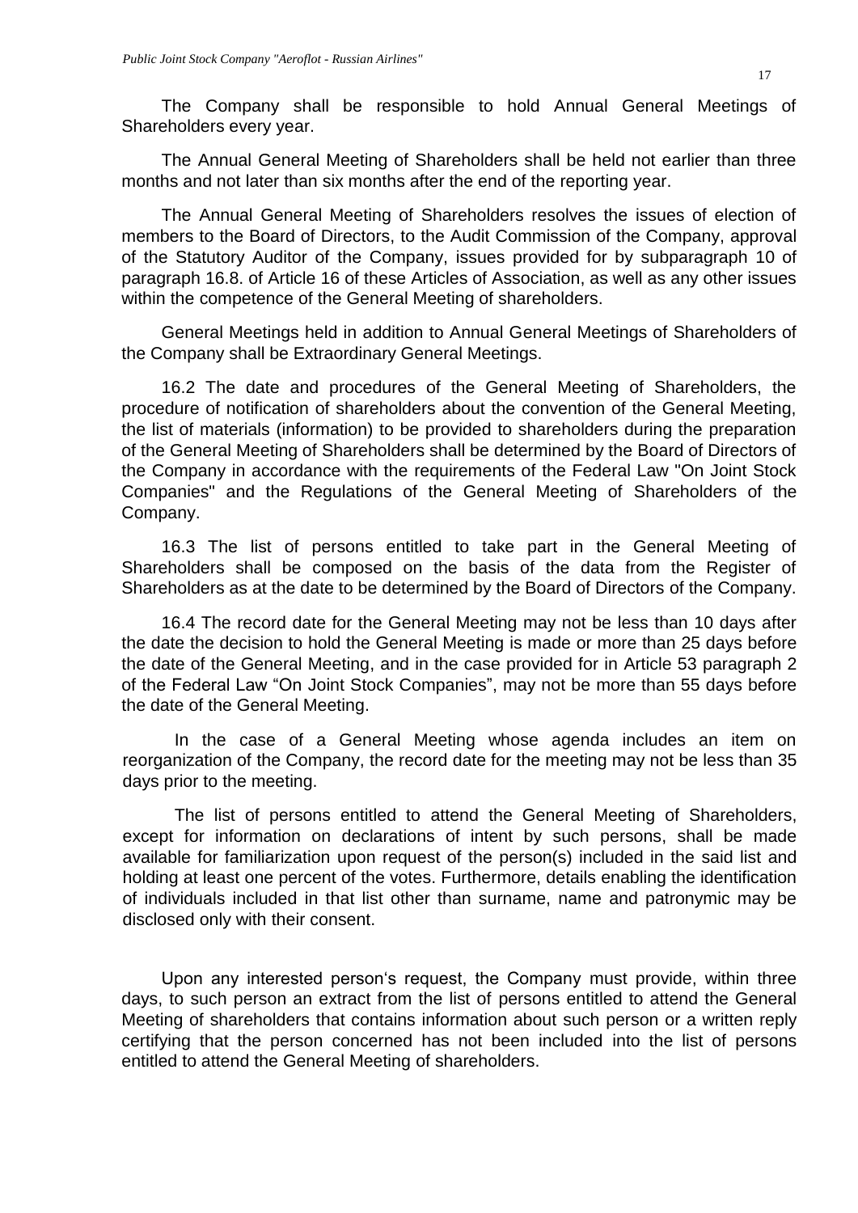The Company shall be responsible to hold Annual General Meetings of Shareholders every year.

The Annual General Meeting of Shareholders shall be held not earlier than three months and not later than six months after the end of the reporting year.

The Annual General Meeting of Shareholders resolves the issues of election of members to the Board of Directors, to the Audit Commission of the Company, approval of the Statutory Auditor of the Company, issues provided for by subparagraph 10 of paragraph 16.8. of Article 16 of these Articles of Association, as well as any other issues within the competence of the General Meeting of shareholders.

General Meetings held in addition to Annual General Meetings of Shareholders of the Company shall be Extraordinary General Meetings.

16.2 The date and procedures of the General Meeting of Shareholders, the procedure of notification of shareholders about the convention of the General Meeting, the list of materials (information) to be provided to shareholders during the preparation of the General Meeting of Shareholders shall be determined by the Board of Directors of the Company in accordance with the requirements of the Federal Law "On Joint Stock Companies" and the Regulations of the General Meeting of Shareholders of the Company.

16.3 The list of persons entitled to take part in the General Meeting of Shareholders shall be composed on the basis of the data from the Register of Shareholders as at the date to be determined by the Board of Directors of the Company.

16.4 The record date for the General Meeting may not be less than 10 days after the date the decision to hold the General Meeting is made or more than 25 days before the date of the General Meeting, and in the case provided for in Article 53 paragraph 2 of the Federal Law "On Joint Stock Companies", may not be more than 55 days before the date of the General Meeting.

In the case of a General Meeting whose agenda includes an item on reorganization of the Company, the record date for the meeting may not be less than 35 days prior to the meeting.

The list of persons entitled to attend the General Meeting of Shareholders, except for information on declarations of intent by such persons, shall be made available for familiarization upon request of the person(s) included in the said list and holding at least one percent of the votes. Furthermore, details enabling the identification of individuals included in that list other than surname, name and patronymic may be disclosed only with their consent.

Upon any interested person's request, the Company must provide, within three days, to such person an extract from the list of persons entitled to attend the General Meeting of shareholders that contains information about such person or a written reply certifying that the person concerned has not been included into the list of persons entitled to attend the General Meeting of shareholders.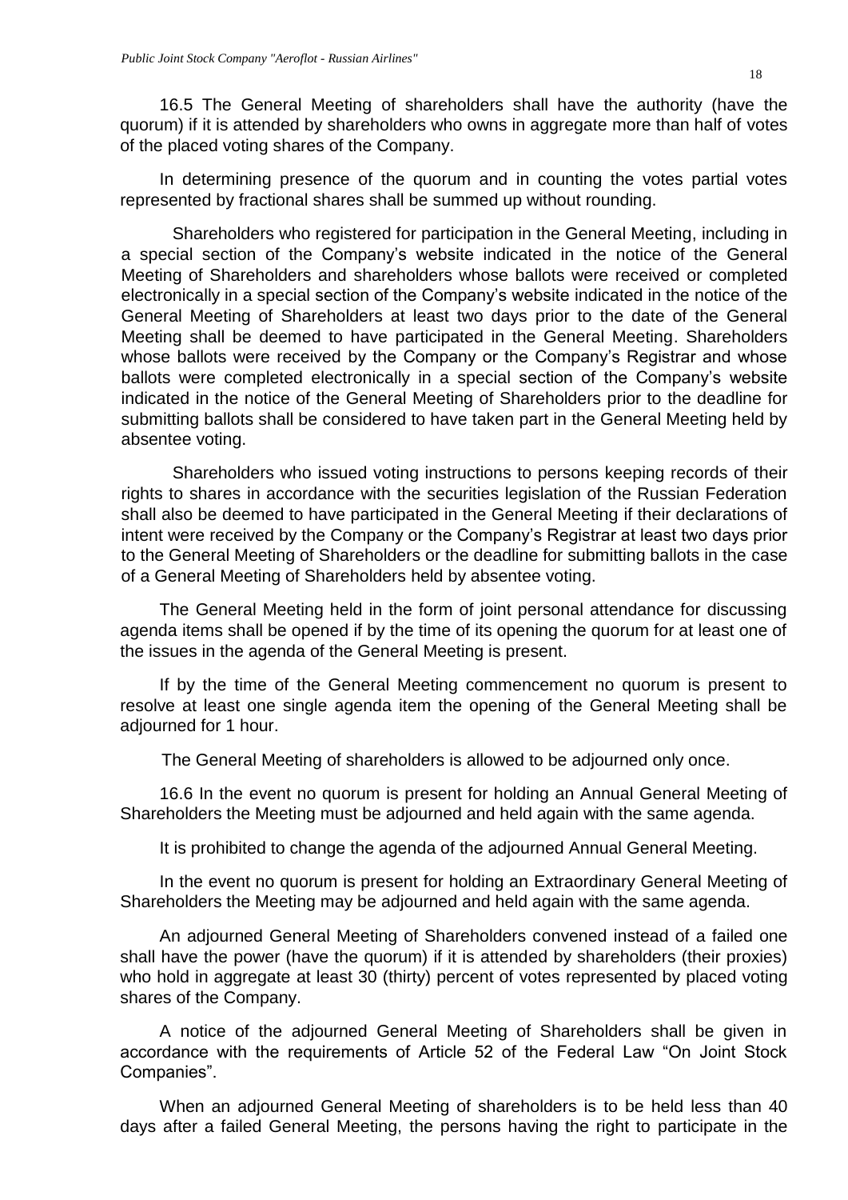16.5 The General Meeting of shareholders shall have the authority (have the quorum) if it is attended by shareholders who owns in aggregate more than half of votes of the placed voting shares of the Company.

In determining presence of the quorum and in counting the votes partial votes represented by fractional shares shall be summed up without rounding.

Shareholders who registered for participation in the General Meeting, including in a special section of the Company's website indicated in the notice of the General Meeting of Shareholders and shareholders whose ballots were received or completed electronically in a special section of the Company's website indicated in the notice of the General Meeting of Shareholders at least two days prior to the date of the General Meeting shall be deemed to have participated in the General Meeting. Shareholders whose ballots were received by the Company or the Company's Registrar and whose ballots were completed electronically in a special section of the Company's website indicated in the notice of the General Meeting of Shareholders prior to the deadline for submitting ballots shall be considered to have taken part in the General Meeting held by absentee voting.

Shareholders who issued voting instructions to persons keeping records of their rights to shares in accordance with the securities legislation of the Russian Federation shall also be deemed to have participated in the General Meeting if their declarations of intent were received by the Company or the Company's Registrar at least two days prior to the General Meeting of Shareholders or the deadline for submitting ballots in the case of a General Meeting of Shareholders held by absentee voting.

The General Meeting held in the form of joint personal attendance for discussing agenda items shall be opened if by the time of its opening the quorum for at least one of the issues in the agenda of the General Meeting is present.

If by the time of the General Meeting commencement no quorum is present to resolve at least one single agenda item the opening of the General Meeting shall be adjourned for 1 hour.

The General Meeting of shareholders is allowed to be adjourned only once.

16.6 In the event no quorum is present for holding an Annual General Meeting of Shareholders the Meeting must be adjourned and held again with the same agenda.

It is prohibited to change the agenda of the adjourned Annual General Meeting.

In the event no quorum is present for holding an Extraordinary General Meeting of Shareholders the Meeting may be adjourned and held again with the same agenda.

An adjourned General Meeting of Shareholders convened instead of a failed one shall have the power (have the quorum) if it is attended by shareholders (their proxies) who hold in aggregate at least 30 (thirty) percent of votes represented by placed voting shares of the Company.

A notice of the adjourned General Meeting of Shareholders shall be given in accordance with the requirements of Article 52 of the Federal Law "On Joint Stock Companies".

When an adjourned General Meeting of shareholders is to be held less than 40 days after a failed General Meeting, the persons having the right to participate in the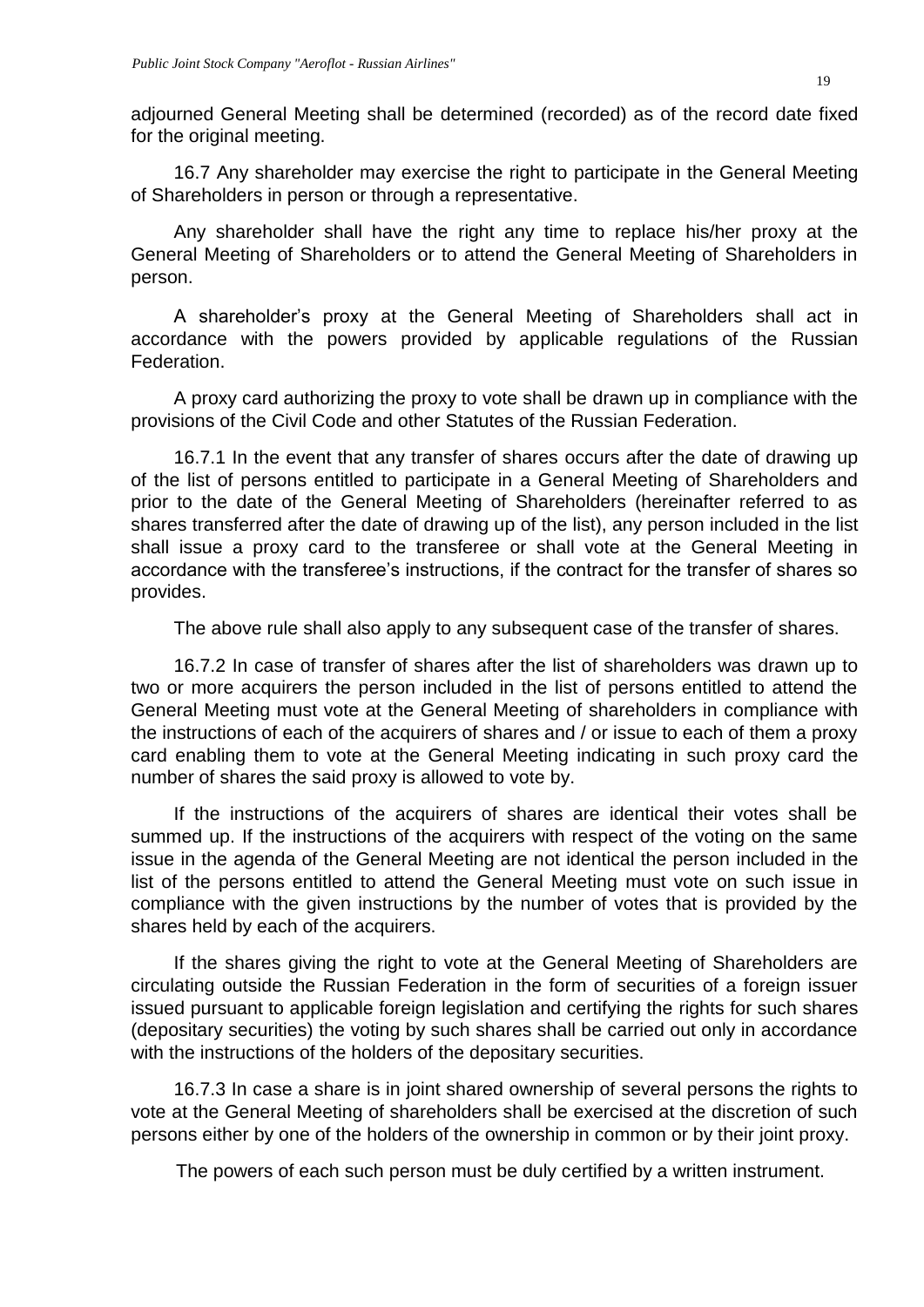adjourned General Meeting shall be determined (recorded) as of the record date fixed for the original meeting.

16.7 Any shareholder may exercise the right to participate in the General Meeting of Shareholders in person or through a representative.

Any shareholder shall have the right any time to replace his/her proxy at the General Meeting of Shareholders or to attend the General Meeting of Shareholders in person.

A shareholder's proxy at the General Meeting of Shareholders shall act in accordance with the powers provided by applicable regulations of the Russian Federation.

A proxy card authorizing the proxy to vote shall be drawn up in compliance with the provisions of the Civil Code and other Statutes of the Russian Federation.

16.7.1 In the event that any transfer of shares occurs after the date of drawing up of the list of persons entitled to participate in a General Meeting of Shareholders and prior to the date of the General Meeting of Shareholders (hereinafter referred to as shares transferred after the date of drawing up of the list), any person included in the list shall issue a proxy card to the transferee or shall vote at the General Meeting in accordance with the transferee's instructions, if the contract for the transfer of shares so provides.

The above rule shall also apply to any subsequent case of the transfer of shares.

16.7.2 In case of transfer of shares after the list of shareholders was drawn up to two or more acquirers the person included in the list of persons entitled to attend the General Meeting must vote at the General Meeting of shareholders in compliance with the instructions of each of the acquirers of shares and / or issue to each of them a proxy card enabling them to vote at the General Meeting indicating in such proxy card the number of shares the said proxy is allowed to vote by.

If the instructions of the acquirers of shares are identical their votes shall be summed up. If the instructions of the acquirers with respect of the voting on the same issue in the agenda of the General Meeting are not identical the person included in the list of the persons entitled to attend the General Meeting must vote on such issue in compliance with the given instructions by the number of votes that is provided by the shares held by each of the acquirers.

If the shares giving the right to vote at the General Meeting of Shareholders are circulating outside the Russian Federation in the form of securities of a foreign issuer issued pursuant to applicable foreign legislation and certifying the rights for such shares (depositary securities) the voting by such shares shall be carried out only in accordance with the instructions of the holders of the depositary securities.

16.7.3 In case a share is in joint shared ownership of several persons the rights to vote at the General Meeting of shareholders shall be exercised at the discretion of such persons either by one of the holders of the ownership in common or by their joint proxy.

The powers of each such person must be duly certified by a written instrument.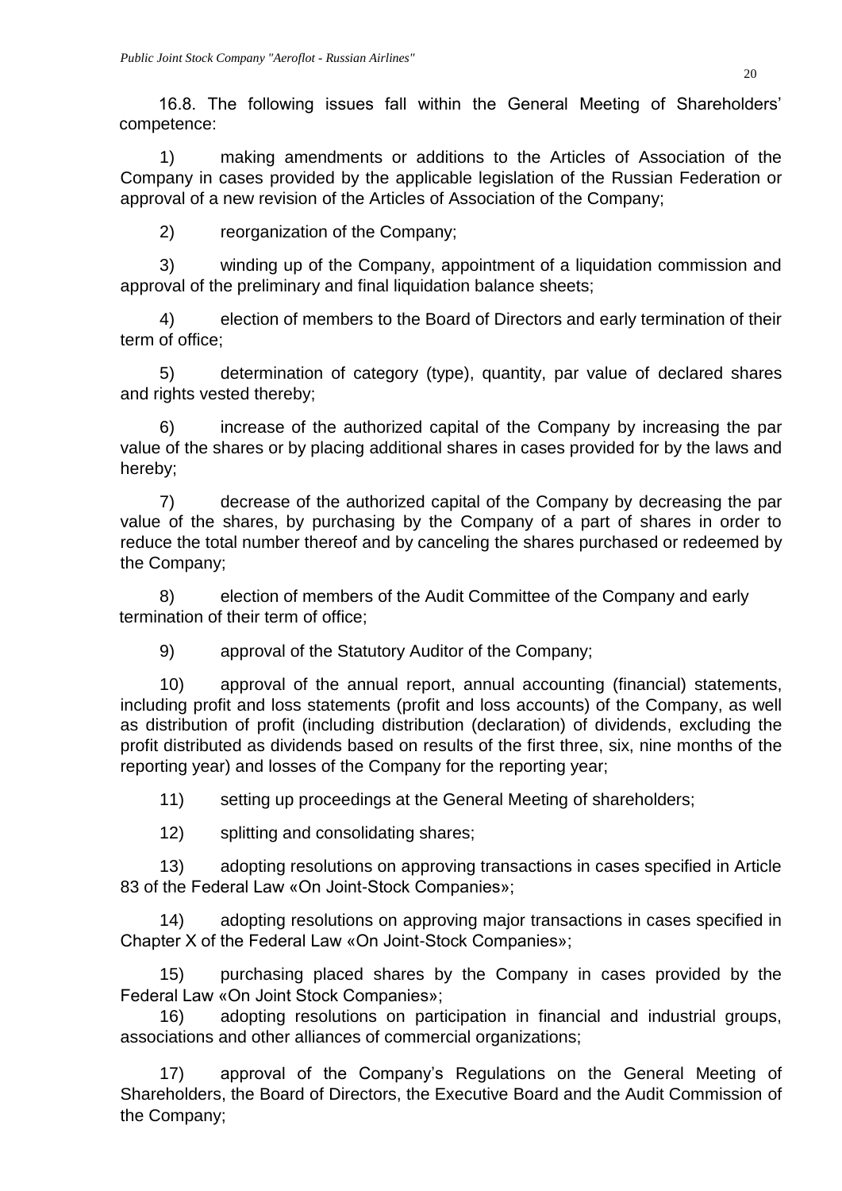16.8. The following issues fall within the General Meeting of Shareholders' competence:

1) making amendments or additions to the Articles of Association of the Company in cases provided by the applicable legislation of the Russian Federation or approval of a new revision of the Articles of Association of the Company;

2) reorganization of the Company;

3) winding up of the Company, appointment of a liquidation commission and approval of the preliminary and final liquidation balance sheets;

4) election of members to the Board of Directors and early termination of their term of office;

5) determination of category (type), quantity, par value of declared shares and rights vested thereby;

6) increase of the authorized capital of the Company by increasing the par value of the shares or by placing additional shares in cases provided for by the laws and hereby;

7) decrease of the authorized capital of the Company by decreasing the par value of the shares, by purchasing by the Company of a part of shares in order to reduce the total number thereof and by canceling the shares purchased or redeemed by the Company;

8) election of members of the Audit Committee of the Company and early termination of their term of office;

9) approval of the Statutory Auditor of the Company;

10) approval of the annual report, annual accounting (financial) statements, including profit and loss statements (profit and loss accounts) of the Company, as well as distribution of profit (including distribution (declaration) of dividends, excluding the profit distributed as dividends based on results of the first three, six, nine months of the reporting year) and losses of the Company for the reporting year;

11) setting up proceedings at the General Meeting of shareholders;

12) splitting and consolidating shares;

13) adopting resolutions on approving transactions in cases specified in Article 83 of the Federal Law «On Joint-Stock Companies»;

14) adopting resolutions on approving major transactions in cases specified in Chapter X of the Federal Law «On Joint-Stock Companies»;

15) purchasing placed shares by the Company in cases provided by the Federal Law «On Joint Stock Companies»;

16) adopting resolutions on participation in financial and industrial groups, associations and other alliances of commercial organizations;

17) approval of the Company's Regulations on the General Meeting of Shareholders, the Board of Directors, the Executive Board and the Audit Commission of the Company;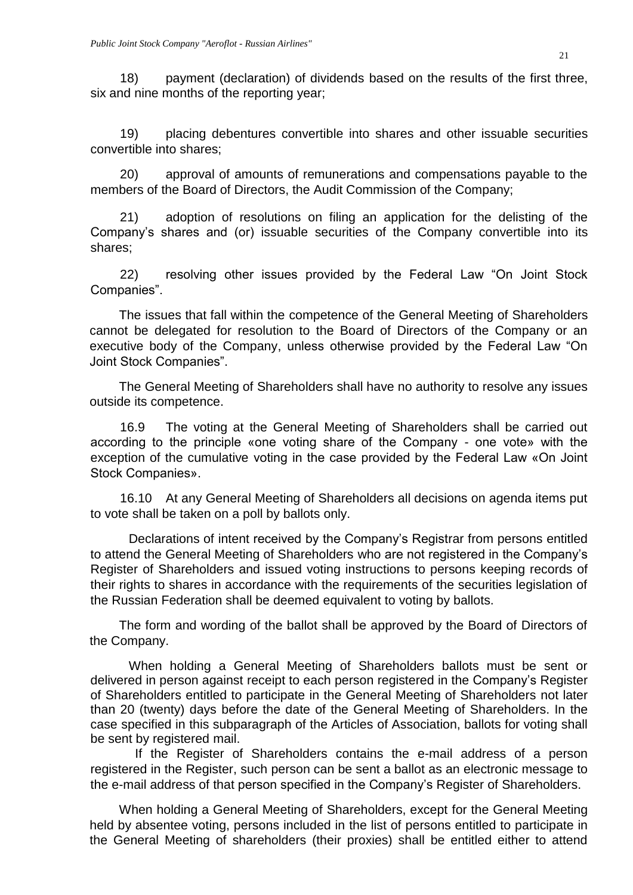18) payment (declaration) of dividends based on the results of the first three, six and nine months of the reporting year;

19) placing debentures convertible into shares and other issuable securities convertible into shares;

20) approval of amounts of remunerations and compensations payable to the members of the Board of Directors, the Audit Commission of the Company;

21) adoption of resolutions on filing an application for the delisting of the Company's shares and (or) issuable securities of the Company convertible into its shares;

22) resolving other issues provided by the Federal Law "On Joint Stock Companies".

The issues that fall within the competence of the General Meeting of Shareholders cannot be delegated for resolution to the Board of Directors of the Company or an executive body of the Company, unless otherwise provided by the Federal Law "On Joint Stock Companies".

The General Meeting of Shareholders shall have no authority to resolve any issues outside its competence.

16.9 The voting at the General Meeting of Shareholders shall be carried out according to the principle «one voting share of the Company - one vote» with the exception of the cumulative voting in the case provided by the Federal Law «On Joint Stock Companies».

16.10 At any General Meeting of Shareholders all decisions on agenda items put to vote shall be taken on a poll by ballots only.

Declarations of intent received by the Company's Registrar from persons entitled to attend the General Meeting of Shareholders who are not registered in the Company's Register of Shareholders and issued voting instructions to persons keeping records of their rights to shares in accordance with the requirements of the securities legislation of the Russian Federation shall be deemed equivalent to voting by ballots.

The form and wording of the ballot shall be approved by the Board of Directors of the Company.

When holding a General Meeting of Shareholders ballots must be sent or delivered in person against receipt to each person registered in the Company's Register of Shareholders entitled to participate in the General Meeting of Shareholders not later than 20 (twenty) days before the date of the General Meeting of Shareholders. In the case specified in this subparagraph of the Articles of Association, ballots for voting shall be sent by registered mail.

If the Register of Shareholders contains the e-mail address of a person registered in the Register, such person can be sent a ballot as an electronic message to the e-mail address of that person specified in the Company's Register of Shareholders.

When holding a General Meeting of Shareholders, except for the General Meeting held by absentee voting, persons included in the list of persons entitled to participate in the General Meeting of shareholders (their proxies) shall be entitled either to attend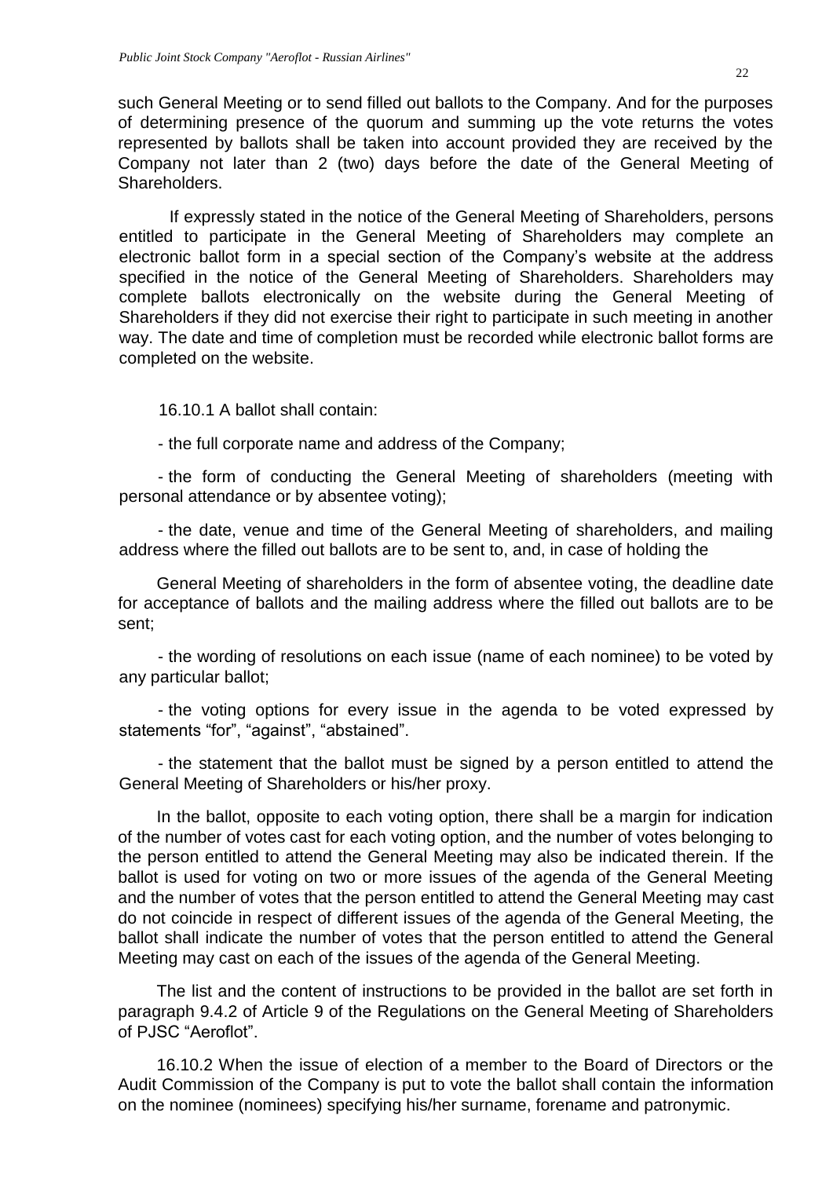such General Meeting or to send filled out ballots to the Company. And for the purposes of determining presence of the quorum and summing up the vote returns the votes represented by ballots shall be taken into account provided they are received by the Company not later than 2 (two) days before the date of the General Meeting of Shareholders.

If expressly stated in the notice of the General Meeting of Shareholders, persons entitled to participate in the General Meeting of Shareholders may complete an electronic ballot form in a special section of the Company's website at the address specified in the notice of the General Meeting of Shareholders. Shareholders may complete ballots electronically on the website during the General Meeting of Shareholders if they did not exercise their right to participate in such meeting in another way. The date and time of completion must be recorded while electronic ballot forms are completed on the website.

16.10.1 A ballot shall contain:

- the full corporate name and address of the Company;

- the form of conducting the General Meeting of shareholders (meeting with personal attendance or by absentee voting);

- the date, venue and time of the General Meeting of shareholders, and mailing address where the filled out ballots are to be sent to, and, in case of holding the General Meeting of shareholders in the form of absentee voting, the deadline date for acceptance of ballots and the mailing address where the filled out ballots are to be sent;

- the wording of resolutions on each issue (name of each nominee) to be voted by any particular ballot;

- the voting options for every issue in the agenda to be voted expressed by statements “for”, “against”, “abstained”.

- the statement that the ballot must be signed by a person entitled to attend the General Meeting of Shareholders or his/her proxy.

In the ballot, opposite to each voting option, there shall be a margin for indication of the number of votes cast for each voting option, and the number of votes belonging to the person entitled to attend the General Meeting may also be indicated therein. If the ballot is used for voting on two or more issues of the agenda of the General Meeting and the number of votes that the person entitled to attend the General Meeting may cast do not coincide in respect of different issues of the agenda of the General Meeting, the ballot shall indicate the number of votes that the person entitled to attend the General Meeting may cast on each of the issues of the agenda of the General Meeting.

The list and the content of instructions to be provided in the ballot are set forth in paragraph 9.4.2 of Article 9 of the Regulations on the General Meeting of Shareholders of PJSC “Aeroflot”.

16.10.2 When the issue of election of a member to the Board of Directors or the Audit Commission of the Company is put to vote the ballot shall contain the information on the nominee (nominees) specifying his/her surname, forename and patronymic.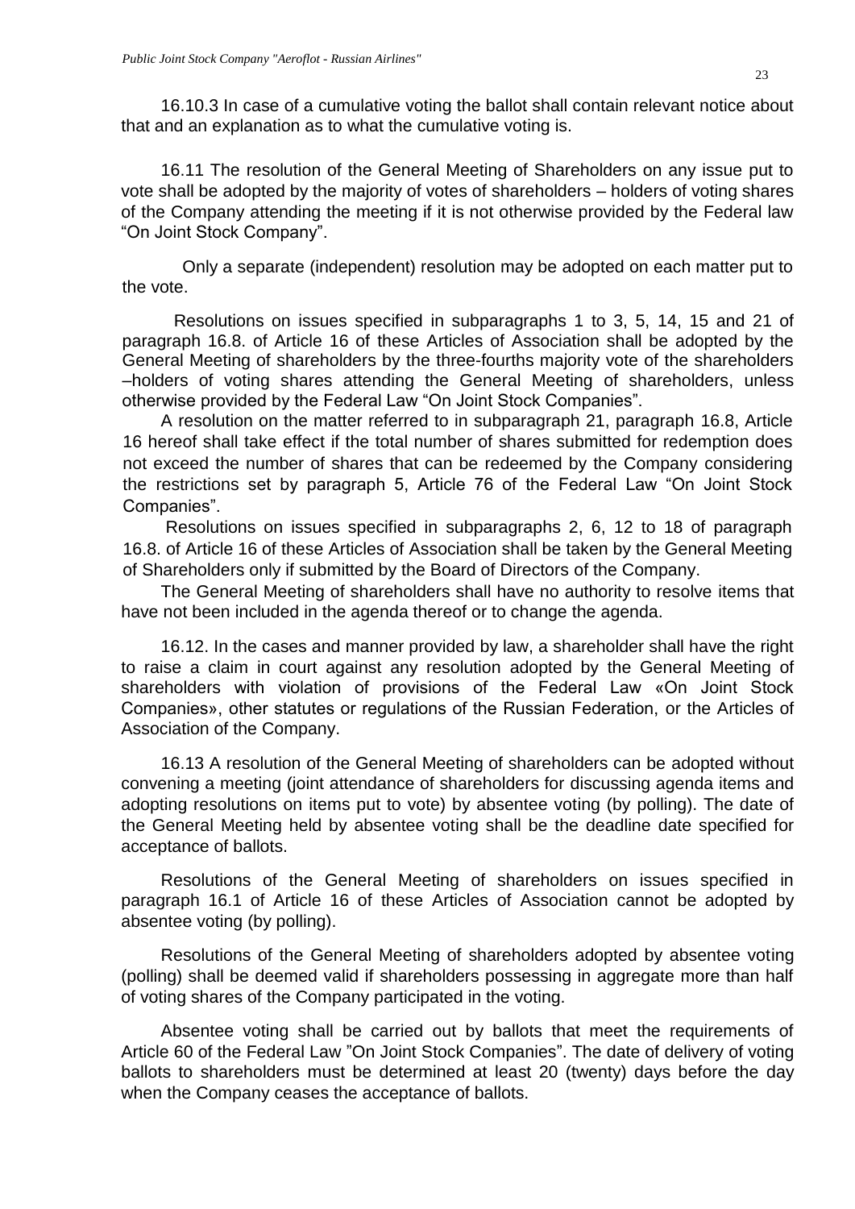16.10.3 In case of a cumulative voting the ballot shall contain relevant notice about that and an explanation as to what the cumulative voting is.

16.11 The resolution of the General Meeting of Shareholders on any issue put to vote shall be adopted by the majority of votes of shareholders – holders of voting shares of the Company attending the meeting if it is not otherwise provided by the Federal law "On Joint Stock Company".

Only a separate (independent) resolution may be adopted on each matter put to the vote.

Resolutions on issues specified in subparagraphs 1 to 3, 5, 14, 15 and 21 of paragraph 16.8. of Article 16 of these Articles of Association shall be adopted by the General Meeting of shareholders by the three-fourths majority vote of the shareholders –holders of voting shares attending the General Meeting of shareholders, unless otherwise provided by the Federal Law "On Joint Stock Companies".

A resolution on the matter referred to in subparagraph 21, paragraph 16.8, Article 16 hereof shall take effect if the total number of shares submitted for redemption does not exceed the number of shares that can be redeemed by the Company considering the restrictions set by paragraph 5, Article 76 of the Federal Law "On Joint Stock Companies".

Resolutions on issues specified in subparagraphs 2, 6, 12 to 18 of paragraph 16.8. of Article 16 of these Articles of Association shall be taken by the General Meeting of Shareholders only if submitted by the Board of Directors of the Company.

The General Meeting of shareholders shall have no authority to resolve items that have not been included in the agenda thereof or to change the agenda.

16.12. In the cases and manner provided by law, a shareholder shall have the right to raise a claim in court against any resolution adopted by the General Meeting of shareholders with violation of provisions of the Federal Law «On Joint Stock Companies», other statutes or regulations of the Russian Federation, or the Articles of Association of the Company.

16.13 A resolution of the General Meeting of shareholders can be adopted without convening a meeting (joint attendance of shareholders for discussing agenda items and adopting resolutions on items put to vote) by absentee voting (by polling). The date of the General Meeting held by absentee voting shall be the deadline date specified for acceptance of ballots.

Resolutions of the General Meeting of shareholders on issues specified in paragraph 16.1 of Article 16 of these Articles of Association cannot be adopted by absentee voting (by polling).

Resolutions of the General Meeting of shareholders adopted by absentee voting (polling) shall be deemed valid if shareholders possessing in aggregate more than half of voting shares of the Company participated in the voting.

Absentee voting shall be carried out by ballots that meet the requirements of Article 60 of the Federal Law "On Joint Stock Companies". The date of delivery of voting ballots to shareholders must be determined at least 20 (twenty) days before the day when the Company ceases the acceptance of ballots.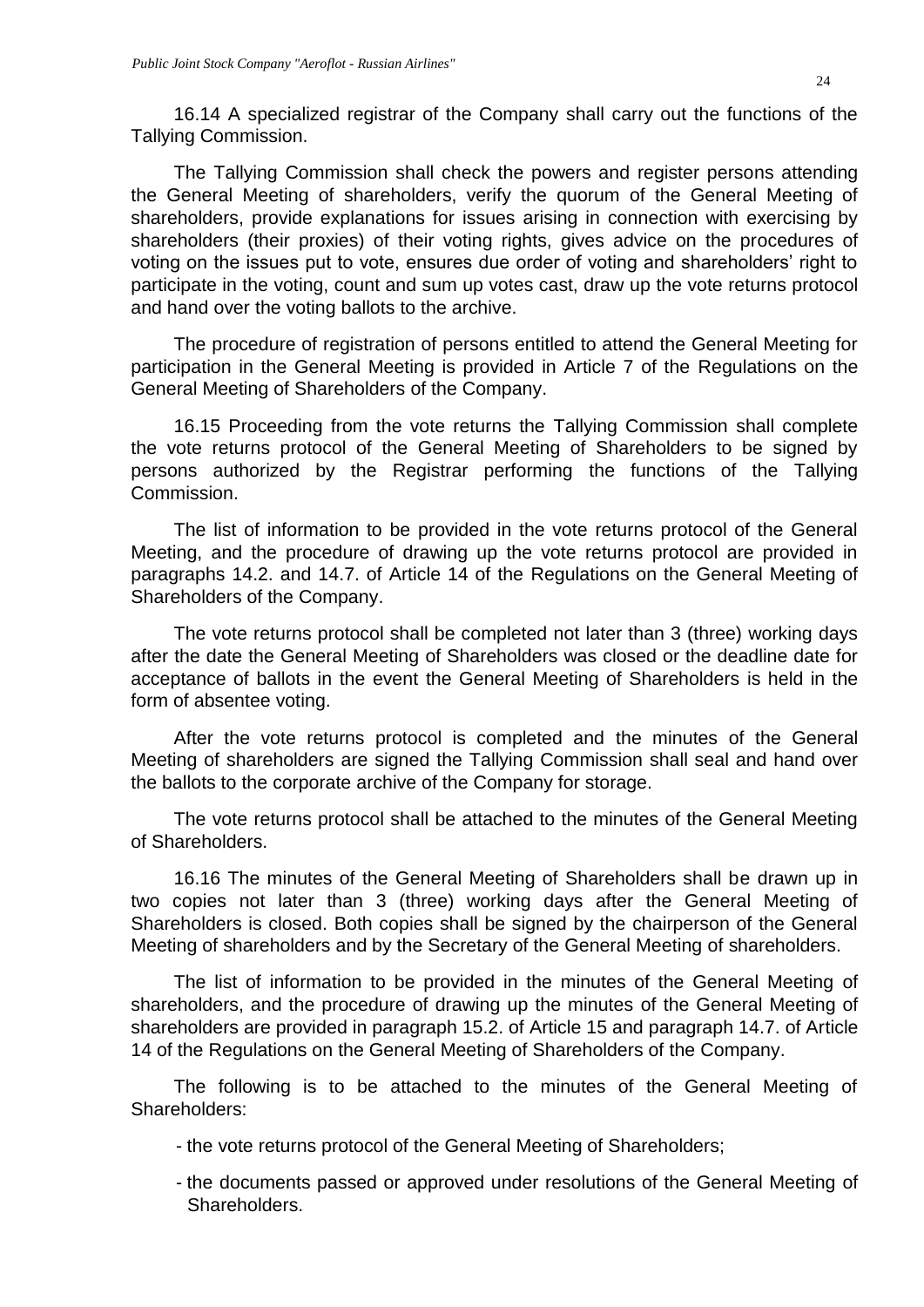16.14 A specialized registrar of the Company shall carry out the functions of the Tallying Commission.

The Tallying Commission shall check the powers and register persons attending the General Meeting of shareholders, verify the quorum of the General Meeting of shareholders, provide explanations for issues arising in connection with exercising by shareholders (their proxies) of their voting rights, gives advice on the procedures of voting on the issues put to vote, ensures due order of voting and shareholders' right to participate in the voting, count and sum up votes cast, draw up the vote returns protocol and hand over the voting ballots to the archive.

The procedure of registration of persons entitled to attend the General Meeting for participation in the General Meeting is provided in Article 7 of the Regulations on the General Meeting of Shareholders of the Company.

16.15 Proceeding from the vote returns the Tallying Commission shall complete the vote returns protocol of the General Meeting of Shareholders to be signed by persons authorized by the Registrar performing the functions of the Tallying Commission.

The list of information to be provided in the vote returns protocol of the General Meeting, and the procedure of drawing up the vote returns protocol are provided in paragraphs 14.2. and 14.7. of Article 14 of the Regulations on the General Meeting of Shareholders of the Company.

The vote returns protocol shall be completed not later than 3 (three) working days after the date the General Meeting of Shareholders was closed or the deadline date for acceptance of ballots in the event the General Meeting of Shareholders is held in the form of absentee voting.

After the vote returns protocol is completed and the minutes of the General Meeting of shareholders are signed the Tallying Commission shall seal and hand over the ballots to the corporate archive of the Company for storage.

The vote returns protocol shall be attached to the minutes of the General Meeting of Shareholders.

16.16 The minutes of the General Meeting of Shareholders shall be drawn up in two copies not later than 3 (three) working days after the General Meeting of Shareholders is closed. Both copies shall be signed by the chairperson of the General Meeting of shareholders and by the Secretary of the General Meeting of shareholders.

The list of information to be provided in the minutes of the General Meeting of shareholders, and the procedure of drawing up the minutes of the General Meeting of shareholders are provided in paragraph 15.2. of Article 15 and paragraph 14.7. of Article 14 of the Regulations on the General Meeting of Shareholders of the Company.

The following is to be attached to the minutes of the General Meeting of Shareholders:

- the vote returns protocol of the General Meeting of Shareholders;
- the documents passed or approved under resolutions of the General Meeting of Shareholders.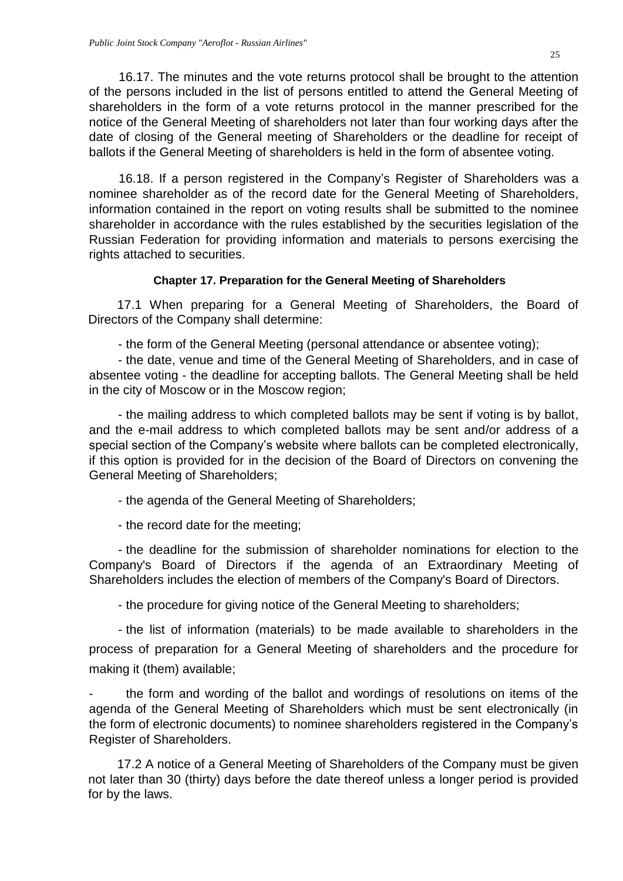16.17. The minutes and the vote returns protocol shall be brought to the attention of the persons included in the list of persons entitled to attend the General Meeting of shareholders in the form of a vote returns protocol in the manner prescribed for the notice of the General Meeting of shareholders not later than four working days after the date of closing of the General meeting of Shareholders or the deadline for receipt of ballots if the General Meeting of shareholders is held in the form of absentee voting.

16.18. If a person registered in the Company's Register of Shareholders was a nominee shareholder as of the record date for the General Meeting of Shareholders, information contained in the report on voting results shall be submitted to the nominee shareholder in accordance with the rules established by the securities legislation of the Russian Federation for providing information and materials to persons exercising the rights attached to securities.

### Chapter 17. Preparation for the General Meeting of Shareholders

17.1 When preparing for a General Meeting of Shareholders, the Board of Directors of the Company shall determine:

- the form of the General Meeting (personal attendance or absentee voting);
- the date, venue and time of the General Meeting of Shareholders, and in case of absentee voting - the deadline for accepting ballots. The General Meeting shall be held in the city of Moscow or in the Moscow region;
- the mailing address to which completed ballots may be sent if voting is by ballot, and the e-mail address to which completed ballots may be sent and/or address of a special section of the Company's website where ballots can be completed electronically, if this option is provided for in the decision of the Board of Directors on convening the General Meeting of Shareholders;
- the agenda of the General Meeting of Shareholders;
- the record date for the meeting;
- the deadline for the submission of shareholder nominations for election to the Company's Board of Directors if the agenda of an Extraordinary Meeting of Shareholders includes the election of members of the Company's Board of Directors.
- the procedure for giving notice of the General Meeting to shareholders;
- the list of information (materials) to be made available to shareholders in the process of preparation for a General Meeting of shareholders and the procedure for making it (them) available;
- the form and wording of the ballot and wordings of resolutions on items of the agenda of the General Meeting of Shareholders which must be sent electronically (in the form of electronic documents) to nominee shareholders registered in the Company's Register of Shareholders.

17.2 A notice of a General Meeting of Shareholders of the Company must be given not later than 30 (thirty) days before the date thereof unless a longer period is provided for by the laws.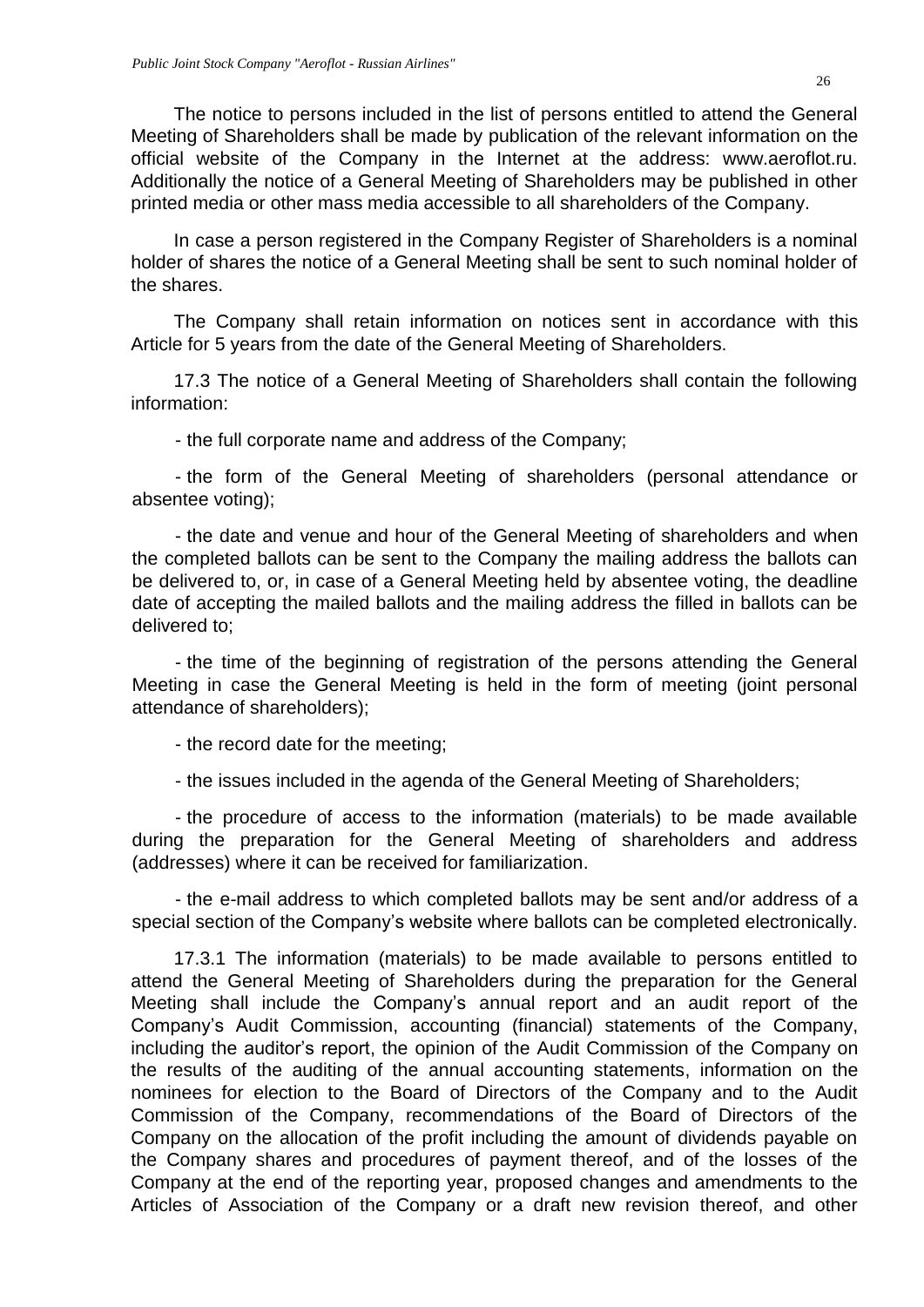The notice to persons included in the list of persons entitled to attend the General Meeting of Shareholders shall be made by publication of the relevant information on the official website of the Company in the Internet at the address: www.aeroflot.ru. Additionally the notice of a General Meeting of Shareholders may be published in other printed media or other mass media accessible to all shareholders of the Company.

In case a person registered in the Company Register of Shareholders is a nominal holder of shares the notice of a General Meeting shall be sent to such nominal holder of the shares.

The Company shall retain information on notices sent in accordance with this Article for 5 years from the date of the General Meeting of Shareholders.

17.3 The notice of a General Meeting of Shareholders shall contain the following information:

- the full corporate name and address of the Company;

- the form of the General Meeting of shareholders (personal attendance or absentee voting);

- the date and venue and hour of the General Meeting of shareholders and when the completed ballots can be sent to the Company the mailing address the ballots can be delivered to, or, in case of a General Meeting held by absentee voting, the deadline date of accepting the mailed ballots and the mailing address the filled in ballots can be delivered to;

- the time of the beginning of registration of the persons attending the General Meeting in case the General Meeting is held in the form of meeting (joint personal attendance of shareholders);

- the record date for the meeting;

- the issues included in the agenda of the General Meeting of Shareholders;

- the procedure of access to the information (materials) to be made available during the preparation for the General Meeting of shareholders and address (addresses) where it can be received for familiarization.

- the e-mail address to which completed ballots may be sent and/or address of a special section of the Company's website where ballots can be completed electronically.

17.3.1 The information (materials) to be made available to persons entitled to attend the General Meeting of Shareholders during the preparation for the General Meeting shall include the Company's annual report and an audit report of the Company's Audit Commission, accounting (financial) statements of the Company, including the auditor's report, the opinion of the Audit Commission of the Company on the results of the auditing of the annual accounting statements, information on the nominees for election to the Board of Directors of the Company and to the Audit Commission of the Company, recommendations of the Board of Directors of the Company on the allocation of the profit including the amount of dividends payable on the Company shares and procedures of payment thereof, and of the losses of the Company at the end of the reporting year, proposed changes and amendments to the Articles of Association of the Company or a draft new revision thereof, and other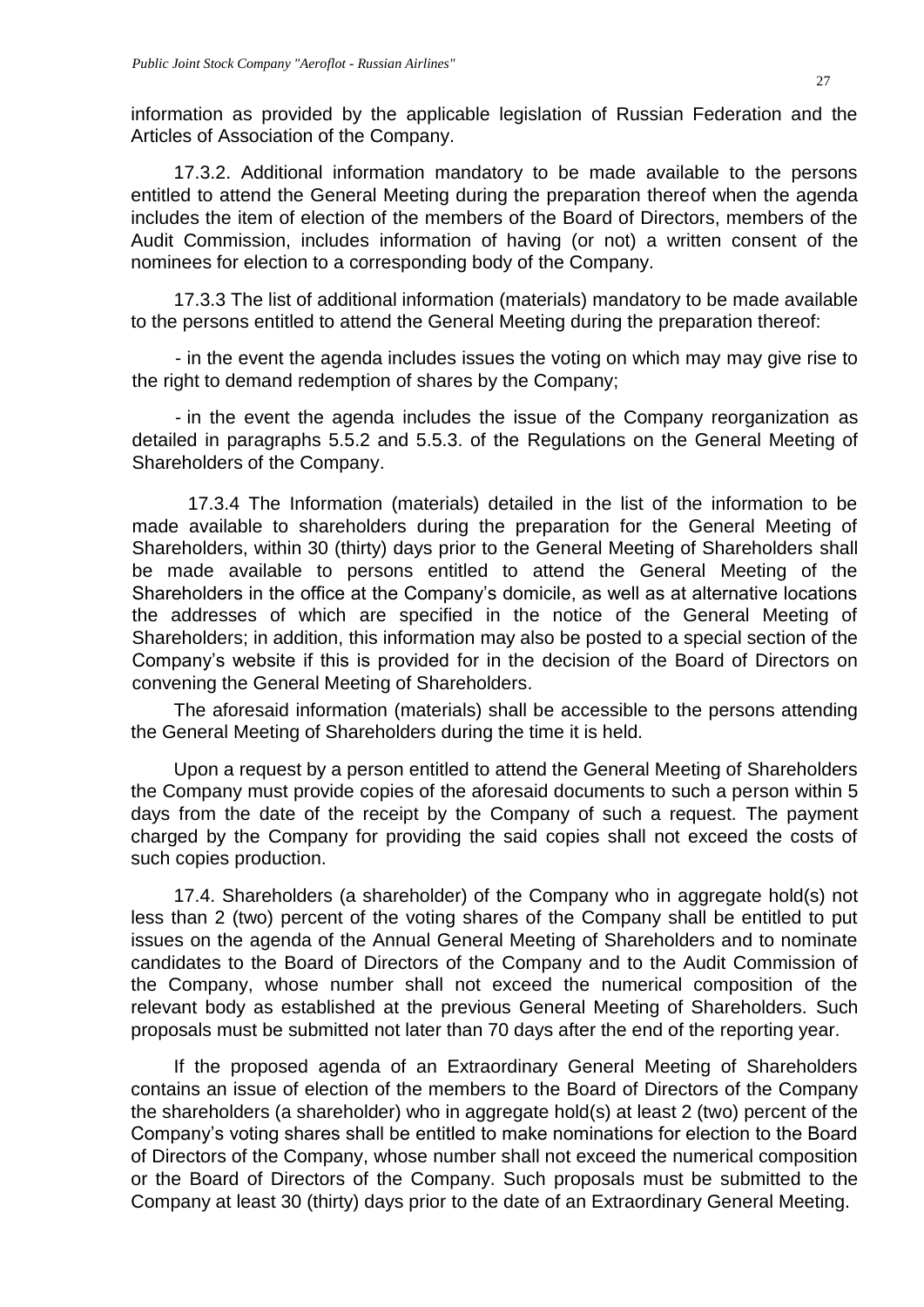information as provided by the applicable legislation of Russian Federation and the Articles of Association of the Company.

17.3.2. Additional information mandatory to be made available to the persons entitled to attend the General Meeting during the preparation thereof when the agenda includes the item of election of the members of the Board of Directors, members of the Audit Commission, includes information of having (or not) a written consent of the nominees for election to a corresponding body of the Company.

17.3.3 The list of additional information (materials) mandatory to be made available to the persons entitled to attend the General Meeting during the preparation thereof:

- in the event the agenda includes issues the voting on which may may give rise to the right to demand redemption of shares by the Company;

- in the event the agenda includes the issue of the Company reorganization as detailed in paragraphs 5.5.2 and 5.5.3. of the Regulations on the General Meeting of Shareholders of the Company.

17.3.4 The Information (materials) detailed in the list of the information to be made available to shareholders during the preparation for the General Meeting of Shareholders, within 30 (thirty) days prior to the General Meeting of Shareholders shall be made available to persons entitled to attend the General Meeting of the Shareholders in the office at the Company's domicile, as well as at alternative locations the addresses of which are specified in the notice of the General Meeting of Shareholders; in addition, this information may also be posted to a special section of the Company's website if this is provided for in the decision of the Board of Directors on convening the General Meeting of Shareholders.

The aforesaid information (materials) shall be accessible to the persons attending the General Meeting of Shareholders during the time it is held.

Upon a request by a person entitled to attend the General Meeting of Shareholders the Company must provide copies of the aforesaid documents to such a person within 5 days from the date of the receipt by the Company of such a request. The payment charged by the Company for providing the said copies shall not exceed the costs of such copies production.

17.4. Shareholders (a shareholder) of the Company who in aggregate hold(s) not less than 2 (two) percent of the voting shares of the Company shall be entitled to put issues on the agenda of the Annual General Meeting of Shareholders and to nominate candidates to the Board of Directors of the Company and to the Audit Commission of the Company, whose number shall not exceed the numerical composition of the relevant body as established at the previous General Meeting of Shareholders. Such proposals must be submitted not later than 70 days after the end of the reporting year.

If the proposed agenda of an Extraordinary General Meeting of Shareholders contains an issue of election of the members to the Board of Directors of the Company the shareholders (a shareholder) who in aggregate hold(s) at least 2 (two) percent of the Company's voting shares shall be entitled to make nominations for election to the Board of Directors of the Company, whose number shall not exceed the numerical composition or the Board of Directors of the Company. Such proposals must be submitted to the Company at least 30 (thirty) days prior to the date of an Extraordinary General Meeting.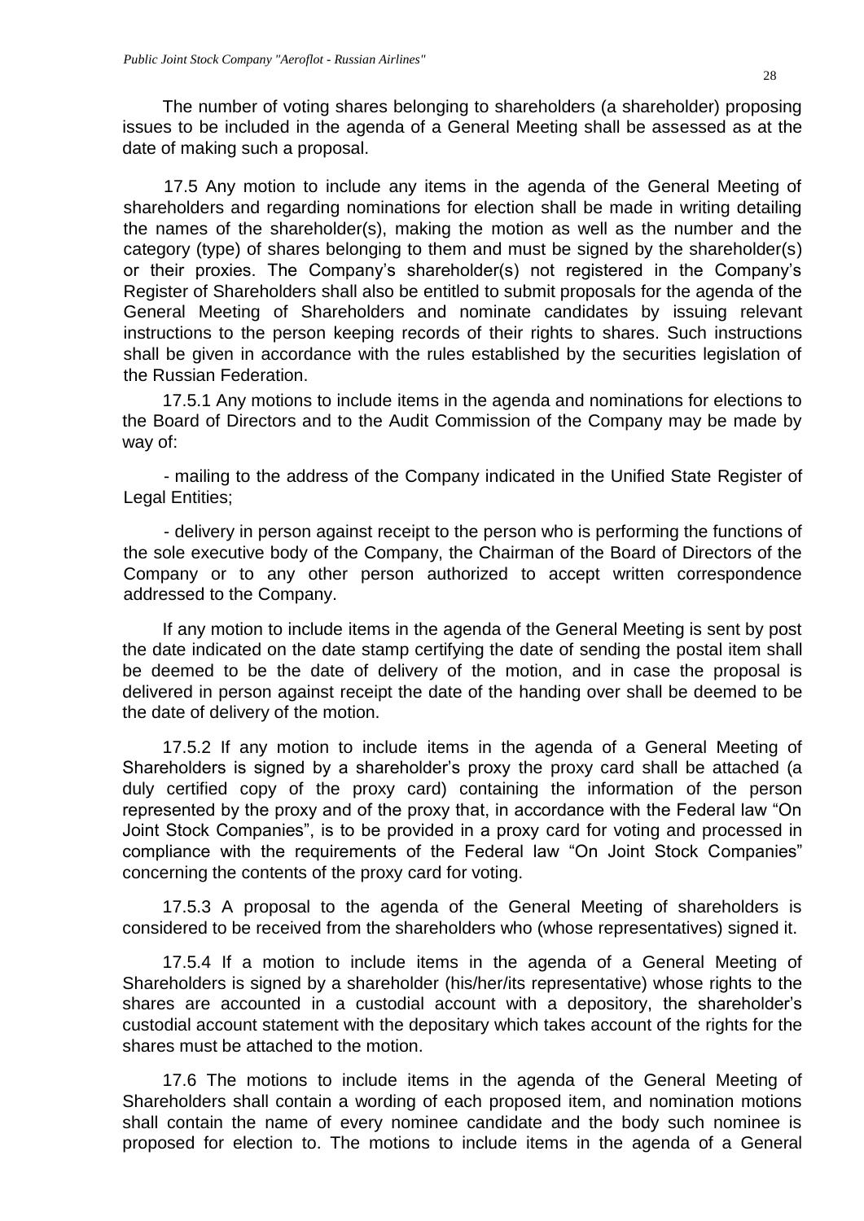The number of voting shares belonging to shareholders (a shareholder) proposing issues to be included in the agenda of a General Meeting shall be assessed as at the date of making such a proposal.

17.5 Any motion to include any items in the agenda of the General Meeting of shareholders and regarding nominations for election shall be made in writing detailing the names of the shareholder(s), making the motion as well as the number and the category (type) of shares belonging to them and must be signed by the shareholder(s) or their proxies. The Company's shareholder(s) not registered in the Company's Register of Shareholders shall also be entitled to submit proposals for the agenda of the General Meeting of Shareholders and nominate candidates by issuing relevant instructions to the person keeping records of their rights to shares. Such instructions shall be given in accordance with the rules established by the securities legislation of the Russian Federation.

17.5.1 Any motions to include items in the agenda and nominations for elections to the Board of Directors and to the Audit Commission of the Company may be made by way of:

- mailing to the address of the Company indicated in the Unified State Register of Legal Entities;

- delivery in person against receipt to the person who is performing the functions of the sole executive body of the Company, the Chairman of the Board of Directors of the Company or to any other person authorized to accept written correspondence addressed to the Company.

If any motion to include items in the agenda of the General Meeting is sent by post the date indicated on the date stamp certifying the date of sending the postal item shall be deemed to be the date of delivery of the motion, and in case the proposal is delivered in person against receipt the date of the handing over shall be deemed to be the date of delivery of the motion.

17.5.2 If any motion to include items in the agenda of a General Meeting of Shareholders is signed by a shareholder's proxy the proxy card shall be attached (a duly certified copy of the proxy card) containing the information of the person represented by the proxy and of the proxy that, in accordance with the Federal law "On Joint Stock Companies", is to be provided in a proxy card for voting and processed in compliance with the requirements of the Federal law "On Joint Stock Companies" concerning the contents of the proxy card for voting.

17.5.3 A proposal to the agenda of the General Meeting of shareholders is considered to be received from the shareholders who (whose representatives) signed it.

17.5.4 If a motion to include items in the agenda of a General Meeting of Shareholders is signed by a shareholder (his/her/its representative) whose rights to the shares are accounted in a custodial account with a depository, the shareholder's custodial account statement with the depositary which takes account of the rights for the shares must be attached to the motion.

17.6 The motions to include items in the agenda of the General Meeting of Shareholders shall contain a wording of each proposed item, and nomination motions shall contain the name of every nominee candidate and the body such nominee is proposed for election to. The motions to include items in the agenda of a General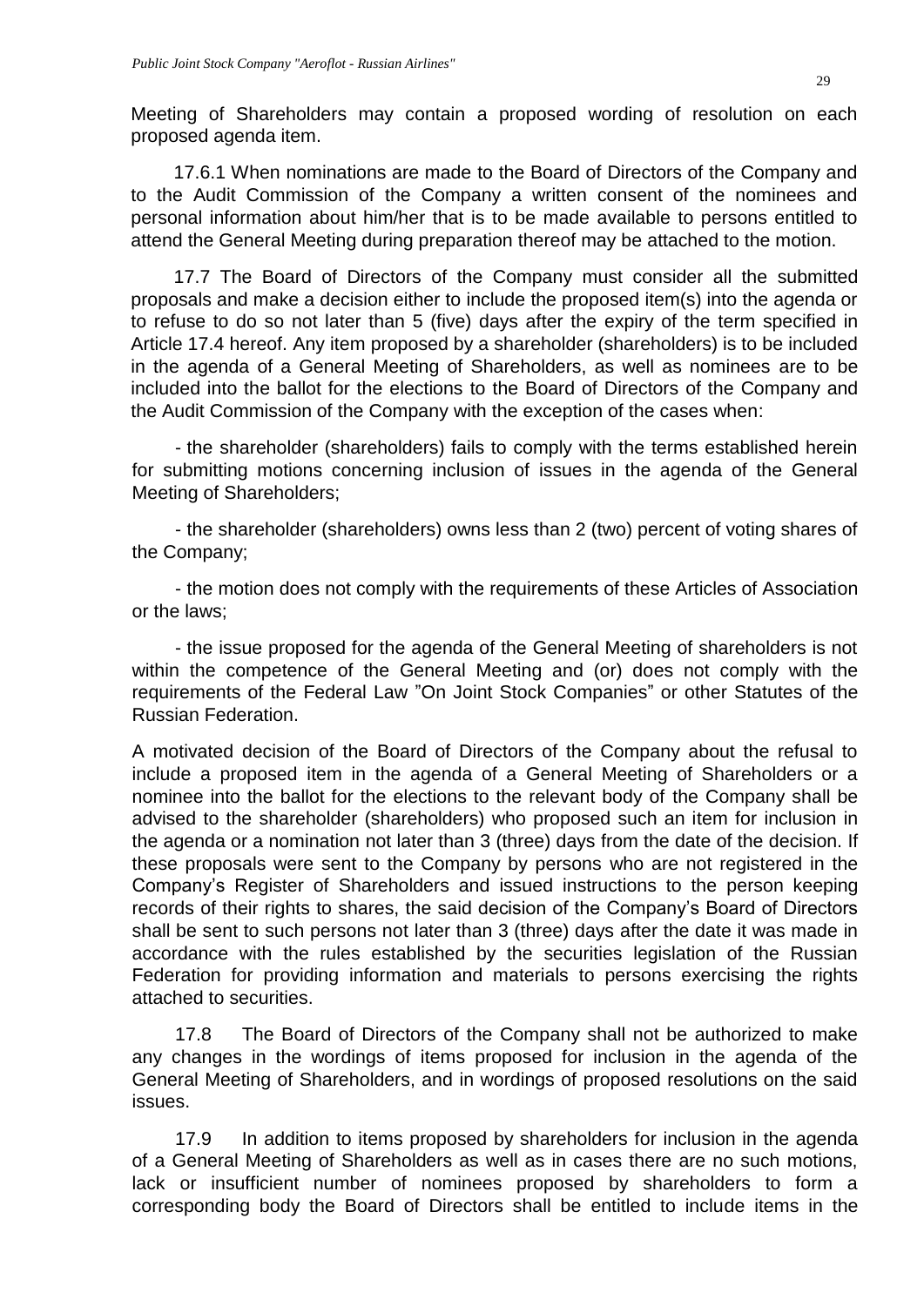Meeting of Shareholders may contain a proposed wording of resolution on each proposed agenda item.

17.6.1 When nominations are made to the Board of Directors of the Company and to the Audit Commission of the Company a written consent of the nominees and personal information about him/her that is to be made available to persons entitled to attend the General Meeting during preparation thereof may be attached to the motion.

17.7 The Board of Directors of the Company must consider all the submitted proposals and make a decision either to include the proposed item(s) into the agenda or to refuse to do so not later than 5 (five) days after the expiry of the term specified in Article 17.4 hereof. Any item proposed by a shareholder (shareholders) is to be included in the agenda of a General Meeting of Shareholders, as well as nominees are to be included into the ballot for the elections to the Board of Directors of the Company and the Audit Commission of the Company with the exception of the cases when:

- the shareholder (shareholders) fails to comply with the terms established herein for submitting motions concerning inclusion of issues in the agenda of the General Meeting of Shareholders;

- the shareholder (shareholders) owns less than 2 (two) percent of voting shares of the Company;

- the motion does not comply with the requirements of these Articles of Association or the laws;

- the issue proposed for the agenda of the General Meeting of shareholders is not within the competence of the General Meeting and (or) does not comply with the requirements of the Federal Law "On Joint Stock Companies" or other Statutes of the Russian Federation.

A motivated decision of the Board of Directors of the Company about the refusal to include a proposed item in the agenda of a General Meeting of Shareholders or a nominee into the ballot for the elections to the relevant body of the Company shall be advised to the shareholder (shareholders) who proposed such an item for inclusion in the agenda or a nomination not later than 3 (three) days from the date of the decision. If these proposals were sent to the Company by persons who are not registered in the Company's Register of Shareholders and issued instructions to the person keeping records of their rights to shares, the said decision of the Company's Board of Directors shall be sent to such persons not later than 3 (three) days after the date it was made in accordance with the rules established by the securities legislation of the Russian Federation for providing information and materials to persons exercising the rights attached to securities.

17.8 The Board of Directors of the Company shall not be authorized to make any changes in the wordings of items proposed for inclusion in the agenda of the General Meeting of Shareholders, and in wordings of proposed resolutions on the said issues.

17.9 In addition to items proposed by shareholders for inclusion in the agenda of a General Meeting of Shareholders as well as in cases there are no such motions, lack or insufficient number of nominees proposed by shareholders to form a corresponding body the Board of Directors shall be entitled to include items in the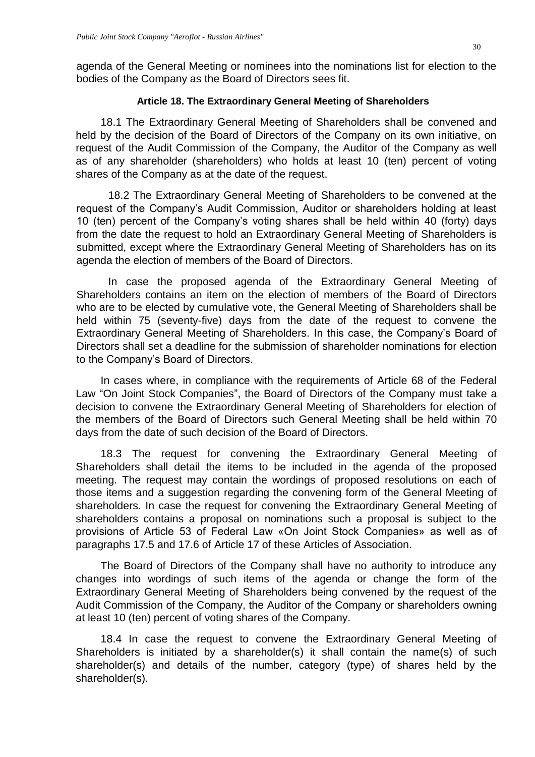agenda of the General Meeting or nominees into the nominations list for election to the bodies of the Company as the Board of Directors sees fit.

### Article 18. The Extraordinary General Meeting of Shareholders

18.1 The Extraordinary General Meeting of Shareholders shall be convened and held by the decision of the Board of Directors of the Company on its own initiative, on request of the Audit Commission of the Company, the Auditor of the Company as well as of any shareholder (shareholders) who holds at least 10 (ten) percent of voting shares of the Company as at the date of the request.

18.2 The Extraordinary General Meeting of Shareholders to be convened at the request of the Company's Audit Commission, Auditor or shareholders holding at least 10 (ten) percent of the Company's voting shares shall be held within 40 (forty) days from the date the request to hold an Extraordinary General Meeting of Shareholders is submitted, except where the Extraordinary General Meeting of Shareholders has on its agenda the election of members of the Board of Directors.

In case the proposed agenda of the Extraordinary General Meeting of Shareholders contains an item on the election of members of the Board of Directors who are to be elected by cumulative vote, the General Meeting of Shareholders shall be held within 75 (seventy-five) days from the date of the request to convene the Extraordinary General Meeting of Shareholders. In this case, the Company's Board of Directors shall set a deadline for the submission of shareholder nominations for election to the Company's Board of Directors.

In cases where, in compliance with the requirements of Article 68 of the Federal Law "On Joint Stock Companies", the Board of Directors of the Company must take a decision to convene the Extraordinary General Meeting of Shareholders for election of the members of the Board of Directors such General Meeting shall be held within 70 days from the date of such decision of the Board of Directors.

18.3 The request for convening the Extraordinary General Meeting of Shareholders shall detail the items to be included in the agenda of the proposed meeting. The request may contain the wordings of proposed resolutions on each of those items and a suggestion regarding the convening form of the General Meeting of shareholders. In case the request for convening the Extraordinary General Meeting of shareholders contains a proposal on nominations such a proposal is subject to the provisions of Article 53 of Federal Law «On Joint Stock Companies» as well as of paragraphs 17.5 and 17.6 of Article 17 of these Articles of Association.

The Board of Directors of the Company shall have no authority to introduce any changes into wordings of such items of the agenda or change the form of the Extraordinary General Meeting of Shareholders being convened by the request of the Audit Commission of the Company, the Auditor of the Company or shareholders owning at least 10 (ten) percent of voting shares of the Company.

18.4 In case the request to convene the Extraordinary General Meeting of Shareholders is initiated by a shareholder(s) it shall contain the name(s) of such shareholder(s) and details of the number, category (type) of shares held by the shareholder(s).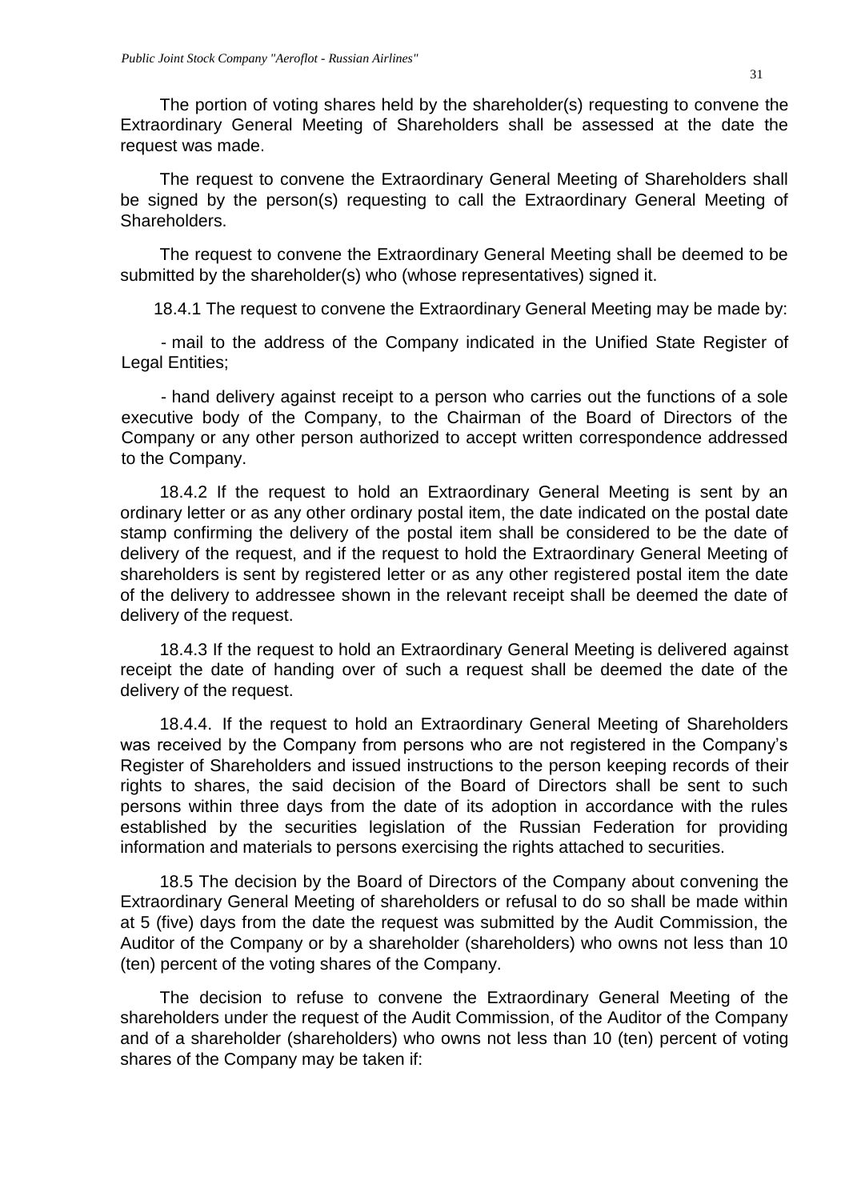The portion of voting shares held by the shareholder(s) requesting to convene the Extraordinary General Meeting of Shareholders shall be assessed at the date the request was made.

The request to convene the Extraordinary General Meeting of Shareholders shall be signed by the person(s) requesting to call the Extraordinary General Meeting of Shareholders.

The request to convene the Extraordinary General Meeting shall be deemed to be submitted by the shareholder(s) who (whose representatives) signed it.

18.4.1 The request to convene the Extraordinary General Meeting may be made by:

- mail to the address of the Company indicated in the Unified State Register of Legal Entities;

- hand delivery against receipt to a person who carries out the functions of a sole executive body of the Company, to the Chairman of the Board of Directors of the Company or any other person authorized to accept written correspondence addressed to the Company.

18.4.2 If the request to hold an Extraordinary General Meeting is sent by an ordinary letter or as any other ordinary postal item, the date indicated on the postal date stamp confirming the delivery of the postal item shall be considered to be the date of delivery of the request, and if the request to hold the Extraordinary General Meeting of shareholders is sent by registered letter or as any other registered postal item the date of the delivery to addressee shown in the relevant receipt shall be deemed the date of delivery of the request.

18.4.3 If the request to hold an Extraordinary General Meeting is delivered against receipt the date of handing over of such a request shall be deemed the date of the delivery of the request.

18.4.4. If the request to hold an Extraordinary General Meeting of Shareholders was received by the Company from persons who are not registered in the Company's Register of Shareholders and issued instructions to the person keeping records of their rights to shares, the said decision of the Board of Directors shall be sent to such persons within three days from the date of its adoption in accordance with the rules established by the securities legislation of the Russian Federation for providing information and materials to persons exercising the rights attached to securities.

18.5 The decision by the Board of Directors of the Company about convening the Extraordinary General Meeting of shareholders or refusal to do so shall be made within at 5 (five) days from the date the request was submitted by the Audit Commission, the Auditor of the Company or by a shareholder (shareholders) who owns not less than 10 (ten) percent of the voting shares of the Company.

The decision to refuse to convene the Extraordinary General Meeting of the shareholders under the request of the Audit Commission, of the Auditor of the Company and of a shareholder (shareholders) who owns not less than 10 (ten) percent of voting shares of the Company may be taken if: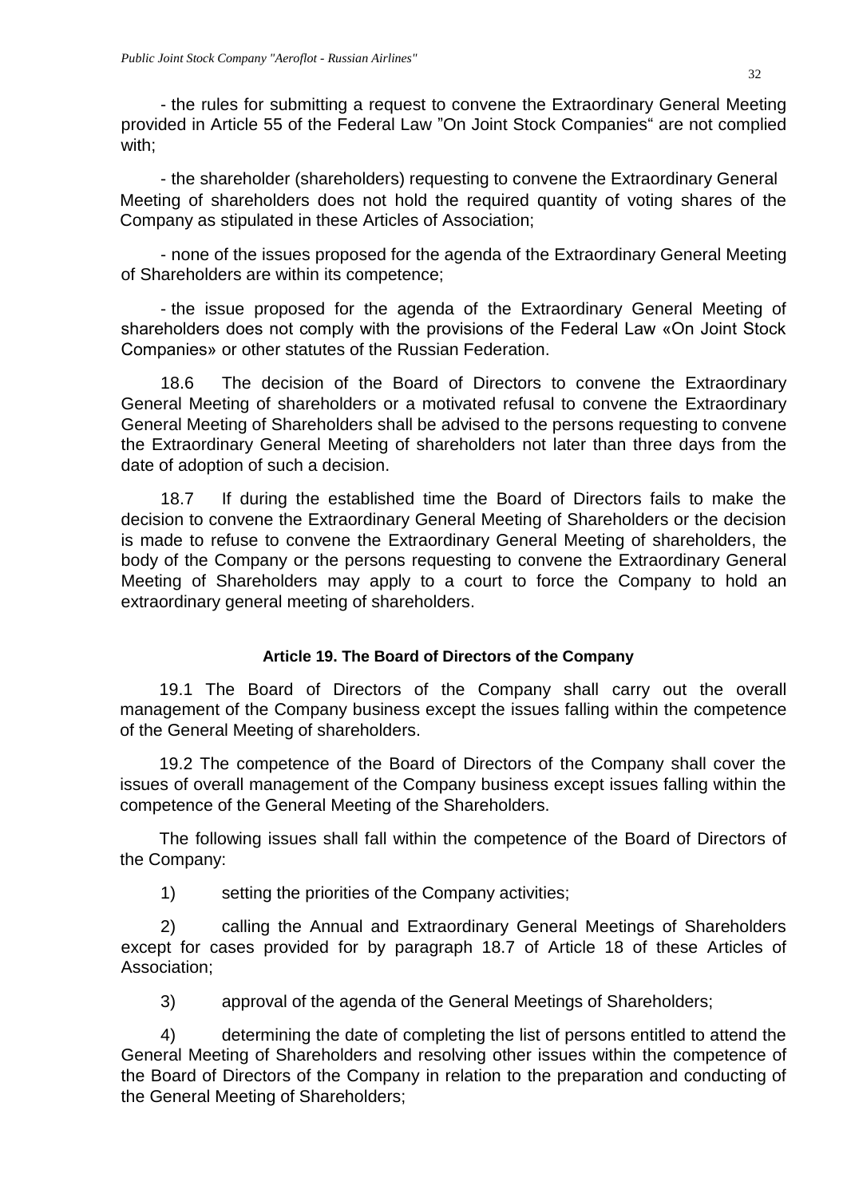- the rules for submitting a request to convene the Extraordinary General Meeting provided in Article 55 of the Federal Law "On Joint Stock Companies" are not complied with;

- the shareholder (shareholders) requesting to convene the Extraordinary General Meeting of shareholders does not hold the required quantity of voting shares of the Company as stipulated in these Articles of Association;

- none of the issues proposed for the agenda of the Extraordinary General Meeting of Shareholders are within its competence;

- the issue proposed for the agenda of the Extraordinary General Meeting of shareholders does not comply with the provisions of the Federal Law «On Joint Stock Companies» or other statutes of the Russian Federation.

18.6 The decision of the Board of Directors to convene the Extraordinary General Meeting of shareholders or a motivated refusal to convene the Extraordinary General Meeting of Shareholders shall be advised to the persons requesting to convene the Extraordinary General Meeting of shareholders not later than three days from the date of adoption of such a decision.

18.7 If during the established time the Board of Directors fails to make the decision to convene the Extraordinary General Meeting of Shareholders or the decision is made to refuse to convene the Extraordinary General Meeting of shareholders, the body of the Company or the persons requesting to convene the Extraordinary General Meeting of Shareholders may apply to a court to force the Company to hold an extraordinary general meeting of shareholders.

## Article 19. The Board of Directors of the Company

19.1 The Board of Directors of the Company shall carry out the overall management of the Company business except the issues falling within the competence of the General Meeting of shareholders.

19.2 The competence of the Board of Directors of the Company shall cover the issues of overall management of the Company business except issues falling within the competence of the General Meeting of the Shareholders.

The following issues shall fall within the competence of the Board of Directors of the Company:

1) setting the priorities of the Company activities;

2) calling the Annual and Extraordinary General Meetings of Shareholders except for cases provided for by paragraph 18.7 of Article 18 of these Articles of Association;

3) approval of the agenda of the General Meetings of Shareholders;

4) determining the date of completing the list of persons entitled to attend the General Meeting of Shareholders and resolving other issues within the competence of the Board of Directors of the Company in relation to the preparation and conducting of the General Meeting of Shareholders;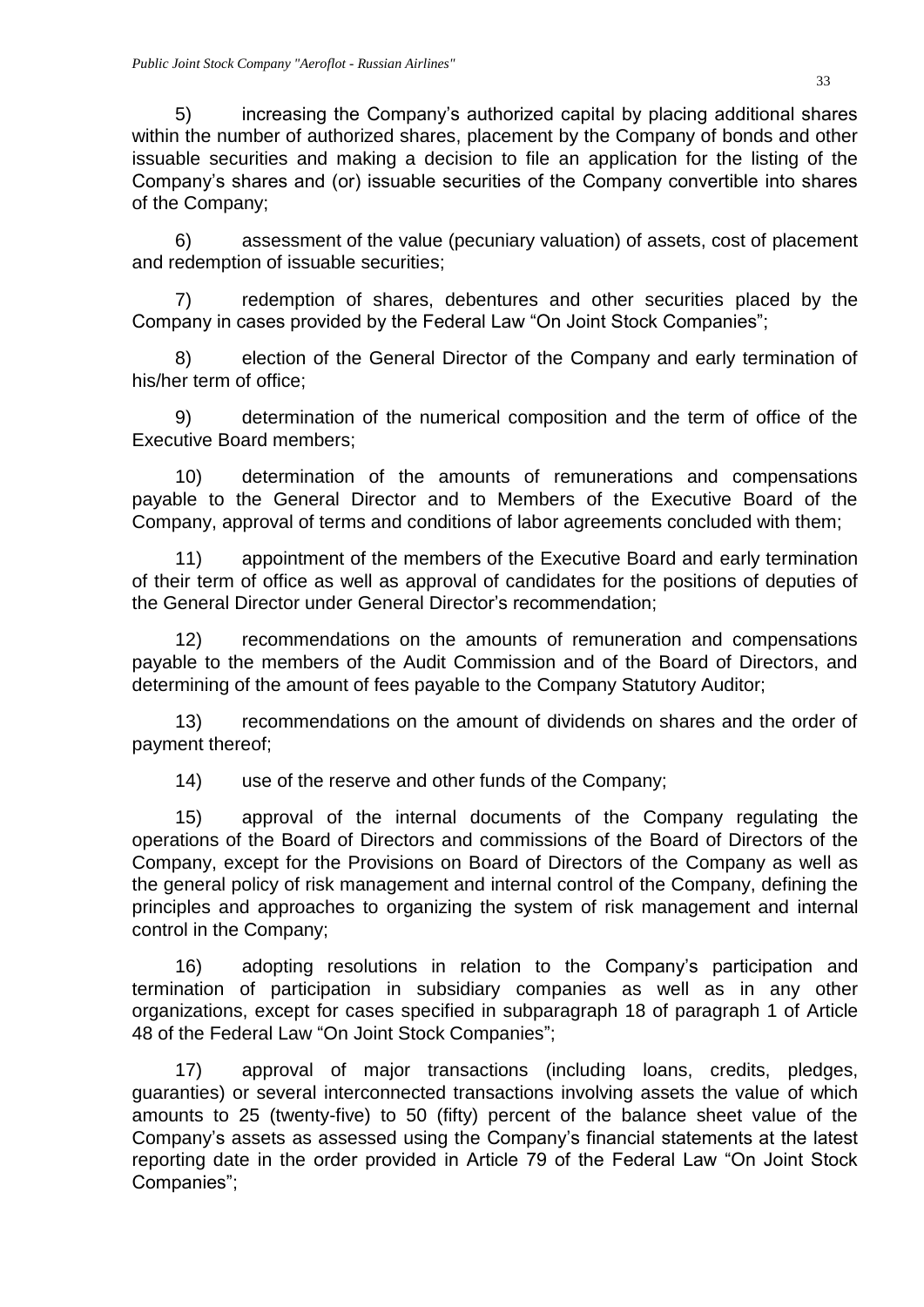5) increasing the Company's authorized capital by placing additional shares within the number of authorized shares, placement by the Company of bonds and other issuable securities and making a decision to file an application for the listing of the Company's shares and (or) issuable securities of the Company convertible into shares of the Company;

6) assessment of the value (pecuniary valuation) of assets, cost of placement and redemption of issuable securities;

7) redemption of shares, debentures and other securities placed by the Company in cases provided by the Federal Law "On Joint Stock Companies";

8) election of the General Director of the Company and early termination of his/her term of office;

9) determination of the numerical composition and the term of office of the Executive Board members;

10) determination of the amounts of remunerations and compensations payable to the General Director and to Members of the Executive Board of the Company, approval of terms and conditions of labor agreements concluded with them;

11) appointment of the members of the Executive Board and early termination of their term of office as well as approval of candidates for the positions of deputies of the General Director under General Director's recommendation;

12) recommendations on the amounts of remuneration and compensations payable to the members of the Audit Commission and of the Board of Directors, and determining of the amount of fees payable to the Company Statutory Auditor;

13) recommendations on the amount of dividends on shares and the order of payment thereof;

14) use of the reserve and other funds of the Company;

15) approval of the internal documents of the Company regulating the operations of the Board of Directors and commissions of the Board of Directors of the Company, except for the Provisions on Board of Directors of the Company as well as the general policy of risk management and internal control of the Company, defining the principles and approaches to organizing the system of risk management and internal control in the Company;

16) adopting resolutions in relation to the Company's participation and termination of participation in subsidiary companies as well as in any other organizations, except for cases specified in subparagraph 18 of paragraph 1 of Article 48 of the Federal Law "On Joint Stock Companies";

17) approval of major transactions (including loans, credits, pledges, guaranties) or several interconnected transactions involving assets the value of which amounts to 25 (twenty-five) to 50 (fifty) percent of the balance sheet value of the Company's assets as assessed using the Company's financial statements at the latest reporting date in the order provided in Article 79 of the Federal Law "On Joint Stock Companies";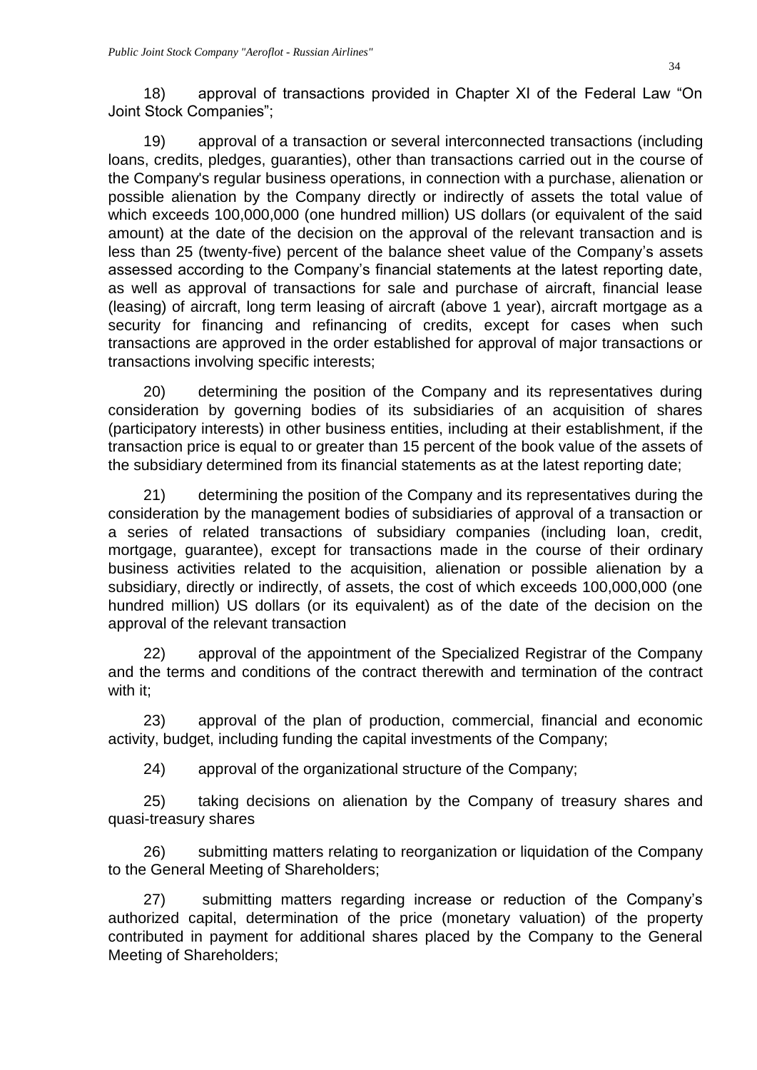18) approval of transactions provided in Chapter XI of the Federal Law "On Joint Stock Companies";

19) approval of a transaction or several interconnected transactions (including loans, credits, pledges, guaranties), other than transactions carried out in the course of the Company's regular business operations, in connection with a purchase, alienation or possible alienation by the Company directly or indirectly of assets the total value of which exceeds 100,000,000 (one hundred million) US dollars (or equivalent of the said amount) at the date of the decision on the approval of the relevant transaction and is less than 25 (twenty-five) percent of the balance sheet value of the Company's assets assessed according to the Company's financial statements at the latest reporting date, as well as approval of transactions for sale and purchase of aircraft, financial lease (leasing) of aircraft, long term leasing of aircraft (above 1 year), aircraft mortgage as a security for financing and refinancing of credits, except for cases when such transactions are approved in the order established for approval of major transactions or transactions involving specific interests;

20) determining the position of the Company and its representatives during consideration by governing bodies of its subsidiaries of an acquisition of shares (participatory interests) in other business entities, including at their establishment, if the transaction price is equal to or greater than 15 percent of the book value of the assets of the subsidiary determined from its financial statements as at the latest reporting date;

21) determining the position of the Company and its representatives during the consideration by the management bodies of subsidiaries of approval of a transaction or a series of related transactions of subsidiary companies (including loan, credit, mortgage, guarantee), except for transactions made in the course of their ordinary business activities related to the acquisition, alienation or possible alienation by a subsidiary, directly or indirectly, of assets, the cost of which exceeds 100,000,000 (one hundred million) US dollars (or its equivalent) as of the date of the decision on the approval of the relevant transaction

22) approval of the appointment of the Specialized Registrar of the Company and the terms and conditions of the contract therewith and termination of the contract with it;

23) approval of the plan of production, commercial, financial and economic activity, budget, including funding the capital investments of the Company;

24) approval of the organizational structure of the Company;

25) taking decisions on alienation by the Company of treasury shares and quasi-treasury shares

26) submitting matters relating to reorganization or liquidation of the Company to the General Meeting of Shareholders;

27) submitting matters regarding increase or reduction of the Company's authorized capital, determination of the price (monetary valuation) of the property contributed in payment for additional shares placed by the Company to the General Meeting of Shareholders;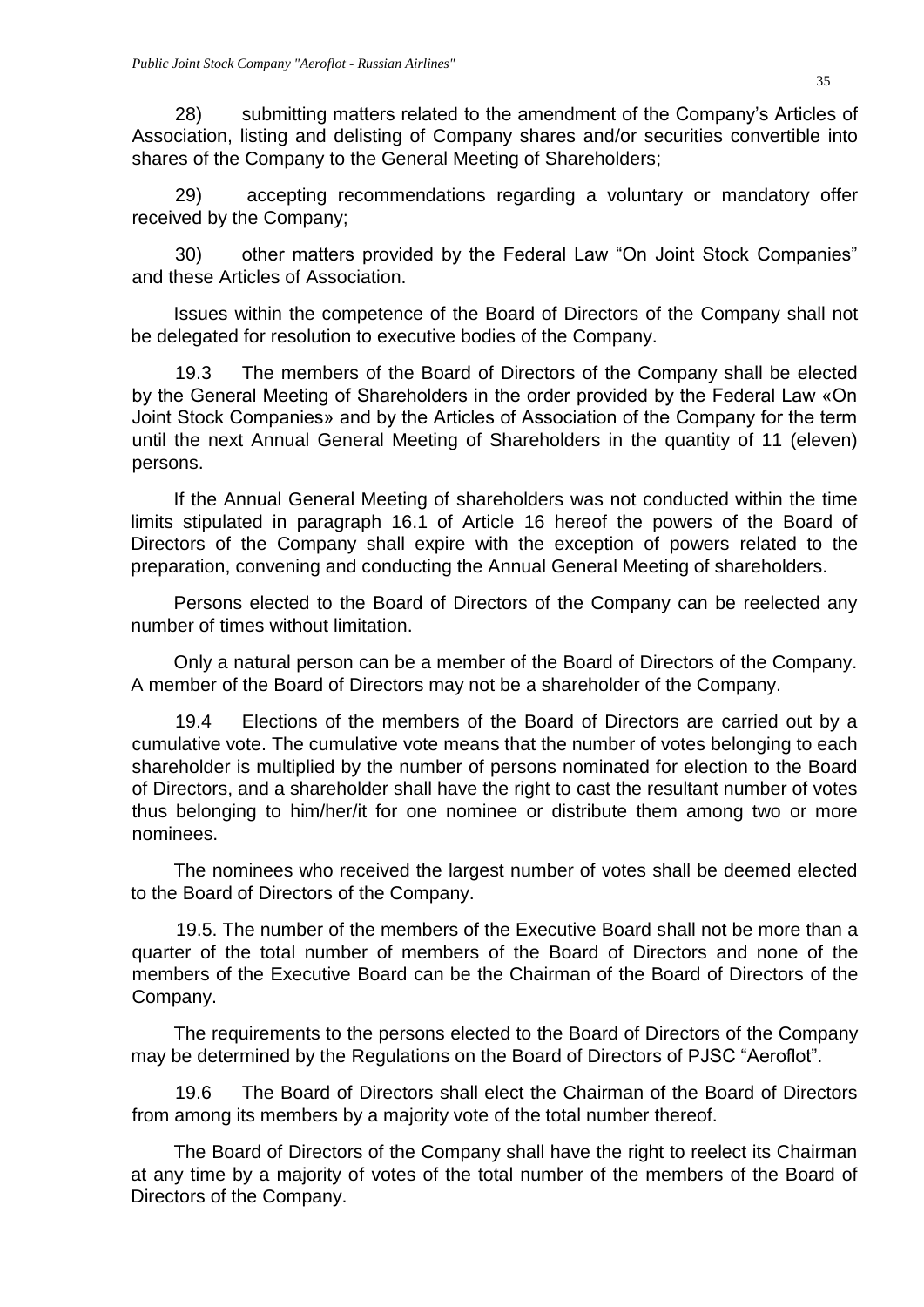28) submitting matters related to the amendment of the Company's Articles of Association, listing and delisting of Company shares and/or securities convertible into shares of the Company to the General Meeting of Shareholders;

29) accepting recommendations regarding a voluntary or mandatory offer received by the Company;

30) other matters provided by the Federal Law "On Joint Stock Companies" and these Articles of Association.

Issues within the competence of the Board of Directors of the Company shall not be delegated for resolution to executive bodies of the Company.

19.3 The members of the Board of Directors of the Company shall be elected by the General Meeting of Shareholders in the order provided by the Federal Law «On Joint Stock Companies» and by the Articles of Association of the Company for the term until the next Annual General Meeting of Shareholders in the quantity of 11 (eleven) persons.

If the Annual General Meeting of shareholders was not conducted within the time limits stipulated in paragraph 16.1 of Article 16 hereof the powers of the Board of Directors of the Company shall expire with the exception of powers related to the preparation, convening and conducting the Annual General Meeting of shareholders.

Persons elected to the Board of Directors of the Company can be reelected any number of times without limitation.

Only a natural person can be a member of the Board of Directors of the Company. A member of the Board of Directors may not be a shareholder of the Company.

19.4 Elections of the members of the Board of Directors are carried out by a cumulative vote. The cumulative vote means that the number of votes belonging to each shareholder is multiplied by the number of persons nominated for election to the Board of Directors, and a shareholder shall have the right to cast the resultant number of votes thus belonging to him/her/it for one nominee or distribute them among two or more nominees.

The nominees who received the largest number of votes shall be deemed elected to the Board of Directors of the Company.

19.5. The number of the members of the Executive Board shall not be more than a quarter of the total number of members of the Board of Directors and none of the members of the Executive Board can be the Chairman of the Board of Directors of the Company.

The requirements to the persons elected to the Board of Directors of the Company may be determined by the Regulations on the Board of Directors of PJSC "Aeroflot".

19.6 The Board of Directors shall elect the Chairman of the Board of Directors from among its members by a majority vote of the total number thereof.

The Board of Directors of the Company shall have the right to reelect its Chairman at any time by a majority of votes of the total number of the members of the Board of Directors of the Company.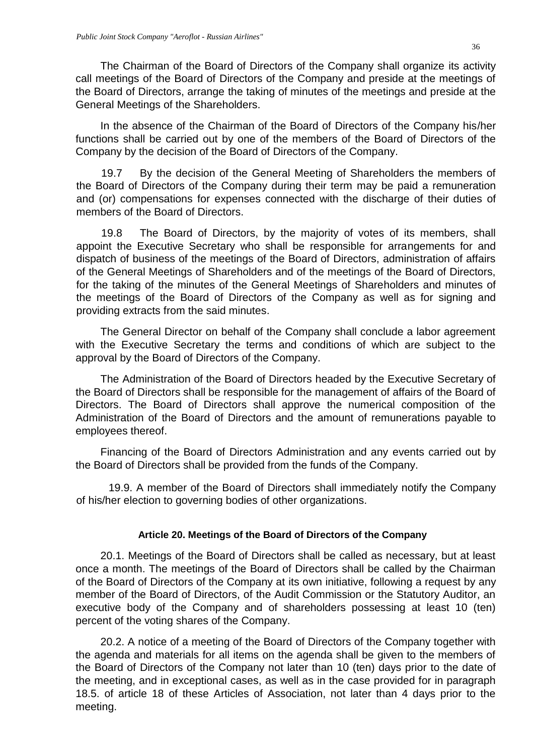The Chairman of the Board of Directors of the Company shall organize its activity call meetings of the Board of Directors of the Company and preside at the meetings of the Board of Directors, arrange the taking of minutes of the meetings and preside at the General Meetings of the Shareholders.

In the absence of the Chairman of the Board of Directors of the Company his/her functions shall be carried out by one of the members of the Board of Directors of the Company by the decision of the Board of Directors of the Company.

19.7 By the decision of the General Meeting of Shareholders the members of the Board of Directors of the Company during their term may be paid a remuneration and (or) compensations for expenses connected with the discharge of their duties of members of the Board of Directors.

19.8 The Board of Directors, by the majority of votes of its members, shall appoint the Executive Secretary who shall be responsible for arrangements for and dispatch of business of the meetings of the Board of Directors, administration of affairs of the General Meetings of Shareholders and of the meetings of the Board of Directors, for the taking of the minutes of the General Meetings of Shareholders and minutes of the meetings of the Board of Directors of the Company as well as for signing and providing extracts from the said minutes.

The General Director on behalf of the Company shall conclude a labor agreement with the Executive Secretary the terms and conditions of which are subject to the approval by the Board of Directors of the Company.

The Administration of the Board of Directors headed by the Executive Secretary of the Board of Directors shall be responsible for the management of affairs of the Board of Directors. The Board of Directors shall approve the numerical composition of the Administration of the Board of Directors and the amount of remunerations payable to employees thereof.

Financing of the Board of Directors Administration and any events carried out by the Board of Directors shall be provided from the funds of the Company.

19.9. A member of the Board of Directors shall immediately notify the Company of his/her election to governing bodies of other organizations.

#### Article 20. Meetings of the Board of Directors of the Company

20.1. Meetings of the Board of Directors shall be called as necessary, but at least once a month. The meetings of the Board of Directors shall be called by the Chairman of the Board of Directors of the Company at its own initiative, following a request by any member of the Board of Directors, of the Audit Commission or the Statutory Auditor, an executive body of the Company and of shareholders possessing at least 10 (ten) percent of the voting shares of the Company.

20.2. A notice of a meeting of the Board of Directors of the Company together with the agenda and materials for all items on the agenda shall be given to the members of the Board of Directors of the Company not later than 10 (ten) days prior to the date of the meeting, and in exceptional cases, as well as in the case provided for in paragraph 18.5. of article 18 of these Articles of Association, not later than 4 days prior to the meeting.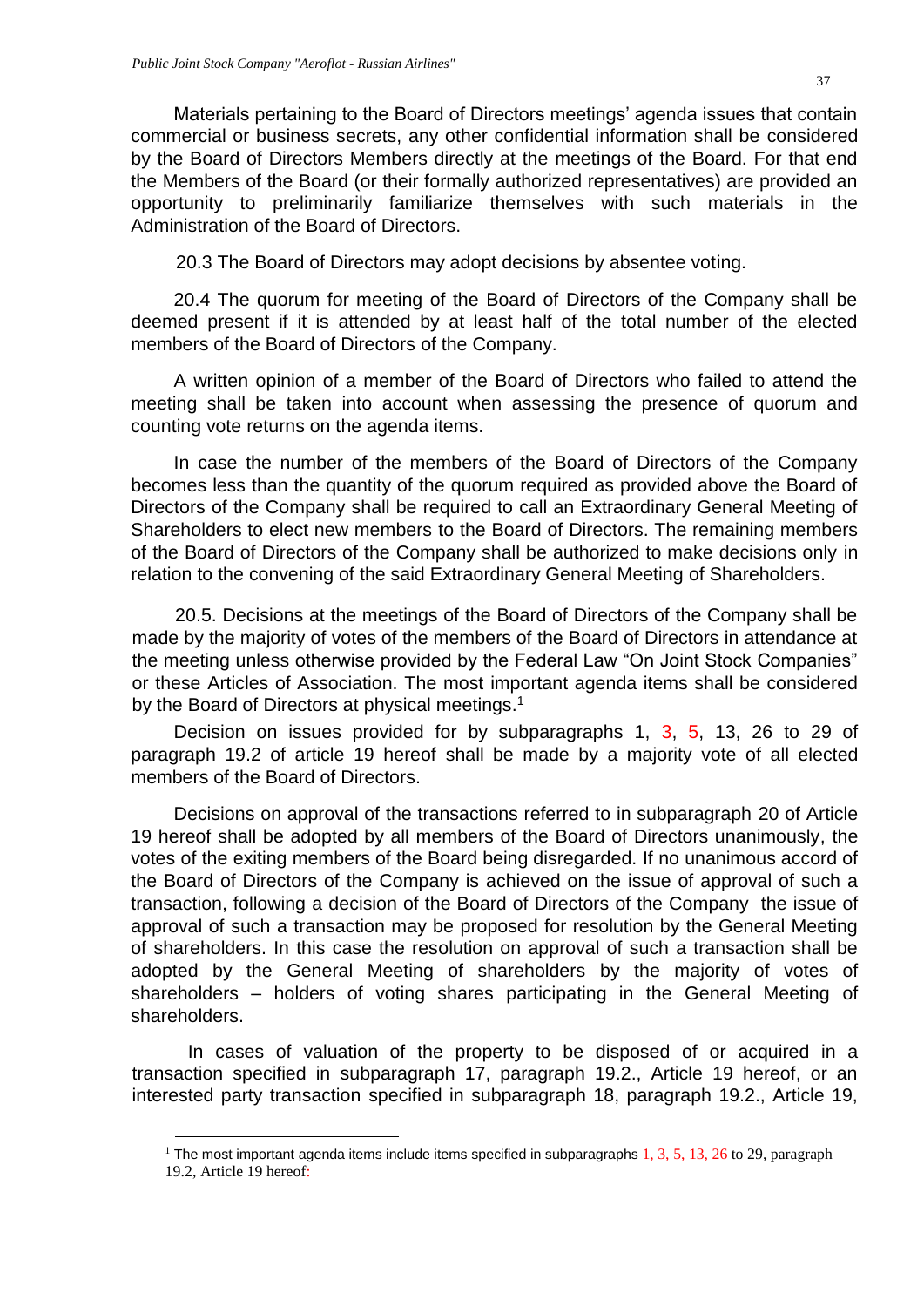Materials pertaining to the Board of Directors meetings' agenda issues that contain commercial or business secrets, any other confidential information shall be considered by the Board of Directors Members directly at the meetings of the Board. For that end the Members of the Board (or their formally authorized representatives) are provided an opportunity to preliminarily familiarize themselves with such materials in the Administration of the Board of Directors.

20.3 The Board of Directors may adopt decisions by absentee voting.

20.4 The quorum for meeting of the Board of Directors of the Company shall be deemed present if it is attended by at least half of the total number of the elected members of the Board of Directors of the Company.

A written opinion of a member of the Board of Directors who failed to attend the meeting shall be taken into account when assessing the presence of quorum and counting vote returns on the agenda items.

In case the number of the members of the Board of Directors of the Company becomes less than the quantity of the quorum required as provided above the Board of Directors of the Company shall be required to call an Extraordinary General Meeting of Shareholders to elect new members to the Board of Directors. The remaining members of the Board of Directors of the Company shall be authorized to make decisions only in relation to the convening of the said Extraordinary General Meeting of Shareholders.

20.5. Decisions at the meetings of the Board of Directors of the Company shall be made by the majority of votes of the members of the Board of Directors in attendance at the meeting unless otherwise provided by the Federal Law "On Joint Stock Companies" or these Articles of Association. The most important agenda items shall be considered by the Board of Directors at physical meetings.[1]

Decision on issues provided for by subparagraphs 1, 3, 5, 13, 26 to 29 of paragraph 19.2 of article 19 hereof shall be made by a majority vote of all elected members of the Board of Directors.

Decisions on approval of the transactions referred to in subparagraph 20 of Article 19 hereof shall be adopted by all members of the Board of Directors unanimously, the votes of the exiting members of the Board being disregarded. If no unanimous accord of the Board of Directors of the Company is achieved on the issue of approval of such a transaction, following a decision of the Board of Directors of the Company the issue of approval of such a transaction may be proposed for resolution by the General Meeting of shareholders. In this case the resolution on approval of such a transaction shall be adopted by the General Meeting of shareholders by the majority of votes of shareholders – holders of voting shares participating in the General Meeting of shareholders.

In cases of valuation of the property to be disposed of or acquired in a transaction specified in subparagraph 17, paragraph 19.2., Article 19 hereof, or an interested party transaction specified in subparagraph 18, paragraph 19.2., Article 19,

---

[1] The most important agenda items include items specified in subparagraphs 1, 3, 5, 13, 26 to 29, paragraph 19.2, Article 19 hereof: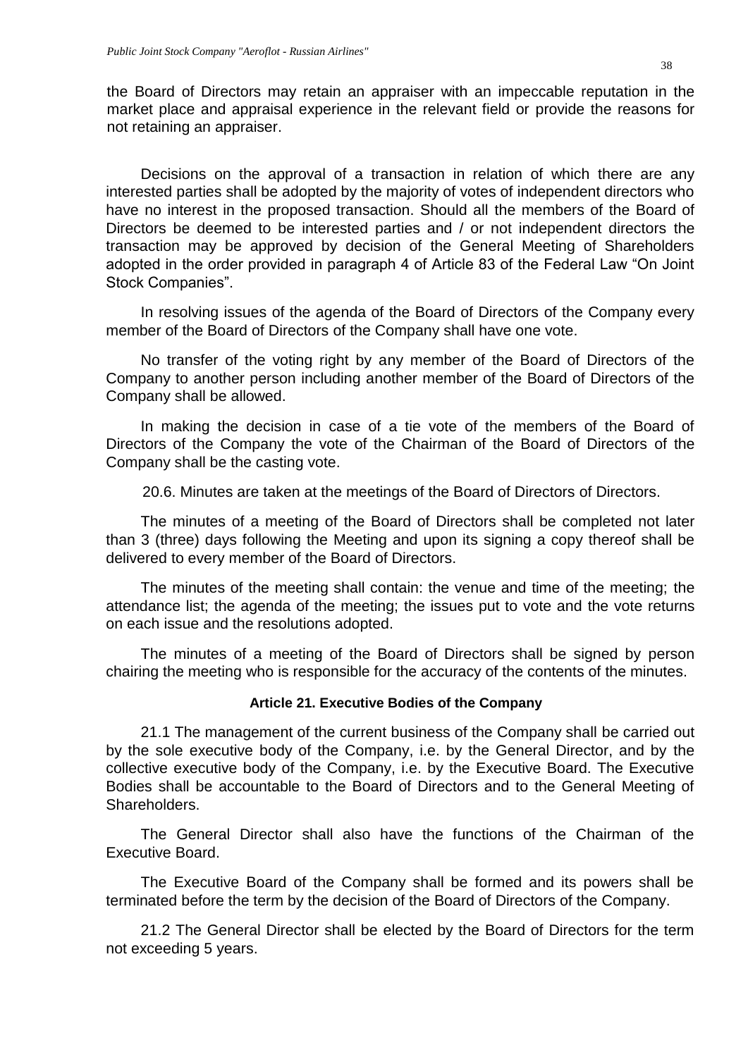the Board of Directors may retain an appraiser with an impeccable reputation in the market place and appraisal experience in the relevant field or provide the reasons for not retaining an appraiser.

Decisions on the approval of a transaction in relation of which there are any interested parties shall be adopted by the majority of votes of independent directors who have no interest in the proposed transaction. Should all the members of the Board of Directors be deemed to be interested parties and / or not independent directors the transaction may be approved by decision of the General Meeting of Shareholders adopted in the order provided in paragraph 4 of Article 83 of the Federal Law "On Joint Stock Companies".

In resolving issues of the agenda of the Board of Directors of the Company every member of the Board of Directors of the Company shall have one vote.

No transfer of the voting right by any member of the Board of Directors of the Company to another person including another member of the Board of Directors of the Company shall be allowed.

In making the decision in case of a tie vote of the members of the Board of Directors of the Company the vote of the Chairman of the Board of Directors of the Company shall be the casting vote.

20.6. Minutes are taken at the meetings of the Board of Directors of Directors.

The minutes of a meeting of the Board of Directors shall be completed not later than 3 (three) days following the Meeting and upon its signing a copy thereof shall be delivered to every member of the Board of Directors.

The minutes of the meeting shall contain: the venue and time of the meeting; the attendance list; the agenda of the meeting; the issues put to vote and the vote returns on each issue and the resolutions adopted.

The minutes of a meeting of the Board of Directors shall be signed by person chairing the meeting who is responsible for the accuracy of the contents of the minutes.

### Article 21. Executive Bodies of the Company

21.1 The management of the current business of the Company shall be carried out by the sole executive body of the Company, i.e. by the General Director, and by the collective executive body of the Company, i.e. by the Executive Board. The Executive Bodies shall be accountable to the Board of Directors and to the General Meeting of Shareholders.

The General Director shall also have the functions of the Chairman of the Executive Board.

The Executive Board of the Company shall be formed and its powers shall be terminated before the term by the decision of the Board of Directors of the Company.

21.2 The General Director shall be elected by the Board of Directors for the term not exceeding 5 years.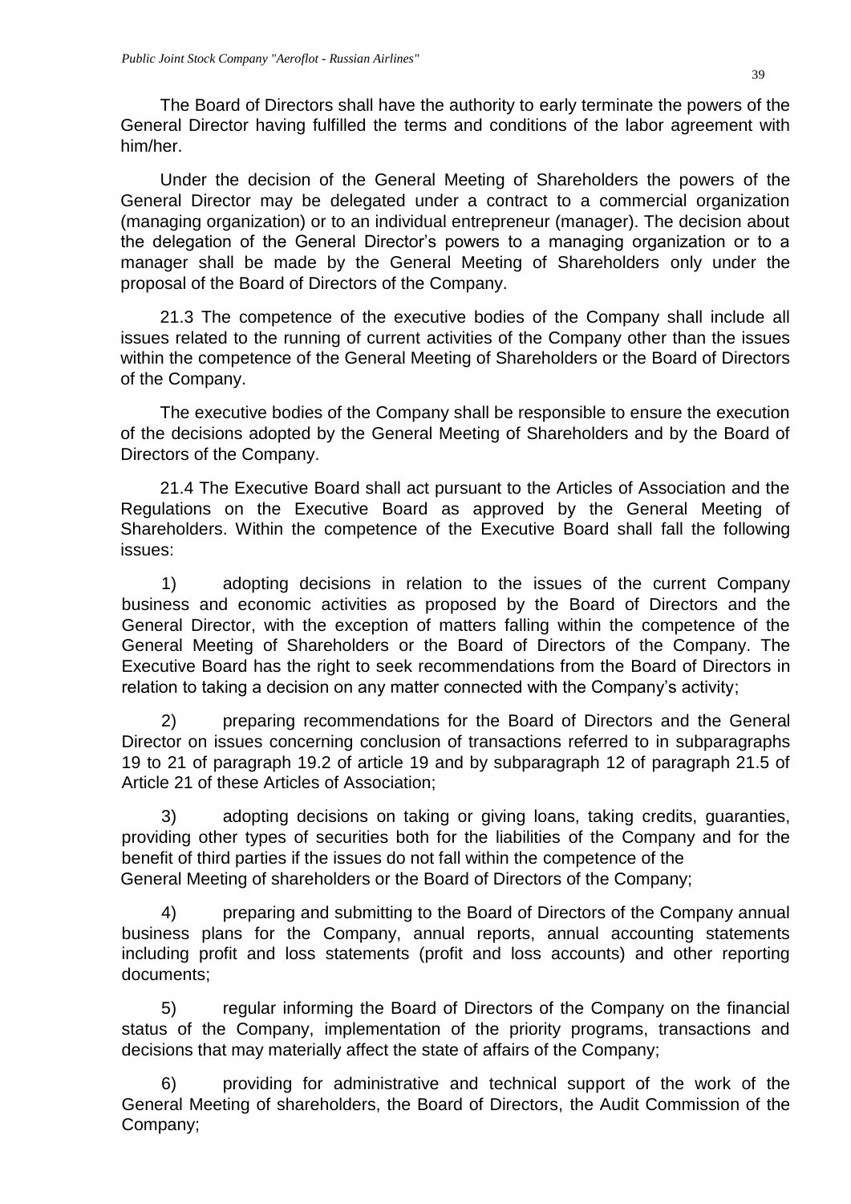The Board of Directors shall have the authority to early terminate the powers of the General Director having fulfilled the terms and conditions of the labor agreement with him/her.

Under the decision of the General Meeting of Shareholders the powers of the General Director may be delegated under a contract to a commercial organization (managing organization) or to an individual entrepreneur (manager). The decision about the delegation of the General Director's powers to a managing organization or to a manager shall be made by the General Meeting of Shareholders only under the proposal of the Board of Directors of the Company.

21.3 The competence of the executive bodies of the Company shall include all issues related to the running of current activities of the Company other than the issues within the competence of the General Meeting of Shareholders or the Board of Directors of the Company.

The executive bodies of the Company shall be responsible to ensure the execution of the decisions adopted by the General Meeting of Shareholders and by the Board of Directors of the Company.

21.4 The Executive Board shall act pursuant to the Articles of Association and the Regulations on the Executive Board as approved by the General Meeting of Shareholders. Within the competence of the Executive Board shall fall the following issues:

1) adopting decisions in relation to the issues of the current Company business and economic activities as proposed by the Board of Directors and the General Director, with the exception of matters falling within the competence of the General Meeting of Shareholders or the Board of Directors of the Company. The Executive Board has the right to seek recommendations from the Board of Directors in relation to taking a decision on any matter connected with the Company's activity;

2) preparing recommendations for the Board of Directors and the General Director on issues concerning conclusion of transactions referred to in subparagraphs 19 to 21 of paragraph 19.2 of article 19 and by subparagraph 12 of paragraph 21.5 of Article 21 of these Articles of Association;

3) adopting decisions on taking or giving loans, taking credits, guaranties, providing other types of securities both for the liabilities of the Company and for the benefit of third parties if the issues do not fall within the competence of the General Meeting of shareholders or the Board of Directors of the Company;

4) preparing and submitting to the Board of Directors of the Company annual business plans for the Company, annual reports, annual accounting statements including profit and loss statements (profit and loss accounts) and other reporting documents;

5) regular informing the Board of Directors of the Company on the financial status of the Company, implementation of the priority programs, transactions and decisions that may materially affect the state of affairs of the Company;

6) providing for administrative and technical support of the work of the General Meeting of shareholders, the Board of Directors, the Audit Commission of the Company;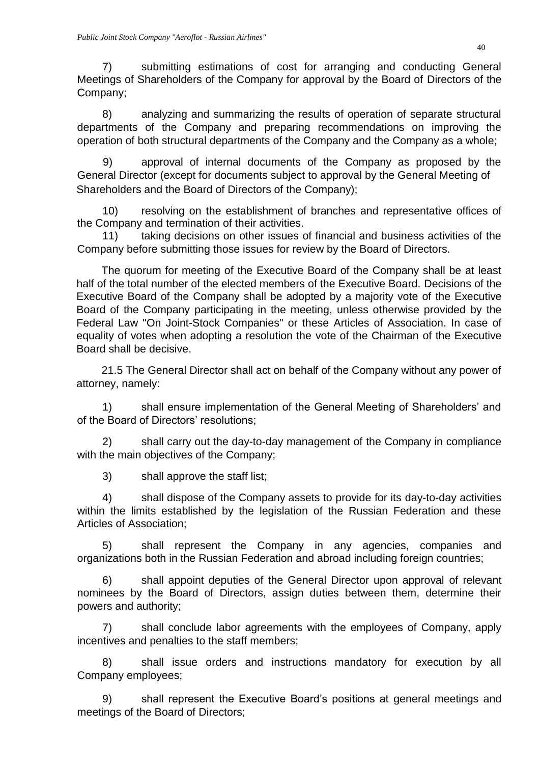7) submitting estimations of cost for arranging and conducting General Meetings of Shareholders of the Company for approval by the Board of Directors of the Company;

8) analyzing and summarizing the results of operation of separate structural departments of the Company and preparing recommendations on improving the operation of both structural departments of the Company and the Company as a whole;

9) approval of internal documents of the Company as proposed by the General Director (except for documents subject to approval by the General Meeting of Shareholders and the Board of Directors of the Company);

10) resolving on the establishment of branches and representative offices of the Company and termination of their activities.

11) taking decisions on other issues of financial and business activities of the Company before submitting those issues for review by the Board of Directors.

The quorum for meeting of the Executive Board of the Company shall be at least half of the total number of the elected members of the Executive Board. Decisions of the Executive Board of the Company shall be adopted by a majority vote of the Executive Board of the Company participating in the meeting, unless otherwise provided by the Federal Law "On Joint-Stock Companies" or these Articles of Association. In case of equality of votes when adopting a resolution the vote of the Chairman of the Executive Board shall be decisive.

21.5 The General Director shall act on behalf of the Company without any power of attorney, namely:

1) shall ensure implementation of the General Meeting of Shareholders' and of the Board of Directors' resolutions;

2) shall carry out the day-to-day management of the Company in compliance with the main objectives of the Company;

3) shall approve the staff list;

4) shall dispose of the Company assets to provide for its day-to-day activities within the limits established by the legislation of the Russian Federation and these Articles of Association;

5) shall represent the Company in any agencies, companies and organizations both in the Russian Federation and abroad including foreign countries;

6) shall appoint deputies of the General Director upon approval of relevant nominees by the Board of Directors, assign duties between them, determine their powers and authority;

7) shall conclude labor agreements with the employees of Company, apply incentives and penalties to the staff members;

8) shall issue orders and instructions mandatory for execution by all Company employees;

9) shall represent the Executive Board's positions at general meetings and meetings of the Board of Directors;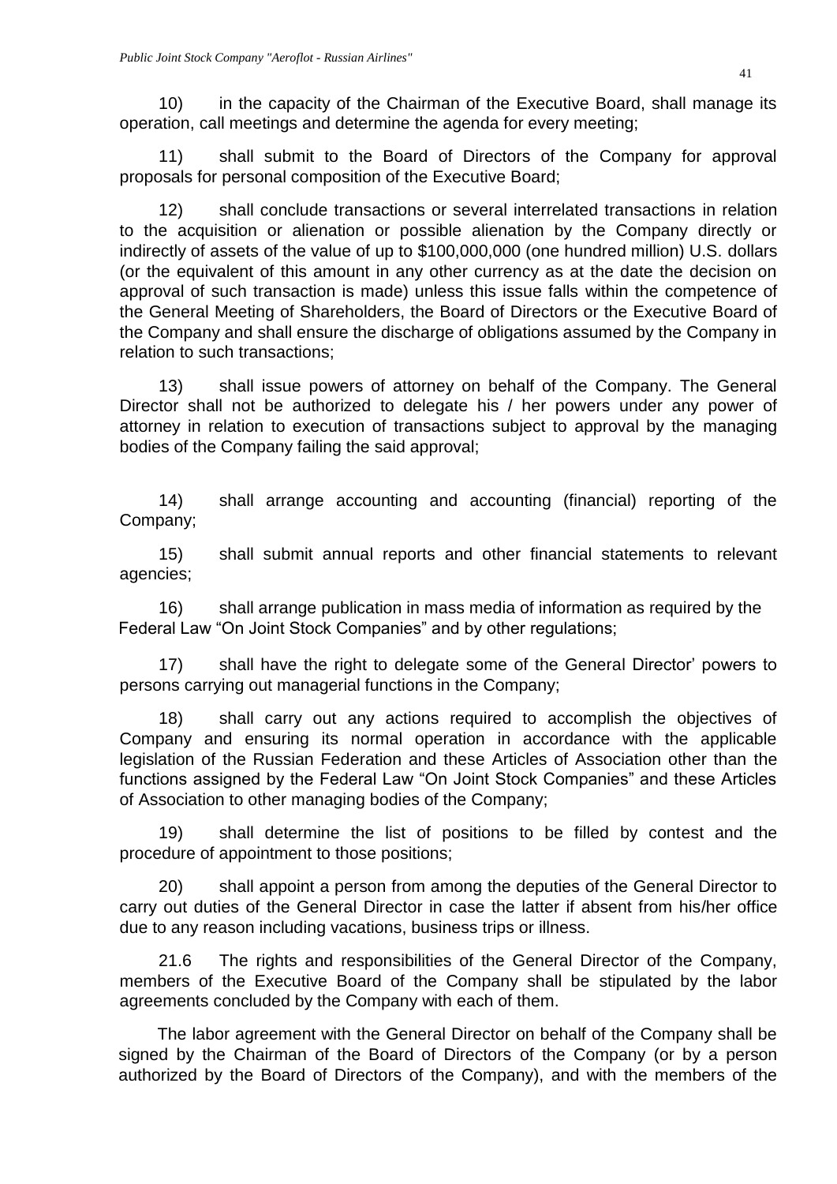10) in the capacity of the Chairman of the Executive Board, shall manage its operation, call meetings and determine the agenda for every meeting;

11) shall submit to the Board of Directors of the Company for approval proposals for personal composition of the Executive Board;

12) shall conclude transactions or several interrelated transactions in relation to the acquisition or alienation or possible alienation by the Company directly or indirectly of assets of the value of up to $100,000,000 (one hundred million) U.S. dollars (or the equivalent of this amount in any other currency as at the date the decision on approval of such transaction is made) unless this issue falls within the competence of the General Meeting of Shareholders, the Board of Directors or the Executive Board of the Company and shall ensure the discharge of obligations assumed by the Company in relation to such transactions;

13) shall issue powers of attorney on behalf of the Company. The General Director shall not be authorized to delegate his / her powers under any power of attorney in relation to execution of transactions subject to approval by the managing bodies of the Company failing the said approval;

14) shall arrange accounting and accounting (financial) reporting of the Company;

15) shall submit annual reports and other financial statements to relevant agencies;

16) shall arrange publication in mass media of information as required by the Federal Law "On Joint Stock Companies" and by other regulations;

17) shall have the right to delegate some of the General Director' powers to persons carrying out managerial functions in the Company;

18) shall carry out any actions required to accomplish the objectives of Company and ensuring its normal operation in accordance with the applicable legislation of the Russian Federation and these Articles of Association other than the functions assigned by the Federal Law "On Joint Stock Companies" and these Articles of Association to other managing bodies of the Company;

19) shall determine the list of positions to be filled by contest and the procedure of appointment to those positions;

20) shall appoint a person from among the deputies of the General Director to carry out duties of the General Director in case the latter if absent from his/her office due to any reason including vacations, business trips or illness.

21.6 The rights and responsibilities of the General Director of the Company, members of the Executive Board of the Company shall be stipulated by the labor agreements concluded by the Company with each of them.

The labor agreement with the General Director on behalf of the Company shall be signed by the Chairman of the Board of Directors of the Company (or by a person authorized by the Board of Directors of the Company), and with the members of the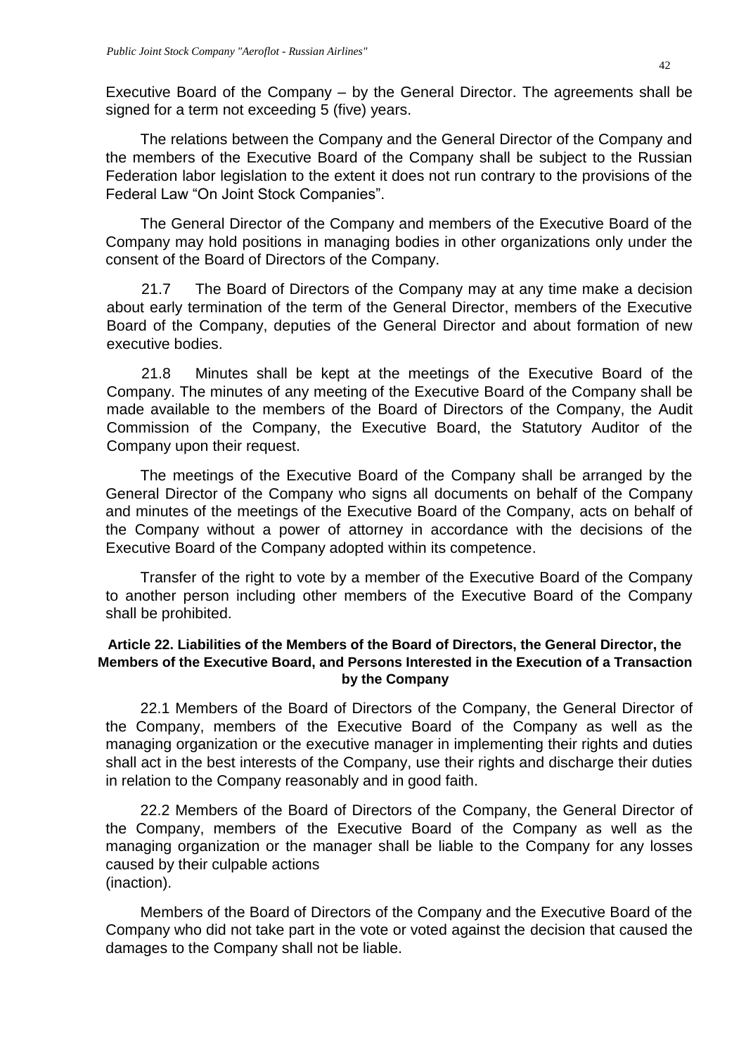Executive Board of the Company – by the General Director. The agreements shall be signed for a term not exceeding 5 (five) years.

The relations between the Company and the General Director of the Company and the members of the Executive Board of the Company shall be subject to the Russian Federation labor legislation to the extent it does not run contrary to the provisions of the Federal Law "On Joint Stock Companies".

The General Director of the Company and members of the Executive Board of the Company may hold positions in managing bodies in other organizations only under the consent of the Board of Directors of the Company.

21.7 The Board of Directors of the Company may at any time make a decision about early termination of the term of the General Director, members of the Executive Board of the Company, deputies of the General Director and about formation of new executive bodies.

21.8 Minutes shall be kept at the meetings of the Executive Board of the Company. The minutes of any meeting of the Executive Board of the Company shall be made available to the members of the Board of Directors of the Company, the Audit Commission of the Company, the Executive Board, the Statutory Auditor of the Company upon their request.

The meetings of the Executive Board of the Company shall be arranged by the General Director of the Company who signs all documents on behalf of the Company and minutes of the meetings of the Executive Board of the Company, acts on behalf of the Company without a power of attorney in accordance with the decisions of the Executive Board of the Company adopted within its competence.

Transfer of the right to vote by a member of the Executive Board of the Company to another person including other members of the Executive Board of the Company shall be prohibited.

### Article 22. Liabilities of the Members of the Board of Directors, the General Director, the Members of the Executive Board, and Persons Interested in the Execution of a Transaction by the Company

22.1 Members of the Board of Directors of the Company, the General Director of the Company, members of the Executive Board of the Company as well as the managing organization or the executive manager in implementing their rights and duties shall act in the best interests of the Company, use their rights and discharge their duties in relation to the Company reasonably and in good faith.

22.2 Members of the Board of Directors of the Company, the General Director of the Company, members of the Executive Board of the Company as well as the managing organization or the manager shall be liable to the Company for any losses caused by their culpable actions (inaction).

Members of the Board of Directors of the Company and the Executive Board of the Company who did not take part in the vote or voted against the decision that caused the damages to the Company shall not be liable.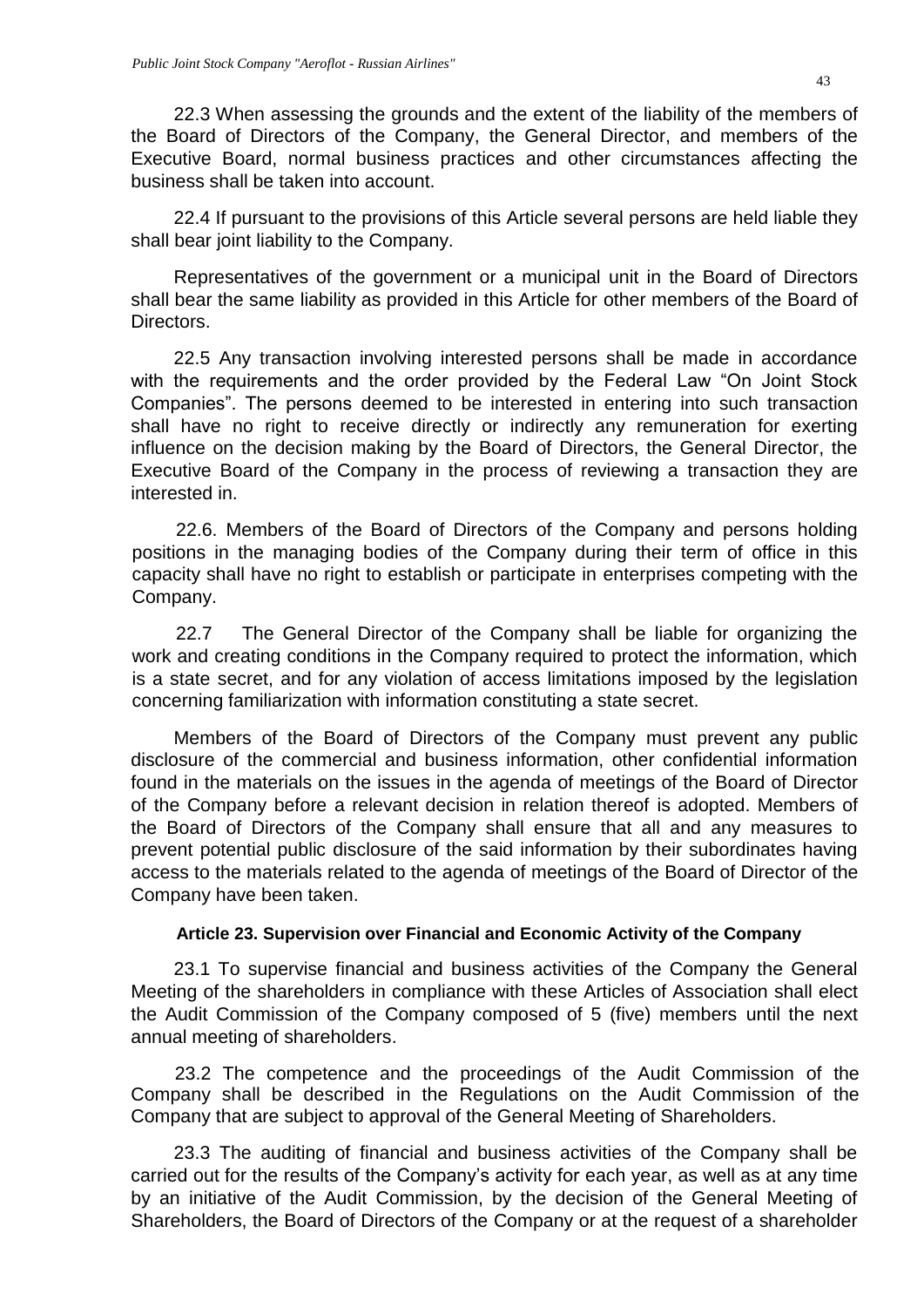22.3 When assessing the grounds and the extent of the liability of the members of the Board of Directors of the Company, the General Director, and members of the Executive Board, normal business practices and other circumstances affecting the business shall be taken into account.

22.4 If pursuant to the provisions of this Article several persons are held liable they shall bear joint liability to the Company.

Representatives of the government or a municipal unit in the Board of Directors shall bear the same liability as provided in this Article for other members of the Board of Directors.

22.5 Any transaction involving interested persons shall be made in accordance with the requirements and the order provided by the Federal Law "On Joint Stock Companies". The persons deemed to be interested in entering into such transaction shall have no right to receive directly or indirectly any remuneration for exerting influence on the decision making by the Board of Directors, the General Director, the Executive Board of the Company in the process of reviewing a transaction they are interested in.

22.6. Members of the Board of Directors of the Company and persons holding positions in the managing bodies of the Company during their term of office in this capacity shall have no right to establish or participate in enterprises competing with the Company.

22.7 The General Director of the Company shall be liable for organizing the work and creating conditions in the Company required to protect the information, which is a state secret, and for any violation of access limitations imposed by the legislation concerning familiarization with information constituting a state secret.

Members of the Board of Directors of the Company must prevent any public disclosure of the commercial and business information, other confidential information found in the materials on the issues in the agenda of meetings of the Board of Director of the Company before a relevant decision in relation thereof is adopted. Members of the Board of Directors of the Company shall ensure that all and any measures to prevent potential public disclosure of the said information by their subordinates having access to the materials related to the agenda of meetings of the Board of Director of the Company have been taken.

### Article 23. Supervision over Financial and Economic Activity of the Company

23.1 To supervise financial and business activities of the Company the General Meeting of the shareholders in compliance with these Articles of Association shall elect the Audit Commission of the Company composed of 5 (five) members until the next annual meeting of shareholders.

23.2 The competence and the proceedings of the Audit Commission of the Company shall be described in the Regulations on the Audit Commission of the Company that are subject to approval of the General Meeting of Shareholders.

23.3 The auditing of financial and business activities of the Company shall be carried out for the results of the Company's activity for each year, as well as at any time by an initiative of the Audit Commission, by the decision of the General Meeting of Shareholders, the Board of Directors of the Company or at the request of a shareholder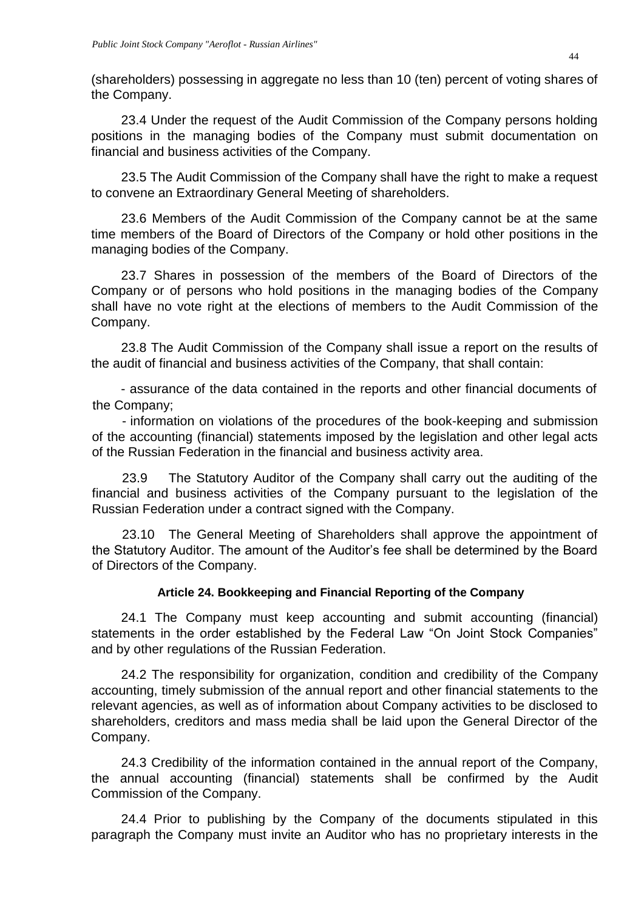(shareholders) possessing in aggregate no less than 10 (ten) percent of voting shares of the Company.

23.4 Under the request of the Audit Commission of the Company persons holding positions in the managing bodies of the Company must submit documentation on financial and business activities of the Company.

23.5 The Audit Commission of the Company shall have the right to make a request to convene an Extraordinary General Meeting of shareholders.

23.6 Members of the Audit Commission of the Company cannot be at the same time members of the Board of Directors of the Company or hold other positions in the managing bodies of the Company.

23.7 Shares in possession of the members of the Board of Directors of the Company or of persons who hold positions in the managing bodies of the Company shall have no vote right at the elections of members to the Audit Commission of the Company.

23.8 The Audit Commission of the Company shall issue a report on the results of the audit of financial and business activities of the Company, that shall contain:

- assurance of the data contained in the reports and other financial documents of the Company;
- information on violations of the procedures of the book-keeping and submission of the accounting (financial) statements imposed by the legislation and other legal acts of the Russian Federation in the financial and business activity area.

23.9 The Statutory Auditor of the Company shall carry out the auditing of the financial and business activities of the Company pursuant to the legislation of the Russian Federation under a contract signed with the Company.

23.10 The General Meeting of Shareholders shall approve the appointment of the Statutory Auditor. The amount of the Auditor's fee shall be determined by the Board of Directors of the Company.

#### Article 24. Bookkeeping and Financial Reporting of the Company

24.1 The Company must keep accounting and submit accounting (financial) statements in the order established by the Federal Law "On Joint Stock Companies" and by other regulations of the Russian Federation.

24.2 The responsibility for organization, condition and credibility of the Company accounting, timely submission of the annual report and other financial statements to the relevant agencies, as well as of information about Company activities to be disclosed to shareholders, creditors and mass media shall be laid upon the General Director of the Company.

24.3 Credibility of the information contained in the annual report of the Company, the annual accounting (financial) statements shall be confirmed by the Audit Commission of the Company.

24.4 Prior to publishing by the Company of the documents stipulated in this paragraph the Company must invite an Auditor who has no proprietary interests in the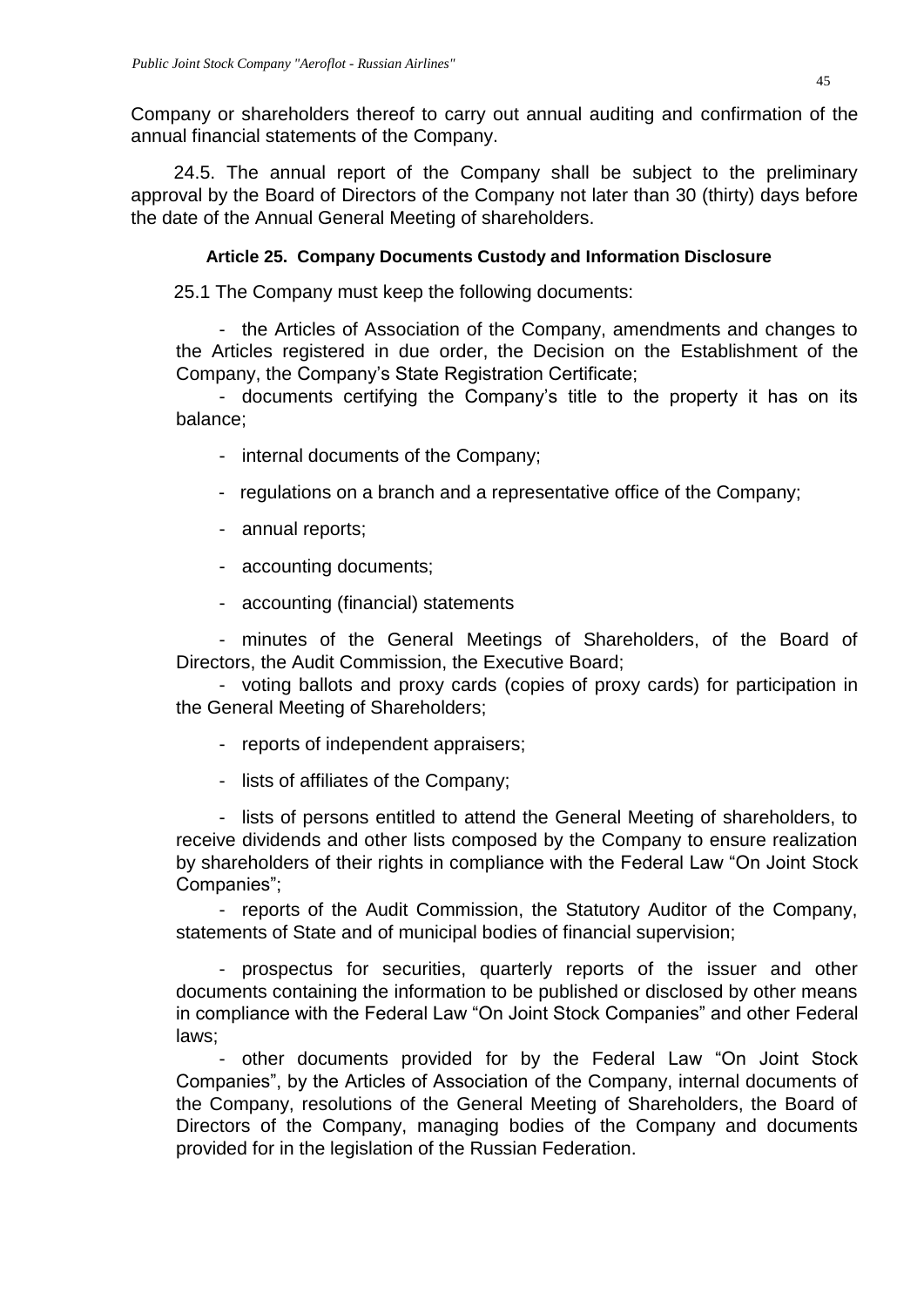Company or shareholders thereof to carry out annual auditing and confirmation of the annual financial statements of the Company.

24.5. The annual report of the Company shall be subject to the preliminary approval by the Board of Directors of the Company not later than 30 (thirty) days before the date of the Annual General Meeting of shareholders.

#### Article 25. Company Documents Custody and Information Disclosure

25.1 The Company must keep the following documents:

- the Articles of Association of the Company, amendments and changes to the Articles registered in due order, the Decision on the Establishment of the Company, the Company's State Registration Certificate;
- documents certifying the Company's title to the property it has on its balance;
- internal documents of the Company;
- regulations on a branch and a representative office of the Company;
- annual reports;
- accounting documents;
- accounting (financial) statements
- minutes of the General Meetings of Shareholders, of the Board of Directors, the Audit Commission, the Executive Board;
- voting ballots and proxy cards (copies of proxy cards) for participation in the General Meeting of Shareholders;
- reports of independent appraisers;
- lists of affiliates of the Company;
- lists of persons entitled to attend the General Meeting of shareholders, to receive dividends and other lists composed by the Company to ensure realization by shareholders of their rights in compliance with the Federal Law "On Joint Stock Companies";
- reports of the Audit Commission, the Statutory Auditor of the Company, statements of State and of municipal bodies of financial supervision;
- prospectus for securities, quarterly reports of the issuer and other documents containing the information to be published or disclosed by other means in compliance with the Federal Law "On Joint Stock Companies" and other Federal laws;
- other documents provided for by the Federal Law "On Joint Stock Companies", by the Articles of Association of the Company, internal documents of the Company, resolutions of the General Meeting of Shareholders, the Board of Directors of the Company, managing bodies of the Company and documents provided for in the legislation of the Russian Federation.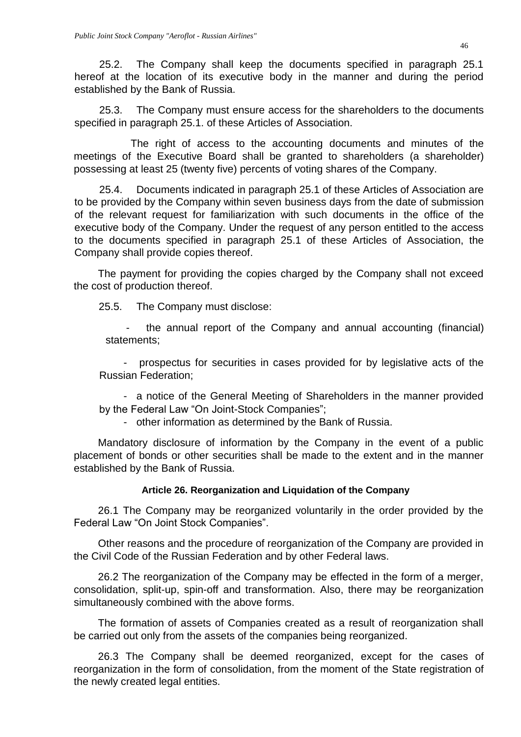25.2. The Company shall keep the documents specified in paragraph 25.1 hereof at the location of its executive body in the manner and during the period established by the Bank of Russia.

25.3. The Company must ensure access for the shareholders to the documents specified in paragraph 25.1. of these Articles of Association.

The right of access to the accounting documents and minutes of the meetings of the Executive Board shall be granted to shareholders (a shareholder) possessing at least 25 (twenty five) percents of voting shares of the Company.

25.4. Documents indicated in paragraph 25.1 of these Articles of Association are to be provided by the Company within seven business days from the date of submission of the relevant request for familiarization with such documents in the office of the executive body of the Company. Under the request of any person entitled to the access to the documents specified in paragraph 25.1 of these Articles of Association, the Company shall provide copies thereof.

The payment for providing the copies charged by the Company shall not exceed the cost of production thereof.

25.5. The Company must disclose:

- the annual report of the Company and annual accounting (financial) statements;
- prospectus for securities in cases provided for by legislative acts of the Russian Federation;
- a notice of the General Meeting of Shareholders in the manner provided by the Federal Law “On Joint-Stock Companies”;
- other information as determined by the Bank of Russia.

Mandatory disclosure of information by the Company in the event of a public placement of bonds or other securities shall be made to the extent and in the manner established by the Bank of Russia.

### Article 26. Reorganization and Liquidation of the Company

26.1 The Company may be reorganized voluntarily in the order provided by the Federal Law “On Joint Stock Companies”.

Other reasons and the procedure of reorganization of the Company are provided in the Civil Code of the Russian Federation and by other Federal laws.

26.2 The reorganization of the Company may be effected in the form of a merger, consolidation, split-up, spin-off and transformation. Also, there may be reorganization simultaneously combined with the above forms.

The formation of assets of Companies created as a result of reorganization shall be carried out only from the assets of the companies being reorganized.

26.3 The Company shall be deemed reorganized, except for the cases of reorganization in the form of consolidation, from the moment of the State registration of the newly created legal entities.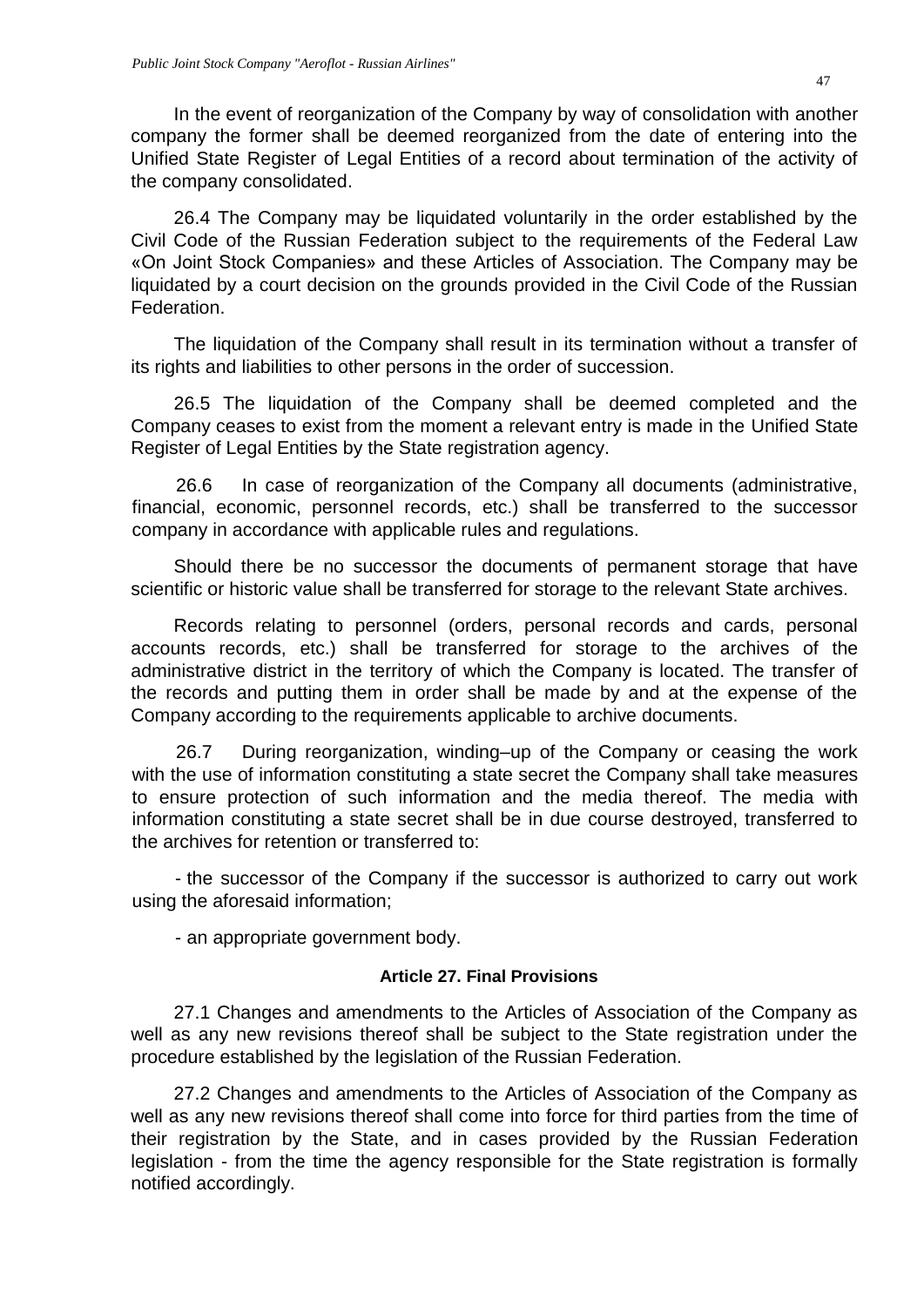In the event of reorganization of the Company by way of consolidation with another company the former shall be deemed reorganized from the date of entering into the Unified State Register of Legal Entities of a record about termination of the activity of the company consolidated.

26.4 The Company may be liquidated voluntarily in the order established by the Civil Code of the Russian Federation subject to the requirements of the Federal Law «On Joint Stock Companies» and these Articles of Association. The Company may be liquidated by a court decision on the grounds provided in the Civil Code of the Russian Federation.

The liquidation of the Company shall result in its termination without a transfer of its rights and liabilities to other persons in the order of succession.

26.5 The liquidation of the Company shall be deemed completed and the Company ceases to exist from the moment a relevant entry is made in the Unified State Register of Legal Entities by the State registration agency.

26.6 In case of reorganization of the Company all documents (administrative, financial, economic, personnel records, etc.) shall be transferred to the successor company in accordance with applicable rules and regulations.

Should there be no successor the documents of permanent storage that have scientific or historic value shall be transferred for storage to the relevant State archives.

Records relating to personnel (orders, personal records and cards, personal accounts records, etc.) shall be transferred for storage to the archives of the administrative district in the territory of which the Company is located. The transfer of the records and putting them in order shall be made by and at the expense of the Company according to the requirements applicable to archive documents.

26.7 During reorganization, winding–up of the Company or ceasing the work with the use of information constituting a state secret the Company shall take measures to ensure protection of such information and the media thereof. The media with information constituting a state secret shall be in due course destroyed, transferred to the archives for retention or transferred to:

- the successor of the Company if the successor is authorized to carry out work using the aforesaid information;

- an appropriate government body.

### Article 27. Final Provisions

27.1 Changes and amendments to the Articles of Association of the Company as well as any new revisions thereof shall be subject to the State registration under the procedure established by the legislation of the Russian Federation.

27.2 Changes and amendments to the Articles of Association of the Company as well as any new revisions thereof shall come into force for third parties from the time of their registration by the State, and in cases provided by the Russian Federation legislation - from the time the agency responsible for the State registration is formally notified accordingly.